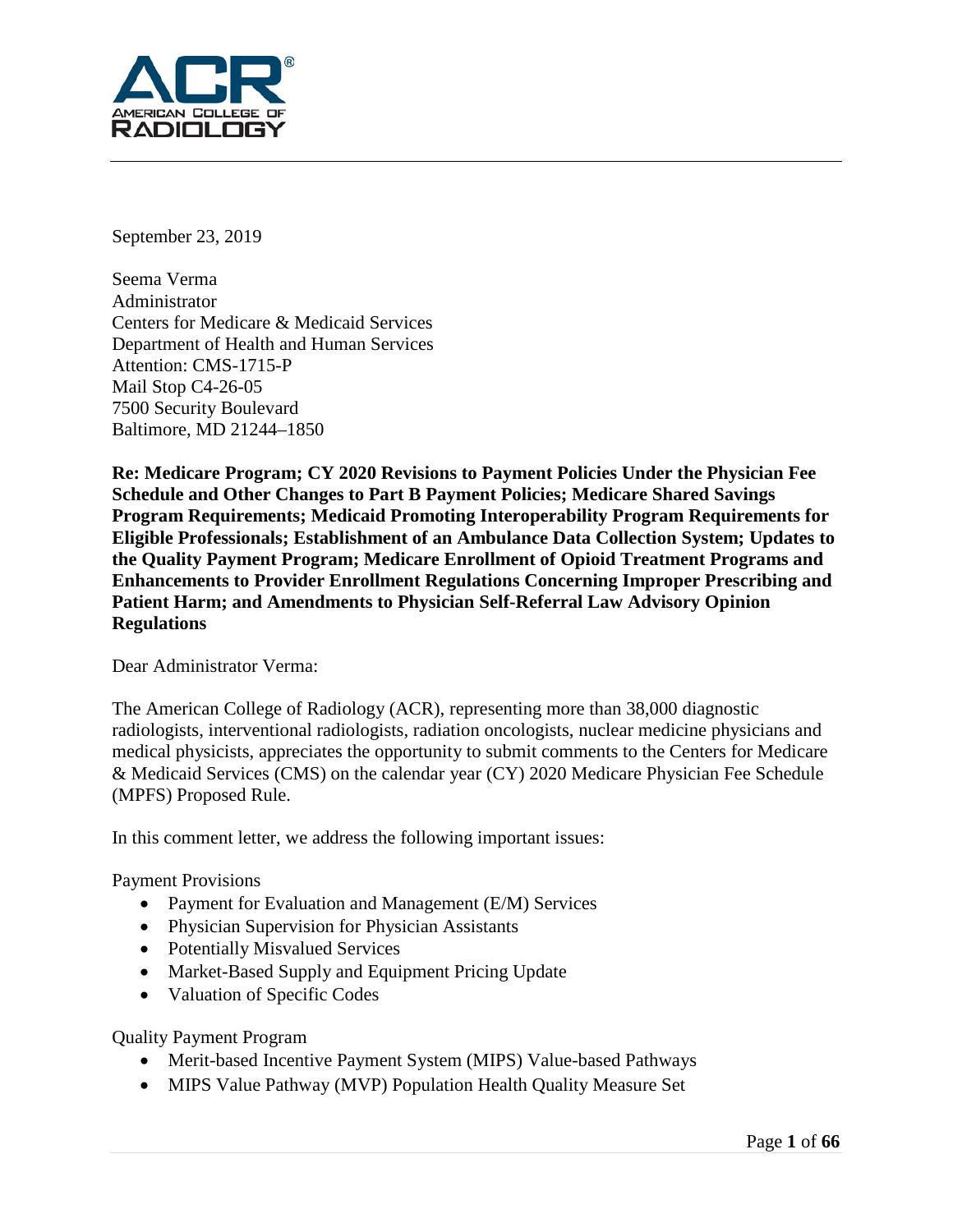September 23, 2019

Seema Verma
Administrator
Centers for Medicare & Medicaid Services
Department of Health and Human Services
Attention: CMS-1715-P
Mail Stop C4-26-05
7500 Security Boulevard
Baltimore, MD 21244–1850

**Re: Medicare Program; CY 2020 Revisions to Payment Policies Under the Physician Fee Schedule and Other Changes to Part B Payment Policies; Medicare Shared Savings Program Requirements; Medicaid Promoting Interoperability Program Requirements for Eligible Professionals; Establishment of an Ambulance Data Collection System; Updates to the Quality Payment Program; Medicare Enrollment of Opioid Treatment Programs and Enhancements to Provider Enrollment Regulations Concerning Improper Prescribing and Patient Harm; and Amendments to Physician Self-Referral Law Advisory Opinion Regulations**

Dear Administrator Verma:

The American College of Radiology (ACR), representing more than 38,000 diagnostic radiologists, interventional radiologists, radiation oncologists, nuclear medicine physicians and medical physicists, appreciates the opportunity to submit comments to the Centers for Medicare & Medicaid Services (CMS) on the calendar year (CY) 2020 Medicare Physician Fee Schedule (MPFS) Proposed Rule.

In this comment letter, we address the following important issues:

Payment Provisions

- Payment for Evaluation and Management (E/M) Services
- Physician Supervision for Physician Assistants
- Potentially Misvalued Services
- Market-Based Supply and Equipment Pricing Update
- Valuation of Specific Codes

Quality Payment Program

- Merit-based Incentive Payment System (MIPS) Value-based Pathways
- MIPS Value Pathway (MVP) Population Health Quality Measure Set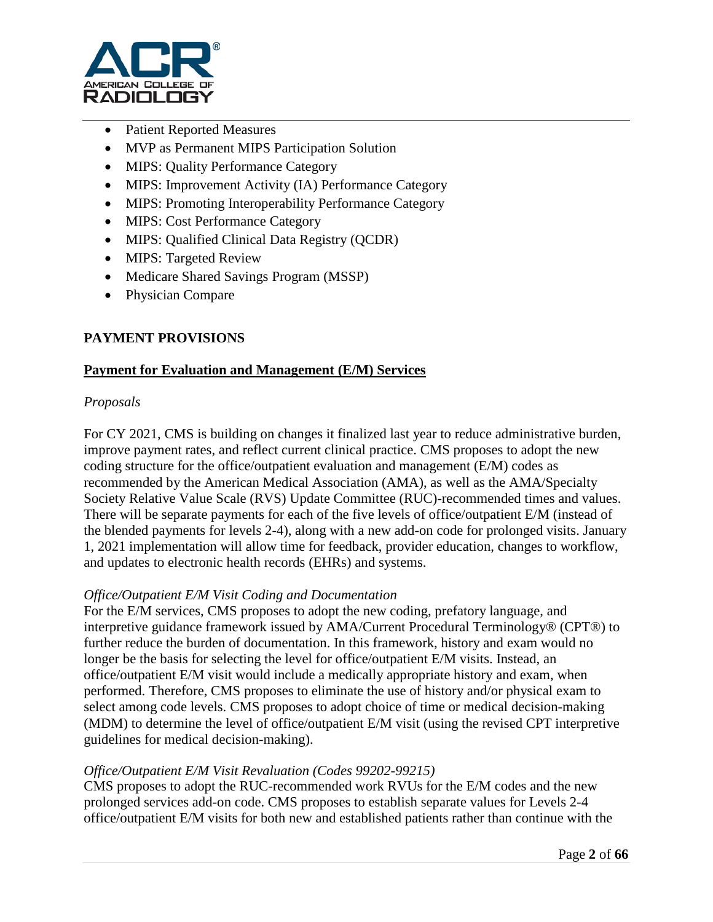- Patient Reported Measures
- MVP as Permanent MIPS Participation Solution
- MIPS: Quality Performance Category
- MIPS: Improvement Activity (IA) Performance Category
- MIPS: Promoting Interoperability Performance Category
- MIPS: Cost Performance Category
- MIPS: Qualified Clinical Data Registry (QCDR)
- MIPS: Targeted Review
- Medicare Shared Savings Program (MSSP)
- Physician Compare

## PAYMENT PROVISIONS

### Payment for Evaluation and Management (E/M) Services

*Proposals*

For CY 2021, CMS is building on changes it finalized last year to reduce administrative burden, improve payment rates, and reflect current clinical practice. CMS proposes to adopt the new coding structure for the office/outpatient evaluation and management (E/M) codes as recommended by the American Medical Association (AMA), as well as the AMA/Specialty Society Relative Value Scale (RVS) Update Committee (RUC)-recommended times and values. There will be separate payments for each of the five levels of office/outpatient E/M (instead of the blended payments for levels 2-4), along with a new add-on code for prolonged visits. January 1, 2021 implementation will allow time for feedback, provider education, changes to workflow, and updates to electronic health records (EHRs) and systems.

*Office/Outpatient E/M Visit Coding and Documentation*

For the E/M services, CMS proposes to adopt the new coding, prefatory language, and interpretive guidance framework issued by AMA/Current Procedural Terminology® (CPT®) to further reduce the burden of documentation. In this framework, history and exam would no longer be the basis for selecting the level for office/outpatient E/M visits. Instead, an office/outpatient E/M visit would include a medically appropriate history and exam, when performed. Therefore, CMS proposes to eliminate the use of history and/or physical exam to select among code levels. CMS proposes to adopt choice of time or medical decision-making (MDM) to determine the level of office/outpatient E/M visit (using the revised CPT interpretive guidelines for medical decision-making).

*Office/Outpatient E/M Visit Revaluation (Codes 99202-99215)*

CMS proposes to adopt the RUC-recommended work RVUs for the E/M codes and the new prolonged services add-on code. CMS proposes to establish separate values for Levels 2-4 office/outpatient E/M visits for both new and established patients rather than continue with the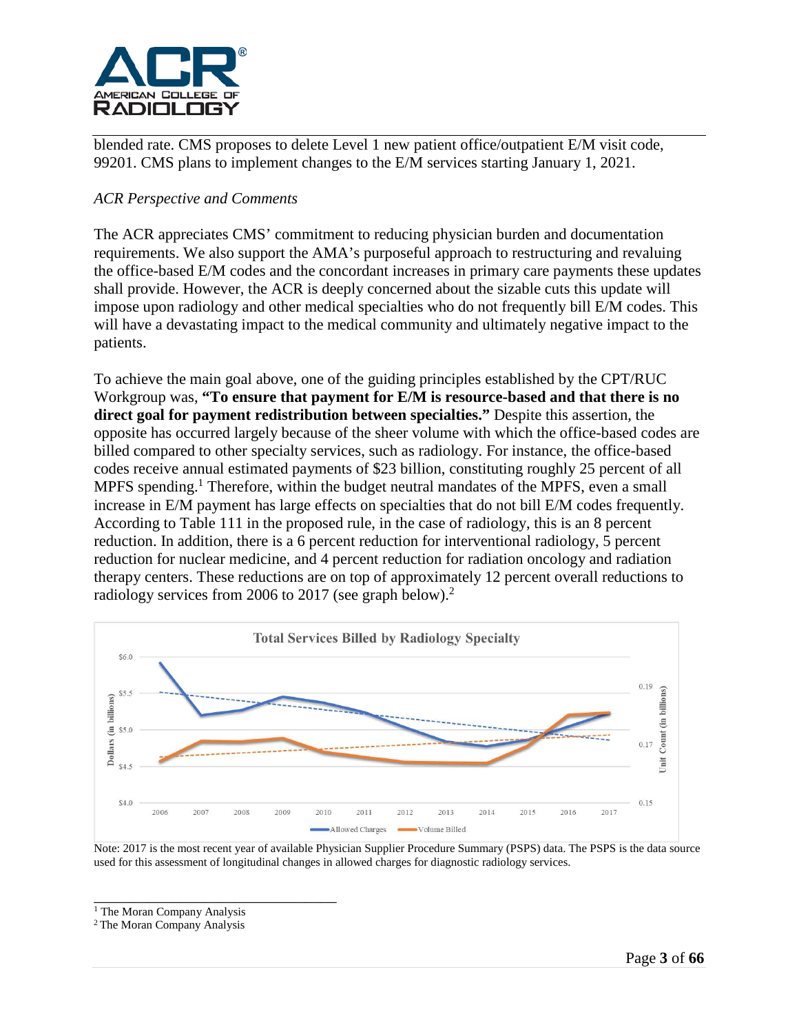blended rate. CMS proposes to delete Level 1 new patient office/outpatient E/M visit code, 99201. CMS plans to implement changes to the E/M services starting January 1, 2021.

*ACR Perspective and Comments*

The ACR appreciates CMS' commitment to reducing physician burden and documentation requirements. We also support the AMA's purposeful approach to restructuring and revaluing the office-based E/M codes and the concordant increases in primary care payments these updates shall provide. However, the ACR is deeply concerned about the sizable cuts this update will impose upon radiology and other medical specialties who do not frequently bill E/M codes. This will have a devastating impact to the medical community and ultimately negative impact to the patients.

To achieve the main goal above, one of the guiding principles established by the CPT/RUC Workgroup was, **"To ensure that payment for E/M is resource-based and that there is no direct goal for payment redistribution between specialties."** Despite this assertion, the opposite has occurred largely because of the sheer volume with which the office-based codes are billed compared to other specialty services, such as radiology. For instance, the office-based codes receive annual estimated payments of $23 billion, constituting roughly 25 percent of all MPFS spending.[1] Therefore, within the budget neutral mandates of the MPFS, even a small increase in E/M payment has large effects on specialties that do not bill E/M codes frequently. According to Table 111 in the proposed rule, in the case of radiology, this is an 8 percent reduction. In addition, there is a 6 percent reduction for interventional radiology, 5 percent reduction for nuclear medicine, and 4 percent reduction for radiation oncology and radiation therapy centers. These reductions are on top of approximately 12 percent overall reductions to radiology services from 2006 to 2017 (see graph below).[2]

**Total Services Billed by Radiology Specialty**

Note: 2017 is the most recent year of available Physician Supplier Procedure Summary (PSPS) data. The PSPS is the data source used for this assessment of longitudinal changes in allowed charges for diagnostic radiology services.

[1] The Moran Company Analysis

[2] The Moran Company Analysis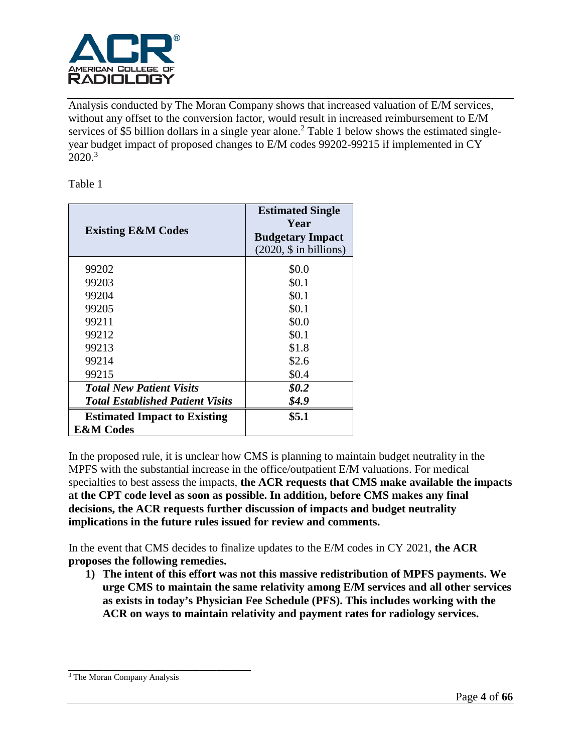Analysis conducted by The Moran Company shows that increased valuation of E/M services, without any offset to the conversion factor, would result in increased reimbursement to E/M services of $5 billion dollars in a single year alone.[2] Table 1 below shows the estimated single-year budget impact of proposed changes to E/M codes 99202-99215 if implemented in CY 2020.[3]

Table 1

| **Existing E&M Codes** | **Estimated Single Year Budgetary Impact** (2020, $ in billions) |
|---|---|
| 99202 | $0.0 |
| 99203 | $0.1 |
| 99204 | $0.1 |
| 99205 | $0.1 |
| 99211 | $0.0 |
| 99212 | $0.1 |
| 99213 | $1.8 |
| 99214 | $2.6 |
| 99215 | $0.4 |
| ***Total New Patient Visits*** | ***$0.2*** |
| ***Total Established Patient Visits*** | ***$4.9*** |
| **Estimated Impact to Existing E&M Codes** | **$5.1** |

In the proposed rule, it is unclear how CMS is planning to maintain budget neutrality in the MPFS with the substantial increase in the office/outpatient E/M valuations. For medical specialties to best assess the impacts, **the ACR requests that CMS make available the impacts at the CPT code level as soon as possible. In addition, before CMS makes any final decisions, the ACR requests further discussion of impacts and budget neutrality implications in the future rules issued for review and comments.**

In the event that CMS decides to finalize updates to the E/M codes in CY 2021, **the ACR proposes the following remedies.**

1) **The intent of this effort was not this massive redistribution of MPFS payments. We urge CMS to maintain the same relativity among E/M services and all other services as exists in today's Physician Fee Schedule (PFS). This includes working with the ACR on ways to maintain relativity and payment rates for radiology services.**

[3] The Moran Company Analysis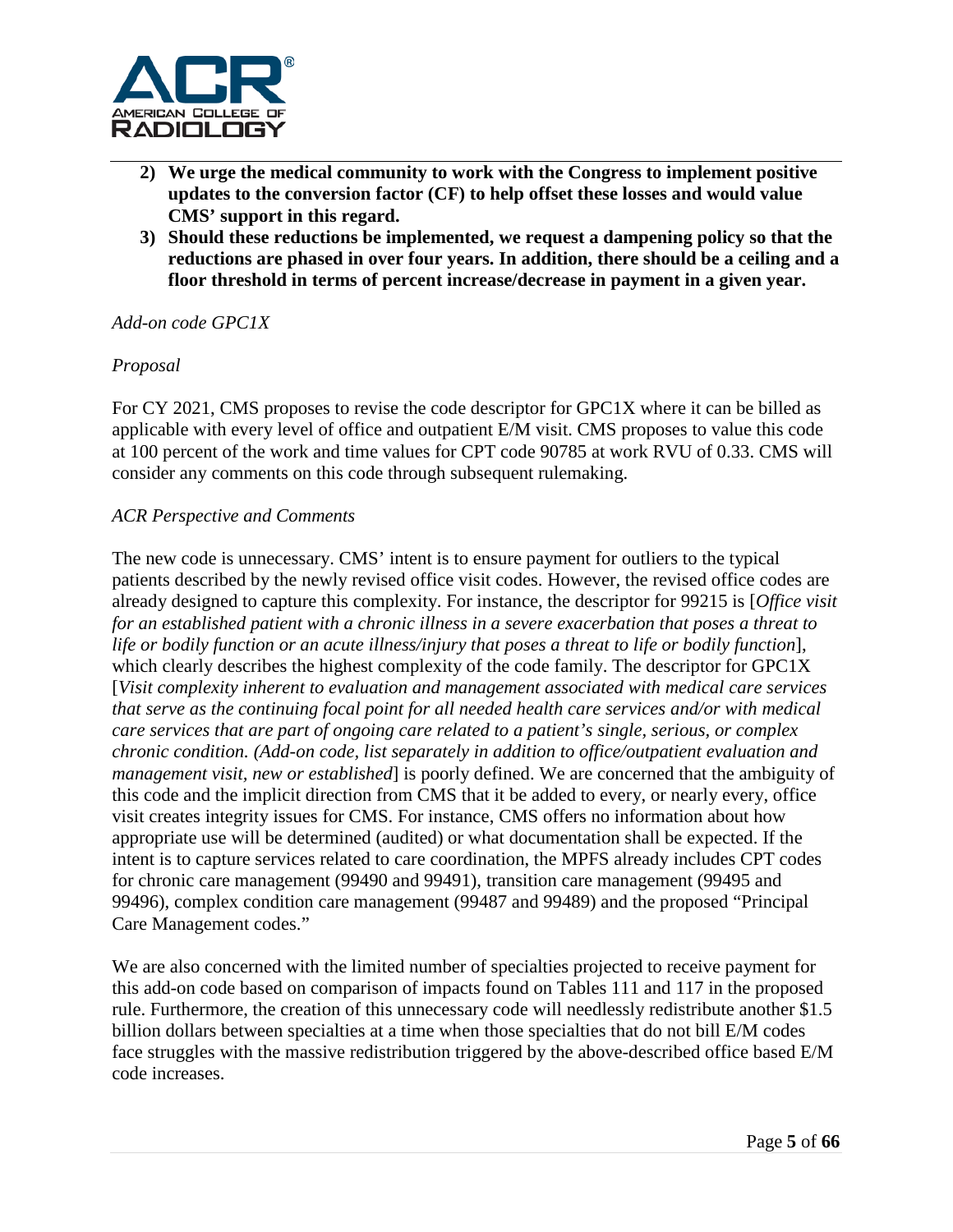2) **We urge the medical community to work with the Congress to implement positive updates to the conversion factor (CF) to help offset these losses and would value CMS' support in this regard.**
3) **Should these reductions be implemented, we request a dampening policy so that the reductions are phased in over four years. In addition, there should be a ceiling and a floor threshold in terms of percent increase/decrease in payment in a given year.**

*Add-on code GPC1X*

*Proposal*

For CY 2021, CMS proposes to revise the code descriptor for GPC1X where it can be billed as applicable with every level of office and outpatient E/M visit. CMS proposes to value this code at 100 percent of the work and time values for CPT code 90785 at work RVU of 0.33. CMS will consider any comments on this code through subsequent rulemaking.

*ACR Perspective and Comments*

The new code is unnecessary. CMS' intent is to ensure payment for outliers to the typical patients described by the newly revised office visit codes. However, the revised office codes are already designed to capture this complexity. For instance, the descriptor for 99215 is [*Office visit for an established patient with a chronic illness in a severe exacerbation that poses a threat to life or bodily function or an acute illness/injury that poses a threat to life or bodily function*], which clearly describes the highest complexity of the code family. The descriptor for GPC1X [*Visit complexity inherent to evaluation and management associated with medical care services that serve as the continuing focal point for all needed health care services and/or with medical care services that are part of ongoing care related to a patient's single, serious, or complex chronic condition. (Add-on code, list separately in addition to office/outpatient evaluation and management visit, new or established*] is poorly defined. We are concerned that the ambiguity of this code and the implicit direction from CMS that it be added to every, or nearly every, office visit creates integrity issues for CMS. For instance, CMS offers no information about how appropriate use will be determined (audited) or what documentation shall be expected. If the intent is to capture services related to care coordination, the MPFS already includes CPT codes for chronic care management (99490 and 99491), transition care management (99495 and 99496), complex condition care management (99487 and 99489) and the proposed "Principal Care Management codes."

We are also concerned with the limited number of specialties projected to receive payment for this add-on code based on comparison of impacts found on Tables 111 and 117 in the proposed rule. Furthermore, the creation of this unnecessary code will needlessly redistribute another $1.5 billion dollars between specialties at a time when those specialties that do not bill E/M codes face struggles with the massive redistribution triggered by the above-described office based E/M code increases.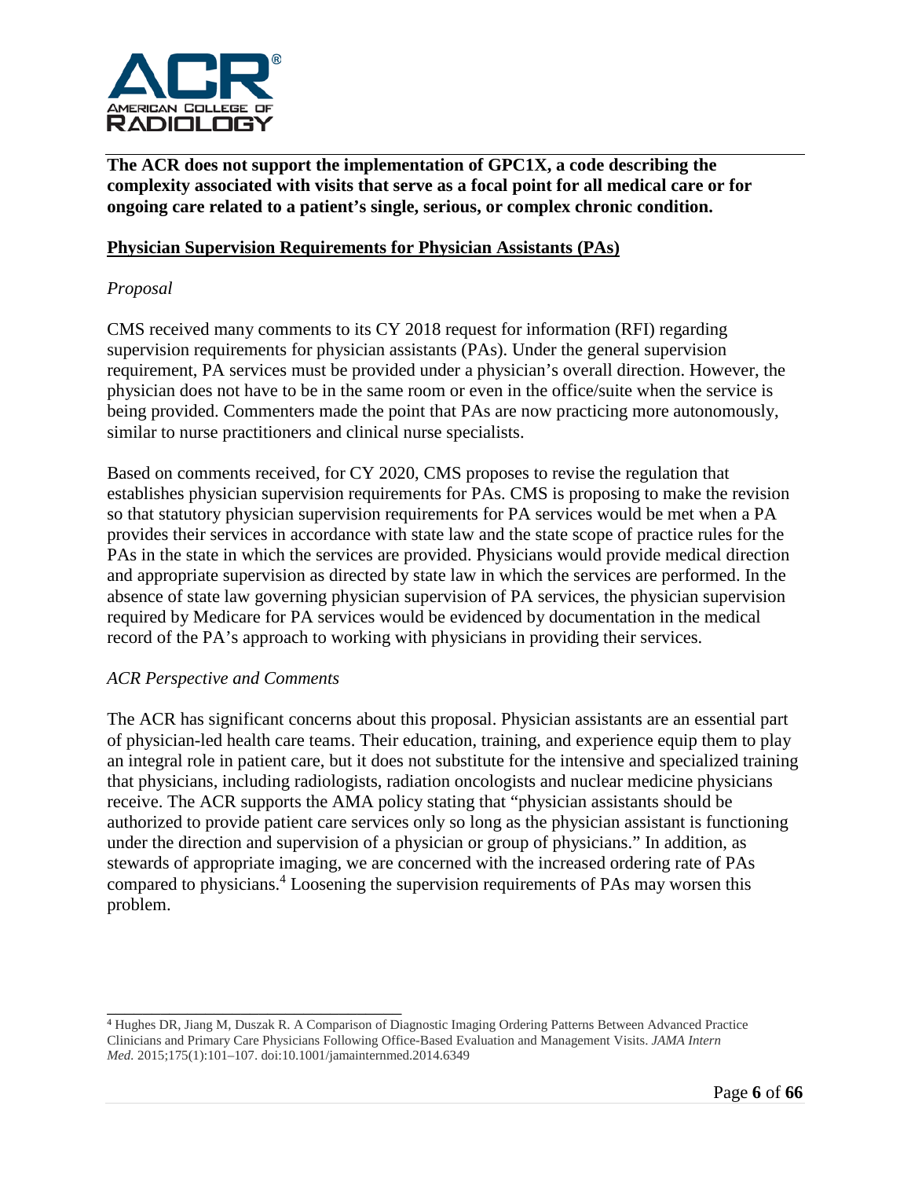**The ACR does not support the implementation of GPC1X, a code describing the complexity associated with visits that serve as a focal point for all medical care or for ongoing care related to a patient's single, serious, or complex chronic condition.**

## Physician Supervision Requirements for Physician Assistants (PAs)

*Proposal*

CMS received many comments to its CY 2018 request for information (RFI) regarding supervision requirements for physician assistants (PAs). Under the general supervision requirement, PA services must be provided under a physician's overall direction. However, the physician does not have to be in the same room or even in the office/suite when the service is being provided. Commenters made the point that PAs are now practicing more autonomously, similar to nurse practitioners and clinical nurse specialists.

Based on comments received, for CY 2020, CMS proposes to revise the regulation that establishes physician supervision requirements for PAs. CMS is proposing to make the revision so that statutory physician supervision requirements for PA services would be met when a PA provides their services in accordance with state law and the state scope of practice rules for the PAs in the state in which the services are provided. Physicians would provide medical direction and appropriate supervision as directed by state law in which the services are performed. In the absence of state law governing physician supervision of PA services, the physician supervision required by Medicare for PA services would be evidenced by documentation in the medical record of the PA's approach to working with physicians in providing their services.

*ACR Perspective and Comments*

The ACR has significant concerns about this proposal. Physician assistants are an essential part of physician-led health care teams. Their education, training, and experience equip them to play an integral role in patient care, but it does not substitute for the intensive and specialized training that physicians, including radiologists, radiation oncologists and nuclear medicine physicians receive. The ACR supports the AMA policy stating that "physician assistants should be authorized to provide patient care services only so long as the physician assistant is functioning under the direction and supervision of a physician or group of physicians." In addition, as stewards of appropriate imaging, we are concerned with the increased ordering rate of PAs compared to physicians.[4] Loosening the supervision requirements of PAs may worsen this problem.

---

[4] Hughes DR, Jiang M, Duszak R. A Comparison of Diagnostic Imaging Ordering Patterns Between Advanced Practice Clinicians and Primary Care Physicians Following Office-Based Evaluation and Management Visits. *JAMA Intern Med.* 2015;175(1):101–107. doi:10.1001/jamainternmed.2014.6349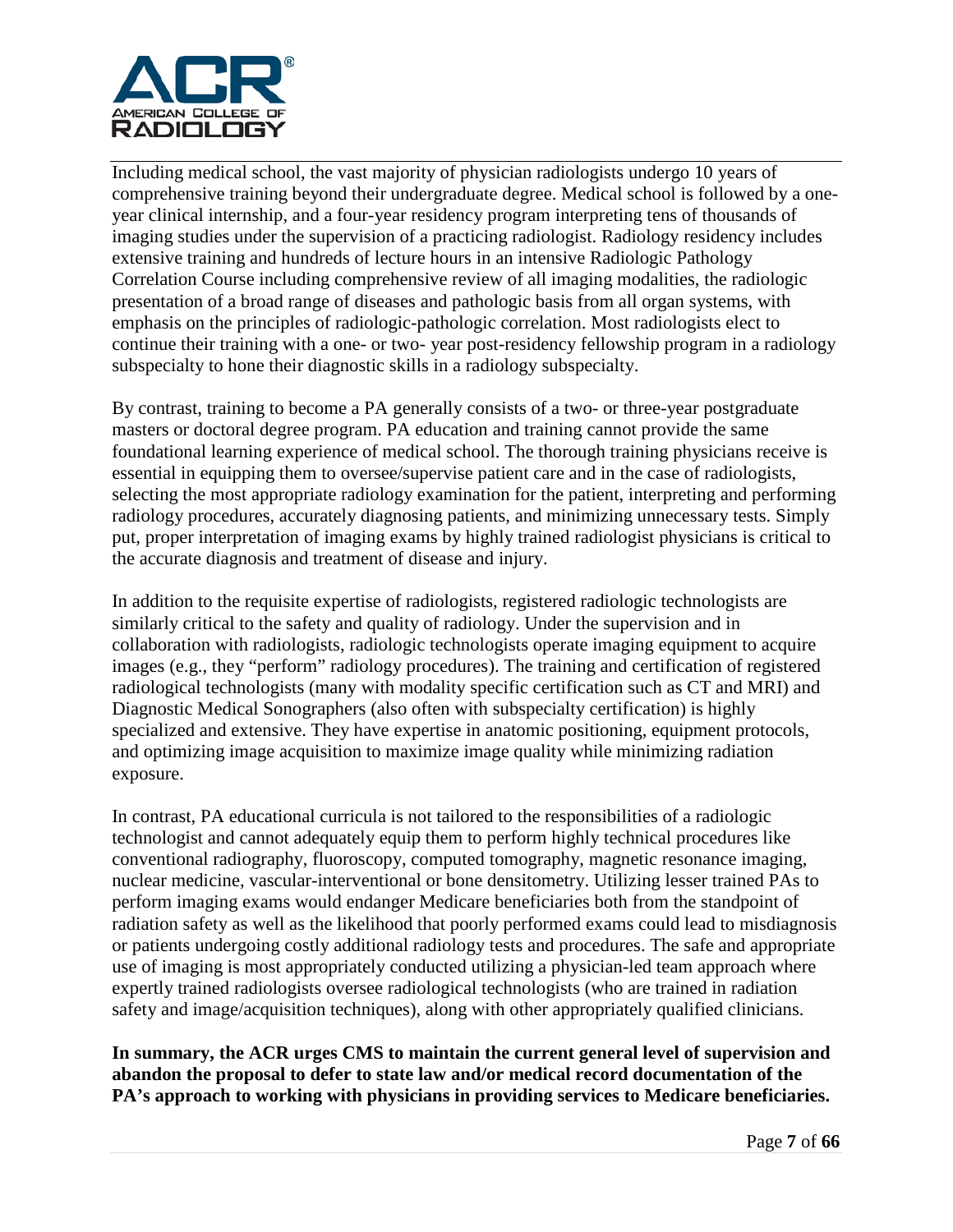Including medical school, the vast majority of physician radiologists undergo 10 years of comprehensive training beyond their undergraduate degree. Medical school is followed by a one-year clinical internship, and a four-year residency program interpreting tens of thousands of imaging studies under the supervision of a practicing radiologist. Radiology residency includes extensive training and hundreds of lecture hours in an intensive Radiologic Pathology Correlation Course including comprehensive review of all imaging modalities, the radiologic presentation of a broad range of diseases and pathologic basis from all organ systems, with emphasis on the principles of radiologic-pathologic correlation. Most radiologists elect to continue their training with a one- or two- year post-residency fellowship program in a radiology subspecialty to hone their diagnostic skills in a radiology subspecialty.

By contrast, training to become a PA generally consists of a two- or three-year postgraduate masters or doctoral degree program. PA education and training cannot provide the same foundational learning experience of medical school. The thorough training physicians receive is essential in equipping them to oversee/supervise patient care and in the case of radiologists, selecting the most appropriate radiology examination for the patient, interpreting and performing radiology procedures, accurately diagnosing patients, and minimizing unnecessary tests. Simply put, proper interpretation of imaging exams by highly trained radiologist physicians is critical to the accurate diagnosis and treatment of disease and injury.

In addition to the requisite expertise of radiologists, registered radiologic technologists are similarly critical to the safety and quality of radiology. Under the supervision and in collaboration with radiologists, radiologic technologists operate imaging equipment to acquire images (e.g., they "perform" radiology procedures). The training and certification of registered radiological technologists (many with modality specific certification such as CT and MRI) and Diagnostic Medical Sonographers (also often with subspecialty certification) is highly specialized and extensive. They have expertise in anatomic positioning, equipment protocols, and optimizing image acquisition to maximize image quality while minimizing radiation exposure.

In contrast, PA educational curricula is not tailored to the responsibilities of a radiologic technologist and cannot adequately equip them to perform highly technical procedures like conventional radiography, fluoroscopy, computed tomography, magnetic resonance imaging, nuclear medicine, vascular-interventional or bone densitometry. Utilizing lesser trained PAs to perform imaging exams would endanger Medicare beneficiaries both from the standpoint of radiation safety as well as the likelihood that poorly performed exams could lead to misdiagnosis or patients undergoing costly additional radiology tests and procedures. The safe and appropriate use of imaging is most appropriately conducted utilizing a physician-led team approach where expertly trained radiologists oversee radiological technologists (who are trained in radiation safety and image/acquisition techniques), along with other appropriately qualified clinicians.

**In summary, the ACR urges CMS to maintain the current general level of supervision and abandon the proposal to defer to state law and/or medical record documentation of the PA's approach to working with physicians in providing services to Medicare beneficiaries.**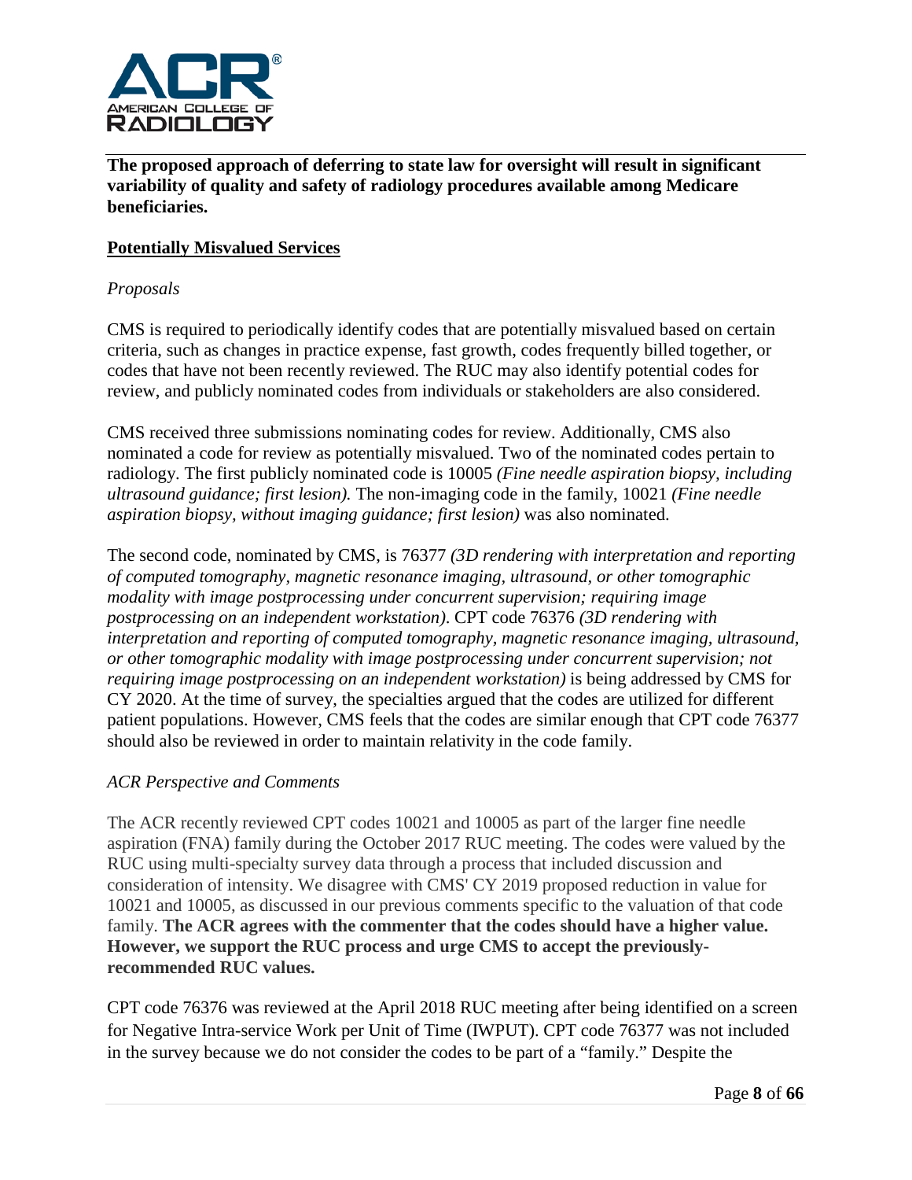**The proposed approach of deferring to state law for oversight will result in significant variability of quality and safety of radiology procedures available among Medicare beneficiaries.**

## Potentially Misvalued Services

*Proposals*

CMS is required to periodically identify codes that are potentially misvalued based on certain criteria, such as changes in practice expense, fast growth, codes frequently billed together, or codes that have not been recently reviewed. The RUC may also identify potential codes for review, and publicly nominated codes from individuals or stakeholders are also considered.

CMS received three submissions nominating codes for review. Additionally, CMS also nominated a code for review as potentially misvalued. Two of the nominated codes pertain to radiology. The first publicly nominated code is 10005 *(Fine needle aspiration biopsy, including ultrasound guidance; first lesion).* The non-imaging code in the family, 10021 *(Fine needle aspiration biopsy, without imaging guidance; first lesion)* was also nominated.

The second code, nominated by CMS, is 76377 *(3D rendering with interpretation and reporting of computed tomography, magnetic resonance imaging, ultrasound, or other tomographic modality with image postprocessing under concurrent supervision; requiring image postprocessing on an independent workstation)*. CPT code 76376 *(3D rendering with interpretation and reporting of computed tomography, magnetic resonance imaging, ultrasound, or other tomographic modality with image postprocessing under concurrent supervision; not requiring image postprocessing on an independent workstation)* is being addressed by CMS for CY 2020. At the time of survey, the specialties argued that the codes are utilized for different patient populations. However, CMS feels that the codes are similar enough that CPT code 76377 should also be reviewed in order to maintain relativity in the code family.

*ACR Perspective and Comments*

The ACR recently reviewed CPT codes 10021 and 10005 as part of the larger fine needle aspiration (FNA) family during the October 2017 RUC meeting. The codes were valued by the RUC using multi-specialty survey data through a process that included discussion and consideration of intensity. We disagree with CMS' CY 2019 proposed reduction in value for 10021 and 10005, as discussed in our previous comments specific to the valuation of that code family. **The ACR agrees with the commenter that the codes should have a higher value. However, we support the RUC process and urge CMS to accept the previously-recommended RUC values.**

CPT code 76376 was reviewed at the April 2018 RUC meeting after being identified on a screen for Negative Intra-service Work per Unit of Time (IWPUT). CPT code 76377 was not included in the survey because we do not consider the codes to be part of a "family." Despite the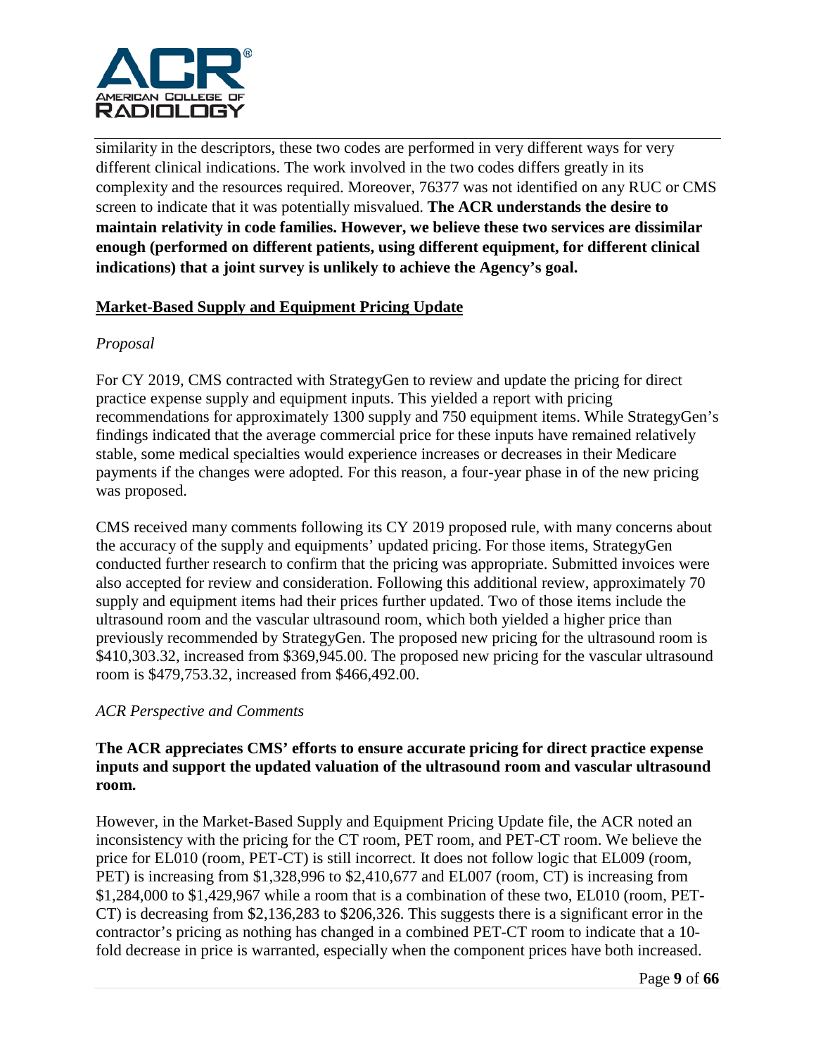similarity in the descriptors, these two codes are performed in very different ways for very different clinical indications. The work involved in the two codes differs greatly in its complexity and the resources required. Moreover, 76377 was not identified on any RUC or CMS screen to indicate that it was potentially misvalued. **The ACR understands the desire to maintain relativity in code families. However, we believe these two services are dissimilar enough (performed on different patients, using different equipment, for different clinical indications) that a joint survey is unlikely to achieve the Agency's goal.**

## Market-Based Supply and Equipment Pricing Update

*Proposal*

For CY 2019, CMS contracted with StrategyGen to review and update the pricing for direct practice expense supply and equipment inputs. This yielded a report with pricing recommendations for approximately 1300 supply and 750 equipment items. While StrategyGen's findings indicated that the average commercial price for these inputs have remained relatively stable, some medical specialties would experience increases or decreases in their Medicare payments if the changes were adopted. For this reason, a four-year phase in of the new pricing was proposed.

CMS received many comments following its CY 2019 proposed rule, with many concerns about the accuracy of the supply and equipments' updated pricing. For those items, StrategyGen conducted further research to confirm that the pricing was appropriate. Submitted invoices were also accepted for review and consideration. Following this additional review, approximately 70 supply and equipment items had their prices further updated. Two of those items include the ultrasound room and the vascular ultrasound room, which both yielded a higher price than previously recommended by StrategyGen. The proposed new pricing for the ultrasound room is $410,303.32, increased from $369,945.00. The proposed new pricing for the vascular ultrasound room is $479,753.32, increased from $466,492.00.

*ACR Perspective and Comments*

**The ACR appreciates CMS' efforts to ensure accurate pricing for direct practice expense inputs and support the updated valuation of the ultrasound room and vascular ultrasound room.**

However, in the Market-Based Supply and Equipment Pricing Update file, the ACR noted an inconsistency with the pricing for the CT room, PET room, and PET-CT room. We believe the price for EL010 (room, PET-CT) is still incorrect. It does not follow logic that EL009 (room, PET) is increasing from $1,328,996 to $2,410,677 and EL007 (room, CT) is increasing from $1,284,000 to $1,429,967 while a room that is a combination of these two, EL010 (room, PET-CT) is decreasing from $2,136,283 to $206,326. This suggests there is a significant error in the contractor's pricing as nothing has changed in a combined PET-CT room to indicate that a 10-fold decrease in price is warranted, especially when the component prices have both increased.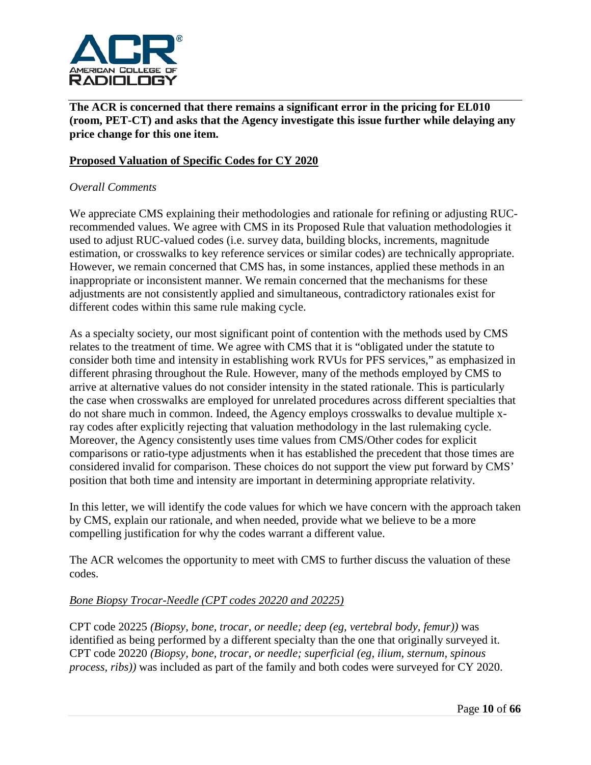**The ACR is concerned that there remains a significant error in the pricing for EL010 (room, PET-CT) and asks that the Agency investigate this issue further while delaying any price change for this one item.**

## Proposed Valuation of Specific Codes for CY 2020

*Overall Comments*

We appreciate CMS explaining their methodologies and rationale for refining or adjusting RUC-recommended values. We agree with CMS in its Proposed Rule that valuation methodologies it used to adjust RUC-valued codes (i.e. survey data, building blocks, increments, magnitude estimation, or crosswalks to key reference services or similar codes) are technically appropriate. However, we remain concerned that CMS has, in some instances, applied these methods in an inappropriate or inconsistent manner. We remain concerned that the mechanisms for these adjustments are not consistently applied and simultaneous, contradictory rationales exist for different codes within this same rule making cycle.

As a specialty society, our most significant point of contention with the methods used by CMS relates to the treatment of time. We agree with CMS that it is "obligated under the statute to consider both time and intensity in establishing work RVUs for PFS services," as emphasized in different phrasing throughout the Rule. However, many of the methods employed by CMS to arrive at alternative values do not consider intensity in the stated rationale. This is particularly the case when crosswalks are employed for unrelated procedures across different specialties that do not share much in common. Indeed, the Agency employs crosswalks to devalue multiple x-ray codes after explicitly rejecting that valuation methodology in the last rulemaking cycle. Moreover, the Agency consistently uses time values from CMS/Other codes for explicit comparisons or ratio-type adjustments when it has established the precedent that those times are considered invalid for comparison. These choices do not support the view put forward by CMS' position that both time and intensity are important in determining appropriate relativity.

In this letter, we will identify the code values for which we have concern with the approach taken by CMS, explain our rationale, and when needed, provide what we believe to be a more compelling justification for why the codes warrant a different value.

The ACR welcomes the opportunity to meet with CMS to further discuss the valuation of these codes.

*Bone Biopsy Trocar-Needle (CPT codes 20220 and 20225)*

CPT code 20225 *(Biopsy, bone, trocar, or needle; deep (eg, vertebral body, femur))* was identified as being performed by a different specialty than the one that originally surveyed it. CPT code 20220 *(Biopsy, bone, trocar, or needle; superficial (eg, ilium, sternum, spinous process, ribs))* was included as part of the family and both codes were surveyed for CY 2020.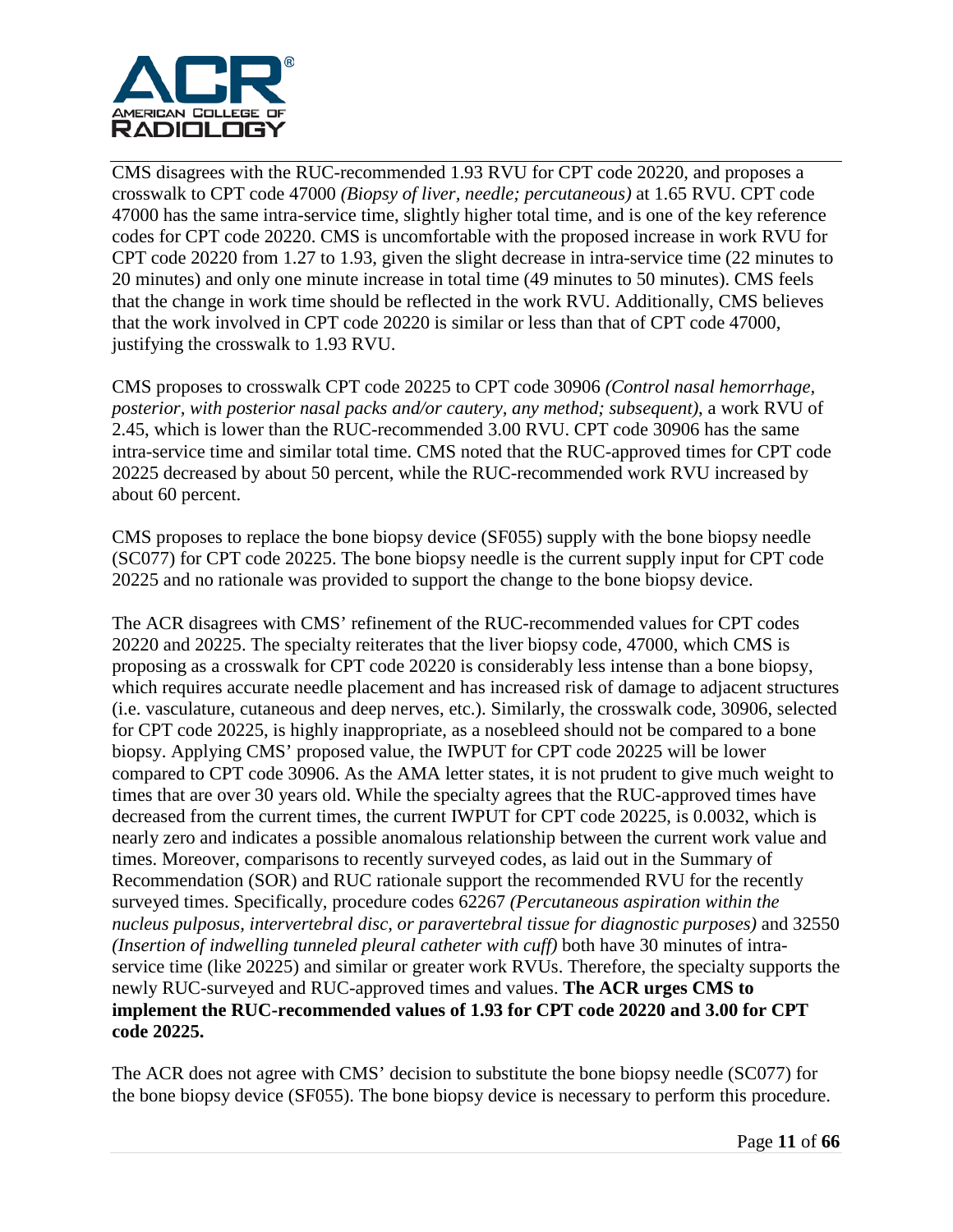CMS disagrees with the RUC-recommended 1.93 RVU for CPT code 20220, and proposes a crosswalk to CPT code 47000 *(Biopsy of liver, needle; percutaneous)* at 1.65 RVU. CPT code 47000 has the same intra-service time, slightly higher total time, and is one of the key reference codes for CPT code 20220. CMS is uncomfortable with the proposed increase in work RVU for CPT code 20220 from 1.27 to 1.93, given the slight decrease in intra-service time (22 minutes to 20 minutes) and only one minute increase in total time (49 minutes to 50 minutes). CMS feels that the change in work time should be reflected in the work RVU. Additionally, CMS believes that the work involved in CPT code 20220 is similar or less than that of CPT code 47000, justifying the crosswalk to 1.93 RVU.

CMS proposes to crosswalk CPT code 20225 to CPT code 30906 *(Control nasal hemorrhage, posterior, with posterior nasal packs and/or cautery, any method; subsequent)*, a work RVU of 2.45, which is lower than the RUC-recommended 3.00 RVU. CPT code 30906 has the same intra-service time and similar total time. CMS noted that the RUC-approved times for CPT code 20225 decreased by about 50 percent, while the RUC-recommended work RVU increased by about 60 percent.

CMS proposes to replace the bone biopsy device (SF055) supply with the bone biopsy needle (SC077) for CPT code 20225. The bone biopsy needle is the current supply input for CPT code 20225 and no rationale was provided to support the change to the bone biopsy device.

The ACR disagrees with CMS' refinement of the RUC-recommended values for CPT codes 20220 and 20225. The specialty reiterates that the liver biopsy code, 47000, which CMS is proposing as a crosswalk for CPT code 20220 is considerably less intense than a bone biopsy, which requires accurate needle placement and has increased risk of damage to adjacent structures (i.e. vasculature, cutaneous and deep nerves, etc.). Similarly, the crosswalk code, 30906, selected for CPT code 20225, is highly inappropriate, as a nosebleed should not be compared to a bone biopsy. Applying CMS' proposed value, the IWPUT for CPT code 20225 will be lower compared to CPT code 30906. As the AMA letter states, it is not prudent to give much weight to times that are over 30 years old. While the specialty agrees that the RUC-approved times have decreased from the current times, the current IWPUT for CPT code 20225, is 0.0032, which is nearly zero and indicates a possible anomalous relationship between the current work value and times. Moreover, comparisons to recently surveyed codes, as laid out in the Summary of Recommendation (SOR) and RUC rationale support the recommended RVU for the recently surveyed times. Specifically, procedure codes 62267 *(Percutaneous aspiration within the nucleus pulposus, intervertebral disc, or paravertebral tissue for diagnostic purposes)* and 32550 *(Insertion of indwelling tunneled pleural catheter with cuff)* both have 30 minutes of intra-service time (like 20225) and similar or greater work RVUs. Therefore, the specialty supports the newly RUC-surveyed and RUC-approved times and values. **The ACR urges CMS to implement the RUC-recommended values of 1.93 for CPT code 20220 and 3.00 for CPT code 20225.**

The ACR does not agree with CMS' decision to substitute the bone biopsy needle (SC077) for the bone biopsy device (SF055). The bone biopsy device is necessary to perform this procedure.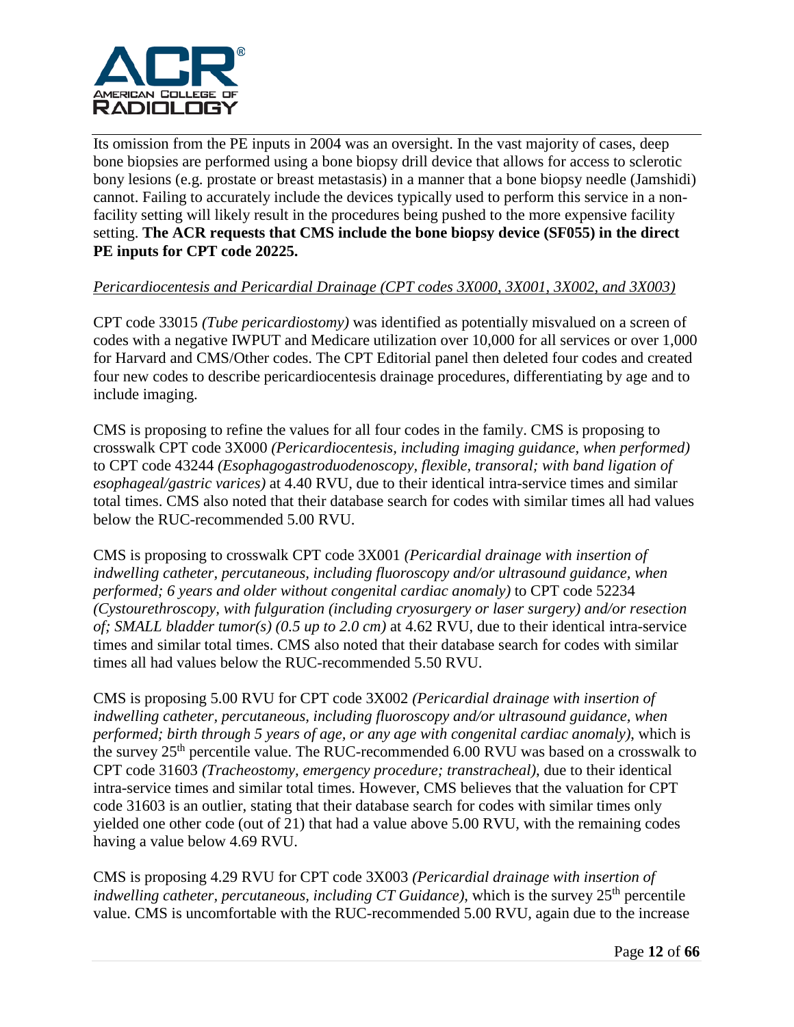Its omission from the PE inputs in 2004 was an oversight. In the vast majority of cases, deep bone biopsies are performed using a bone biopsy drill device that allows for access to sclerotic bony lesions (e.g. prostate or breast metastasis) in a manner that a bone biopsy needle (Jamshidi) cannot. Failing to accurately include the devices typically used to perform this service in a non-facility setting will likely result in the procedures being pushed to the more expensive facility setting. **The ACR requests that CMS include the bone biopsy device (SF055) in the direct PE inputs for CPT code 20225.**

*Pericardiocentesis and Pericardial Drainage (CPT codes 3X000, 3X001, 3X002, and 3X003)*

CPT code 33015 *(Tube pericardiostomy)* was identified as potentially misvalued on a screen of codes with a negative IWPUT and Medicare utilization over 10,000 for all services or over 1,000 for Harvard and CMS/Other codes. The CPT Editorial panel then deleted four codes and created four new codes to describe pericardiocentesis drainage procedures, differentiating by age and to include imaging.

CMS is proposing to refine the values for all four codes in the family. CMS is proposing to crosswalk CPT code 3X000 *(Pericardiocentesis, including imaging guidance, when performed)* to CPT code 43244 *(Esophagogastroduodenoscopy, flexible, transoral; with band ligation of esophageal/gastric varices)* at 4.40 RVU, due to their identical intra-service times and similar total times. CMS also noted that their database search for codes with similar times all had values below the RUC-recommended 5.00 RVU.

CMS is proposing to crosswalk CPT code 3X001 *(Pericardial drainage with insertion of indwelling catheter, percutaneous, including fluoroscopy and/or ultrasound guidance, when performed; 6 years and older without congenital cardiac anomaly)* to CPT code 52234 *(Cystourethroscopy, with fulguration (including cryosurgery or laser surgery) and/or resection of; SMALL bladder tumor(s) (0.5 up to 2.0 cm)* at 4.62 RVU, due to their identical intra-service times and similar total times. CMS also noted that their database search for codes with similar times all had values below the RUC-recommended 5.50 RVU.

CMS is proposing 5.00 RVU for CPT code 3X002 *(Pericardial drainage with insertion of indwelling catheter, percutaneous, including fluoroscopy and/or ultrasound guidance, when performed; birth through 5 years of age, or any age with congenital cardiac anomaly)*, which is the survey 25th percentile value. The RUC-recommended 6.00 RVU was based on a crosswalk to CPT code 31603 *(Tracheostomy, emergency procedure; transtracheal)*, due to their identical intra-service times and similar total times. However, CMS believes that the valuation for CPT code 31603 is an outlier, stating that their database search for codes with similar times only yielded one other code (out of 21) that had a value above 5.00 RVU, with the remaining codes having a value below 4.69 RVU.

CMS is proposing 4.29 RVU for CPT code 3X003 *(Pericardial drainage with insertion of indwelling catheter, percutaneous, including CT Guidance)*, which is the survey 25th percentile value. CMS is uncomfortable with the RUC-recommended 5.00 RVU, again due to the increase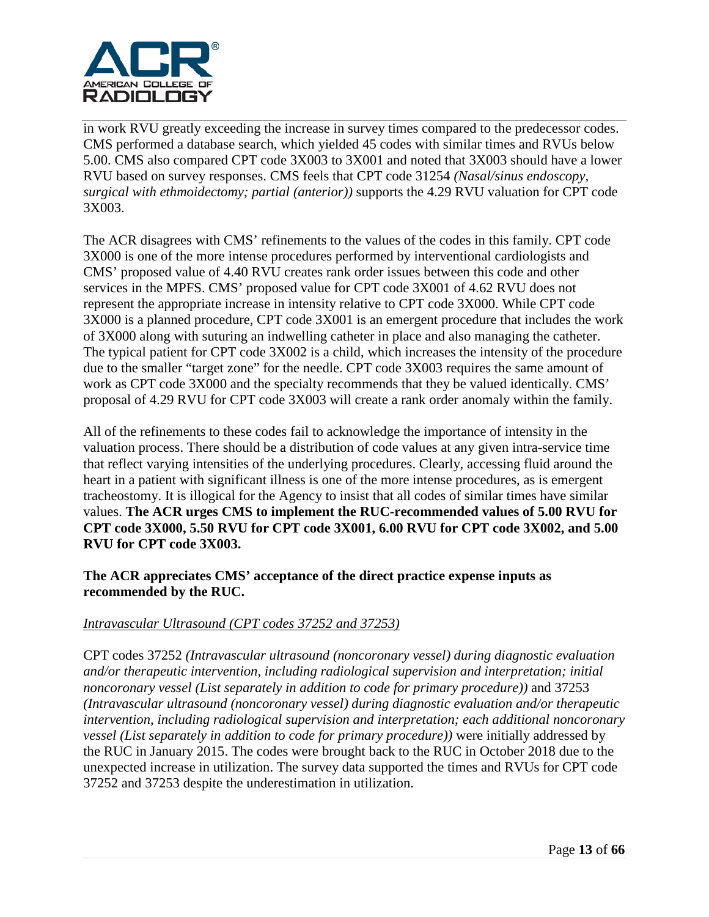in work RVU greatly exceeding the increase in survey times compared to the predecessor codes. CMS performed a database search, which yielded 45 codes with similar times and RVUs below 5.00. CMS also compared CPT code 3X003 to 3X001 and noted that 3X003 should have a lower RVU based on survey responses. CMS feels that CPT code 31254 *(Nasal/sinus endoscopy, surgical with ethmoidectomy; partial (anterior))* supports the 4.29 RVU valuation for CPT code 3X003.

The ACR disagrees with CMS' refinements to the values of the codes in this family. CPT code 3X000 is one of the more intense procedures performed by interventional cardiologists and CMS' proposed value of 4.40 RVU creates rank order issues between this code and other services in the MPFS. CMS' proposed value for CPT code 3X001 of 4.62 RVU does not represent the appropriate increase in intensity relative to CPT code 3X000. While CPT code 3X000 is a planned procedure, CPT code 3X001 is an emergent procedure that includes the work of 3X000 along with suturing an indwelling catheter in place and also managing the catheter. The typical patient for CPT code 3X002 is a child, which increases the intensity of the procedure due to the smaller "target zone" for the needle. CPT code 3X003 requires the same amount of work as CPT code 3X000 and the specialty recommends that they be valued identically. CMS' proposal of 4.29 RVU for CPT code 3X003 will create a rank order anomaly within the family.

All of the refinements to these codes fail to acknowledge the importance of intensity in the valuation process. There should be a distribution of code values at any given intra-service time that reflect varying intensities of the underlying procedures. Clearly, accessing fluid around the heart in a patient with significant illness is one of the more intense procedures, as is emergent tracheostomy. It is illogical for the Agency to insist that all codes of similar times have similar values. **The ACR urges CMS to implement the RUC-recommended values of 5.00 RVU for CPT code 3X000, 5.50 RVU for CPT code 3X001, 6.00 RVU for CPT code 3X002, and 5.00 RVU for CPT code 3X003.**

**The ACR appreciates CMS' acceptance of the direct practice expense inputs as recommended by the RUC.**

*Intravascular Ultrasound (CPT codes 37252 and 37253)*

CPT codes 37252 *(Intravascular ultrasound (noncoronary vessel) during diagnostic evaluation and/or therapeutic intervention, including radiological supervision and interpretation; initial noncoronary vessel (List separately in addition to code for primary procedure))* and 37253 *(Intravascular ultrasound (noncoronary vessel) during diagnostic evaluation and/or therapeutic intervention, including radiological supervision and interpretation; each additional noncoronary vessel (List separately in addition to code for primary procedure))* were initially addressed by the RUC in January 2015. The codes were brought back to the RUC in October 2018 due to the unexpected increase in utilization. The survey data supported the times and RVUs for CPT code 37252 and 37253 despite the underestimation in utilization.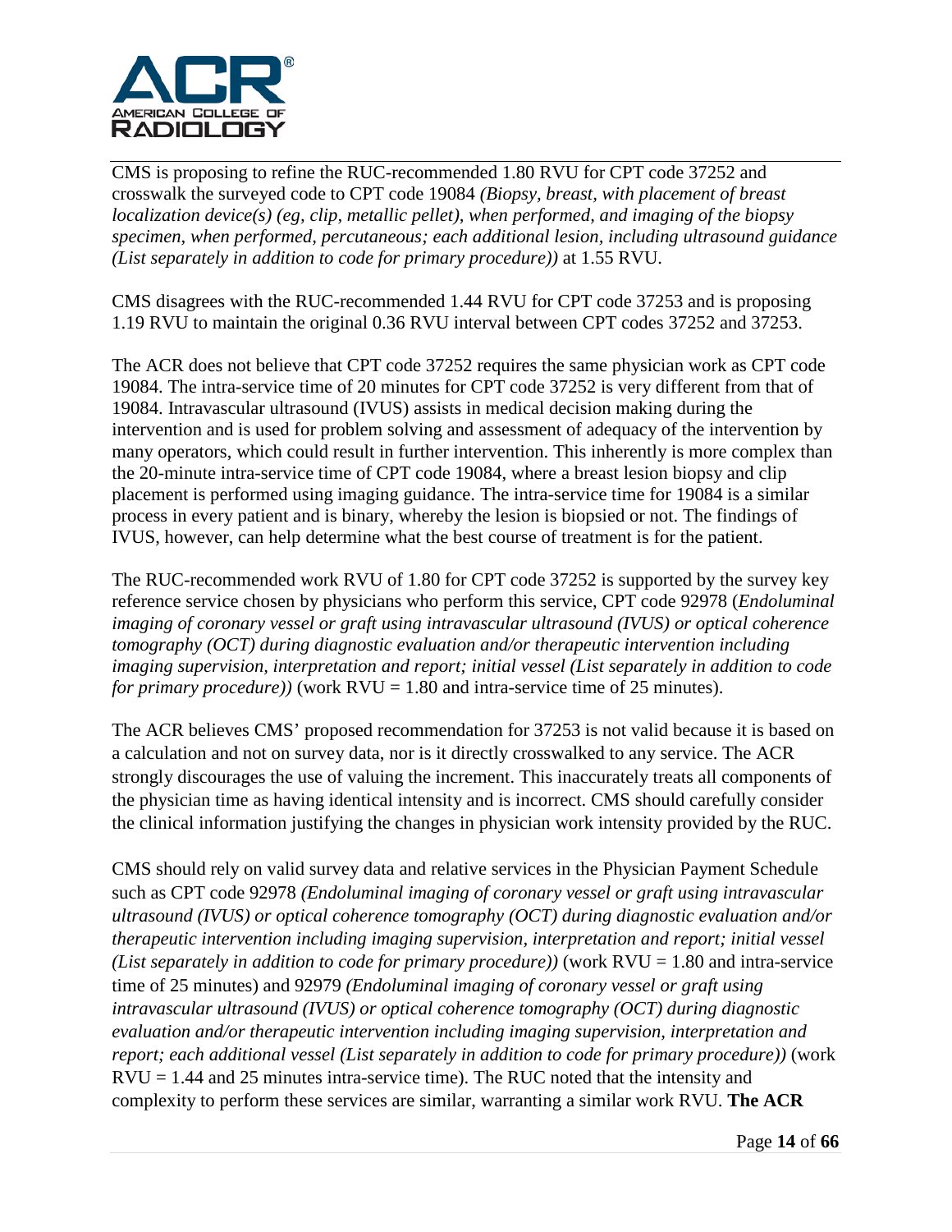CMS is proposing to refine the RUC-recommended 1.80 RVU for CPT code 37252 and crosswalk the surveyed code to CPT code 19084 *(Biopsy, breast, with placement of breast localization device(s) (eg, clip, metallic pellet), when performed, and imaging of the biopsy specimen, when performed, percutaneous; each additional lesion, including ultrasound guidance (List separately in addition to code for primary procedure))* at 1.55 RVU.

CMS disagrees with the RUC-recommended 1.44 RVU for CPT code 37253 and is proposing 1.19 RVU to maintain the original 0.36 RVU interval between CPT codes 37252 and 37253.

The ACR does not believe that CPT code 37252 requires the same physician work as CPT code 19084. The intra-service time of 20 minutes for CPT code 37252 is very different from that of 19084. Intravascular ultrasound (IVUS) assists in medical decision making during the intervention and is used for problem solving and assessment of adequacy of the intervention by many operators, which could result in further intervention. This inherently is more complex than the 20-minute intra-service time of CPT code 19084, where a breast lesion biopsy and clip placement is performed using imaging guidance. The intra-service time for 19084 is a similar process in every patient and is binary, whereby the lesion is biopsied or not. The findings of IVUS, however, can help determine what the best course of treatment is for the patient.

The RUC-recommended work RVU of 1.80 for CPT code 37252 is supported by the survey key reference service chosen by physicians who perform this service, CPT code 92978 (*Endoluminal imaging of coronary vessel or graft using intravascular ultrasound (IVUS) or optical coherence tomography (OCT) during diagnostic evaluation and/or therapeutic intervention including imaging supervision, interpretation and report; initial vessel (List separately in addition to code for primary procedure))* (work RVU = 1.80 and intra-service time of 25 minutes).

The ACR believes CMS' proposed recommendation for 37253 is not valid because it is based on a calculation and not on survey data, nor is it directly crosswalked to any service. The ACR strongly discourages the use of valuing the increment. This inaccurately treats all components of the physician time as having identical intensity and is incorrect. CMS should carefully consider the clinical information justifying the changes in physician work intensity provided by the RUC.

CMS should rely on valid survey data and relative services in the Physician Payment Schedule such as CPT code 92978 *(Endoluminal imaging of coronary vessel or graft using intravascular ultrasound (IVUS) or optical coherence tomography (OCT) during diagnostic evaluation and/or therapeutic intervention including imaging supervision, interpretation and report; initial vessel (List separately in addition to code for primary procedure))* (work RVU = 1.80 and intra-service time of 25 minutes) and 92979 *(Endoluminal imaging of coronary vessel or graft using intravascular ultrasound (IVUS) or optical coherence tomography (OCT) during diagnostic evaluation and/or therapeutic intervention including imaging supervision, interpretation and report; each additional vessel (List separately in addition to code for primary procedure))* (work RVU = 1.44 and 25 minutes intra-service time). The RUC noted that the intensity and complexity to perform these services are similar, warranting a similar work RVU. **The ACR**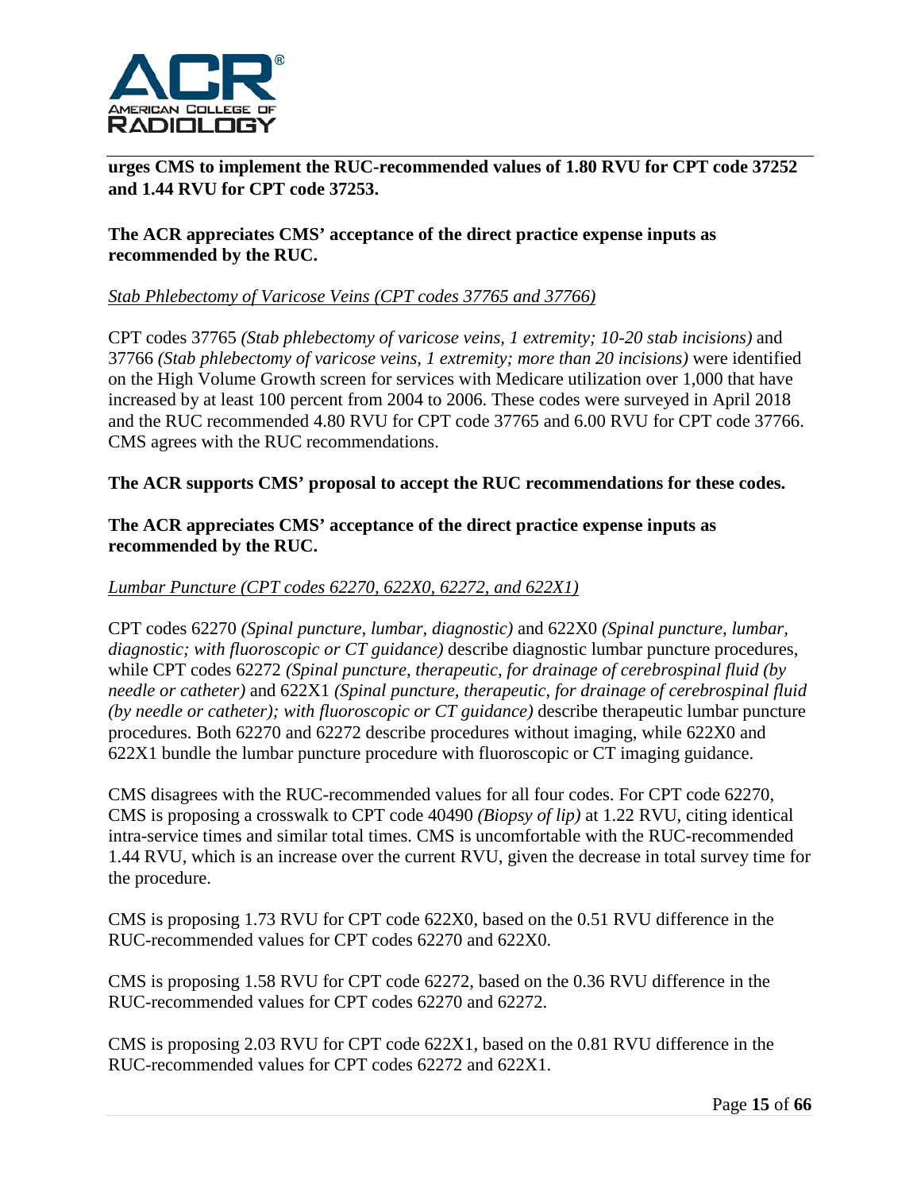**urges CMS to implement the RUC-recommended values of 1.80 RVU for CPT code 37252 and 1.44 RVU for CPT code 37253.**

**The ACR appreciates CMS' acceptance of the direct practice expense inputs as recommended by the RUC.**

*Stab Phlebectomy of Varicose Veins (CPT codes 37765 and 37766)*

CPT codes 37765 *(Stab phlebectomy of varicose veins, 1 extremity; 10-20 stab incisions)* and 37766 *(Stab phlebectomy of varicose veins, 1 extremity; more than 20 incisions)* were identified on the High Volume Growth screen for services with Medicare utilization over 1,000 that have increased by at least 100 percent from 2004 to 2006. These codes were surveyed in April 2018 and the RUC recommended 4.80 RVU for CPT code 37765 and 6.00 RVU for CPT code 37766. CMS agrees with the RUC recommendations.

**The ACR supports CMS' proposal to accept the RUC recommendations for these codes.**

**The ACR appreciates CMS' acceptance of the direct practice expense inputs as recommended by the RUC.**

*Lumbar Puncture (CPT codes 62270, 622X0, 62272, and 622X1)*

CPT codes 62270 *(Spinal puncture, lumbar, diagnostic)* and 622X0 *(Spinal puncture, lumbar, diagnostic; with fluoroscopic or CT guidance)* describe diagnostic lumbar puncture procedures, while CPT codes 62272 *(Spinal puncture, therapeutic, for drainage of cerebrospinal fluid (by needle or catheter)* and 622X1 *(Spinal puncture, therapeutic, for drainage of cerebrospinal fluid (by needle or catheter); with fluoroscopic or CT guidance)* describe therapeutic lumbar puncture procedures. Both 62270 and 62272 describe procedures without imaging, while 622X0 and 622X1 bundle the lumbar puncture procedure with fluoroscopic or CT imaging guidance.

CMS disagrees with the RUC-recommended values for all four codes. For CPT code 62270, CMS is proposing a crosswalk to CPT code 40490 *(Biopsy of lip)* at 1.22 RVU, citing identical intra-service times and similar total times. CMS is uncomfortable with the RUC-recommended 1.44 RVU, which is an increase over the current RVU, given the decrease in total survey time for the procedure.

CMS is proposing 1.73 RVU for CPT code 622X0, based on the 0.51 RVU difference in the RUC-recommended values for CPT codes 62270 and 622X0.

CMS is proposing 1.58 RVU for CPT code 62272, based on the 0.36 RVU difference in the RUC-recommended values for CPT codes 62270 and 62272.

CMS is proposing 2.03 RVU for CPT code 622X1, based on the 0.81 RVU difference in the RUC-recommended values for CPT codes 62272 and 622X1.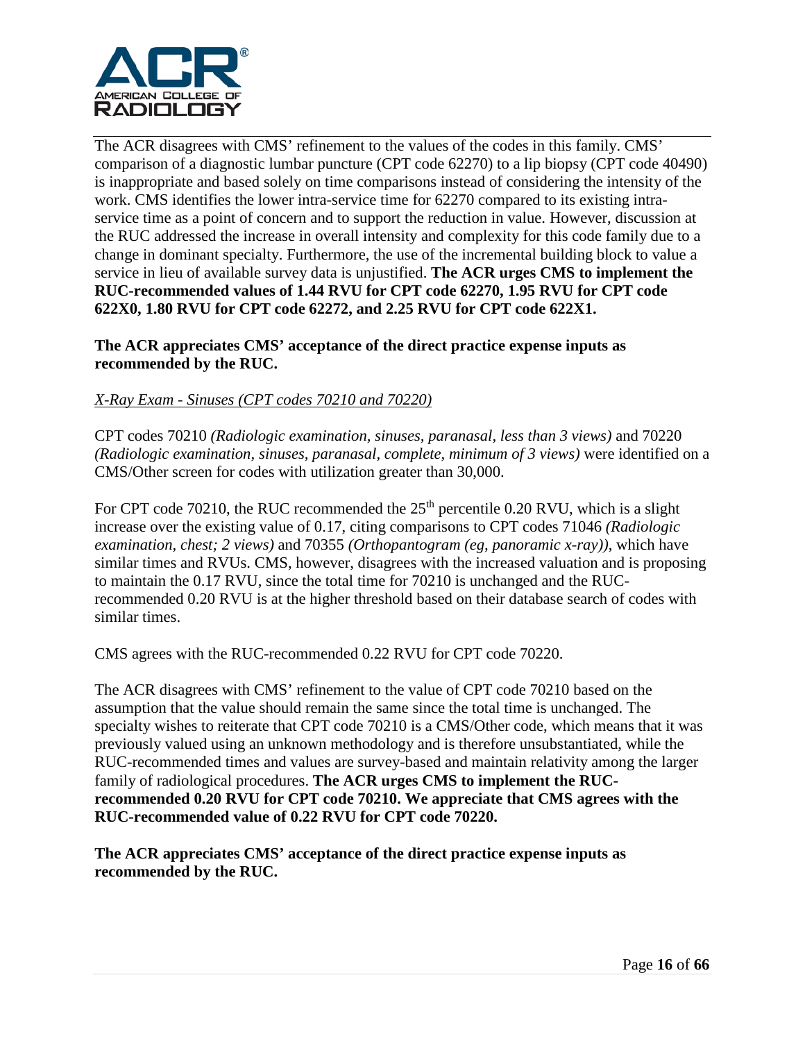The ACR disagrees with CMS' refinement to the values of the codes in this family. CMS' comparison of a diagnostic lumbar puncture (CPT code 62270) to a lip biopsy (CPT code 40490) is inappropriate and based solely on time comparisons instead of considering the intensity of the work. CMS identifies the lower intra-service time for 62270 compared to its existing intra-service time as a point of concern and to support the reduction in value. However, discussion at the RUC addressed the increase in overall intensity and complexity for this code family due to a change in dominant specialty. Furthermore, the use of the incremental building block to value a service in lieu of available survey data is unjustified. **The ACR urges CMS to implement the RUC-recommended values of 1.44 RVU for CPT code 62270, 1.95 RVU for CPT code 622X0, 1.80 RVU for CPT code 62272, and 2.25 RVU for CPT code 622X1.**

**The ACR appreciates CMS' acceptance of the direct practice expense inputs as recommended by the RUC.**

*X-Ray Exam - Sinuses (CPT codes 70210 and 70220)*

CPT codes 70210 *(Radiologic examination, sinuses, paranasal, less than 3 views)* and 70220 *(Radiologic examination, sinuses, paranasal, complete, minimum of 3 views)* were identified on a CMS/Other screen for codes with utilization greater than 30,000.

For CPT code 70210, the RUC recommended the 25th percentile 0.20 RVU, which is a slight increase over the existing value of 0.17, citing comparisons to CPT codes 71046 *(Radiologic examination, chest; 2 views)* and 70355 *(Orthopantogram (eg, panoramic x-ray))*, which have similar times and RVUs. CMS, however, disagrees with the increased valuation and is proposing to maintain the 0.17 RVU, since the total time for 70210 is unchanged and the RUC-recommended 0.20 RVU is at the higher threshold based on their database search of codes with similar times.

CMS agrees with the RUC-recommended 0.22 RVU for CPT code 70220.

The ACR disagrees with CMS' refinement to the value of CPT code 70210 based on the assumption that the value should remain the same since the total time is unchanged. The specialty wishes to reiterate that CPT code 70210 is a CMS/Other code, which means that it was previously valued using an unknown methodology and is therefore unsubstantiated, while the RUC-recommended times and values are survey-based and maintain relativity among the larger family of radiological procedures. **The ACR urges CMS to implement the RUC-recommended 0.20 RVU for CPT code 70210. We appreciate that CMS agrees with the RUC-recommended value of 0.22 RVU for CPT code 70220.**

**The ACR appreciates CMS' acceptance of the direct practice expense inputs as recommended by the RUC.**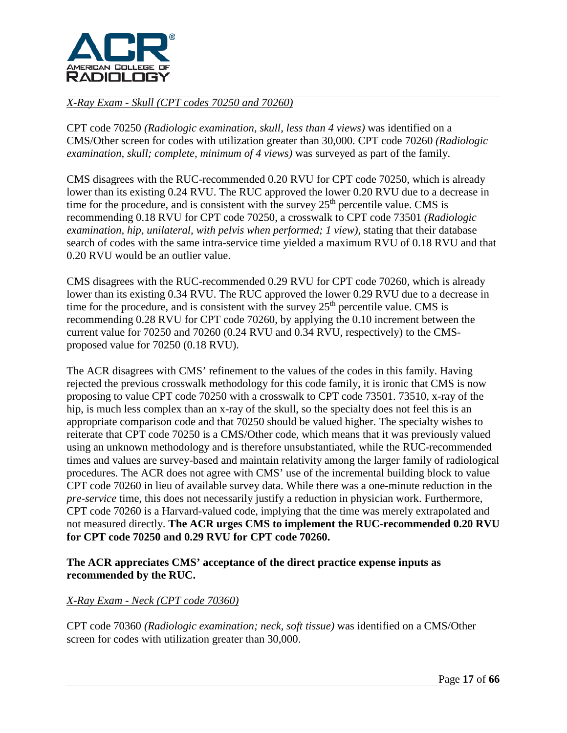*X-Ray Exam - Skull (CPT codes 70250 and 70260)*

CPT code 70250 *(Radiologic examination, skull, less than 4 views)* was identified on a CMS/Other screen for codes with utilization greater than 30,000. CPT code 70260 *(Radiologic examination, skull; complete, minimum of 4 views)* was surveyed as part of the family.

CMS disagrees with the RUC-recommended 0.20 RVU for CPT code 70250, which is already lower than its existing 0.24 RVU. The RUC approved the lower 0.20 RVU due to a decrease in time for the procedure, and is consistent with the survey 25th percentile value. CMS is recommending 0.18 RVU for CPT code 70250, a crosswalk to CPT code 73501 *(Radiologic examination, hip, unilateral, with pelvis when performed; 1 view)*, stating that their database search of codes with the same intra-service time yielded a maximum RVU of 0.18 RVU and that 0.20 RVU would be an outlier value.

CMS disagrees with the RUC-recommended 0.29 RVU for CPT code 70260, which is already lower than its existing 0.34 RVU. The RUC approved the lower 0.29 RVU due to a decrease in time for the procedure, and is consistent with the survey 25th percentile value. CMS is recommending 0.28 RVU for CPT code 70260, by applying the 0.10 increment between the current value for 70250 and 70260 (0.24 RVU and 0.34 RVU, respectively) to the CMS-proposed value for 70250 (0.18 RVU).

The ACR disagrees with CMS' refinement to the values of the codes in this family. Having rejected the previous crosswalk methodology for this code family, it is ironic that CMS is now proposing to value CPT code 70250 with a crosswalk to CPT code 73501. 73510, x-ray of the hip, is much less complex than an x-ray of the skull, so the specialty does not feel this is an appropriate comparison code and that 70250 should be valued higher. The specialty wishes to reiterate that CPT code 70250 is a CMS/Other code, which means that it was previously valued using an unknown methodology and is therefore unsubstantiated, while the RUC-recommended times and values are survey-based and maintain relativity among the larger family of radiological procedures. The ACR does not agree with CMS' use of the incremental building block to value CPT code 70260 in lieu of available survey data. While there was a one-minute reduction in the *pre-service* time, this does not necessarily justify a reduction in physician work. Furthermore, CPT code 70260 is a Harvard-valued code, implying that the time was merely extrapolated and not measured directly. **The ACR urges CMS to implement the RUC-recommended 0.20 RVU for CPT code 70250 and 0.29 RVU for CPT code 70260.**

**The ACR appreciates CMS' acceptance of the direct practice expense inputs as recommended by the RUC.**

*X-Ray Exam - Neck (CPT code 70360)*

CPT code 70360 *(Radiologic examination; neck, soft tissue)* was identified on a CMS/Other screen for codes with utilization greater than 30,000.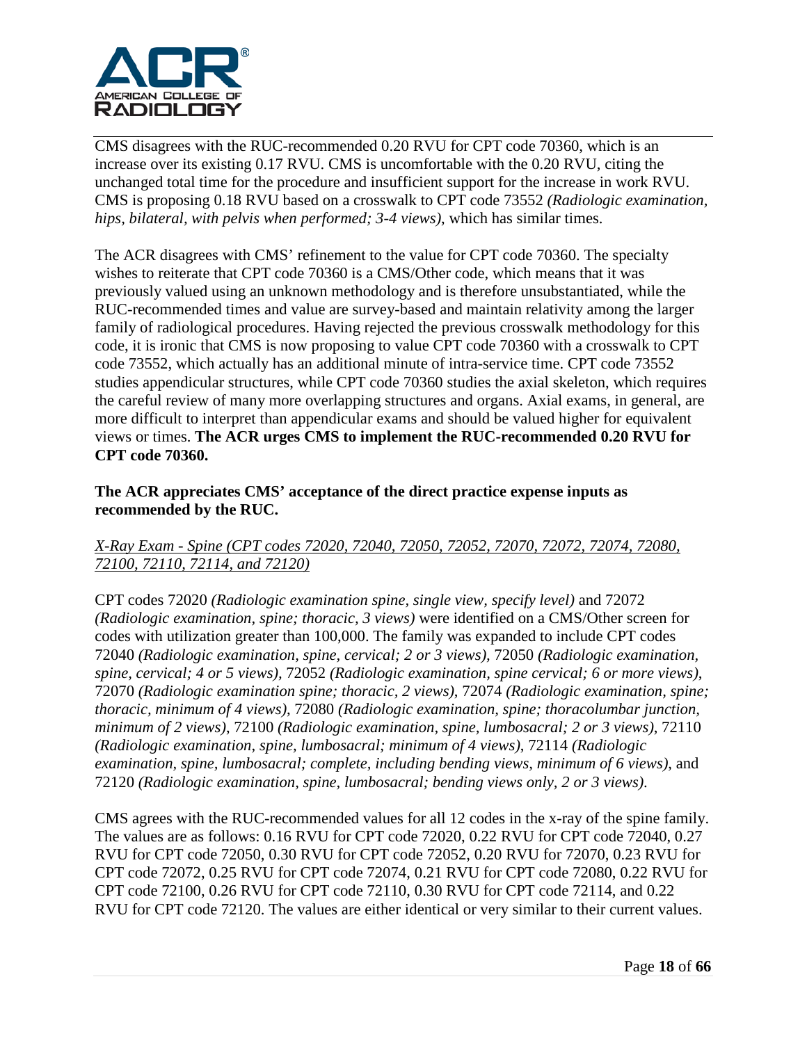CMS disagrees with the RUC-recommended 0.20 RVU for CPT code 70360, which is an increase over its existing 0.17 RVU. CMS is uncomfortable with the 0.20 RVU, citing the unchanged total time for the procedure and insufficient support for the increase in work RVU. CMS is proposing 0.18 RVU based on a crosswalk to CPT code 73552 *(Radiologic examination, hips, bilateral, with pelvis when performed; 3-4 views)*, which has similar times.

The ACR disagrees with CMS' refinement to the value for CPT code 70360. The specialty wishes to reiterate that CPT code 70360 is a CMS/Other code, which means that it was previously valued using an unknown methodology and is therefore unsubstantiated, while the RUC-recommended times and value are survey-based and maintain relativity among the larger family of radiological procedures. Having rejected the previous crosswalk methodology for this code, it is ironic that CMS is now proposing to value CPT code 70360 with a crosswalk to CPT code 73552, which actually has an additional minute of intra-service time. CPT code 73552 studies appendicular structures, while CPT code 70360 studies the axial skeleton, which requires the careful review of many more overlapping structures and organs. Axial exams, in general, are more difficult to interpret than appendicular exams and should be valued higher for equivalent views or times. **The ACR urges CMS to implement the RUC-recommended 0.20 RVU for CPT code 70360.**

**The ACR appreciates CMS' acceptance of the direct practice expense inputs as recommended by the RUC.**

*X-Ray Exam - Spine (CPT codes 72020, 72040, 72050, 72052, 72070, 72072, 72074, 72080, 72100, 72110, 72114, and 72120)*

CPT codes 72020 *(Radiologic examination spine, single view, specify level)* and 72072 *(Radiologic examination, spine; thoracic, 3 views)* were identified on a CMS/Other screen for codes with utilization greater than 100,000. The family was expanded to include CPT codes 72040 *(Radiologic examination, spine, cervical; 2 or 3 views)*, 72050 *(Radiologic examination, spine, cervical; 4 or 5 views)*, 72052 *(Radiologic examination, spine cervical; 6 or more views)*, 72070 *(Radiologic examination spine; thoracic, 2 views)*, 72074 *(Radiologic examination, spine; thoracic, minimum of 4 views)*, 72080 *(Radiologic examination, spine; thoracolumbar junction, minimum of 2 views)*, 72100 *(Radiologic examination, spine, lumbosacral; 2 or 3 views)*, 72110 *(Radiologic examination, spine, lumbosacral; minimum of 4 views)*, 72114 *(Radiologic examination, spine, lumbosacral; complete, including bending views, minimum of 6 views)*, and 72120 *(Radiologic examination, spine, lumbosacral; bending views only, 2 or 3 views)*.

CMS agrees with the RUC-recommended values for all 12 codes in the x-ray of the spine family. The values are as follows: 0.16 RVU for CPT code 72020, 0.22 RVU for CPT code 72040, 0.27 RVU for CPT code 72050, 0.30 RVU for CPT code 72052, 0.20 RVU for 72070, 0.23 RVU for CPT code 72072, 0.25 RVU for CPT code 72074, 0.21 RVU for CPT code 72080, 0.22 RVU for CPT code 72100, 0.26 RVU for CPT code 72110, 0.30 RVU for CPT code 72114, and 0.22 RVU for CPT code 72120. The values are either identical or very similar to their current values.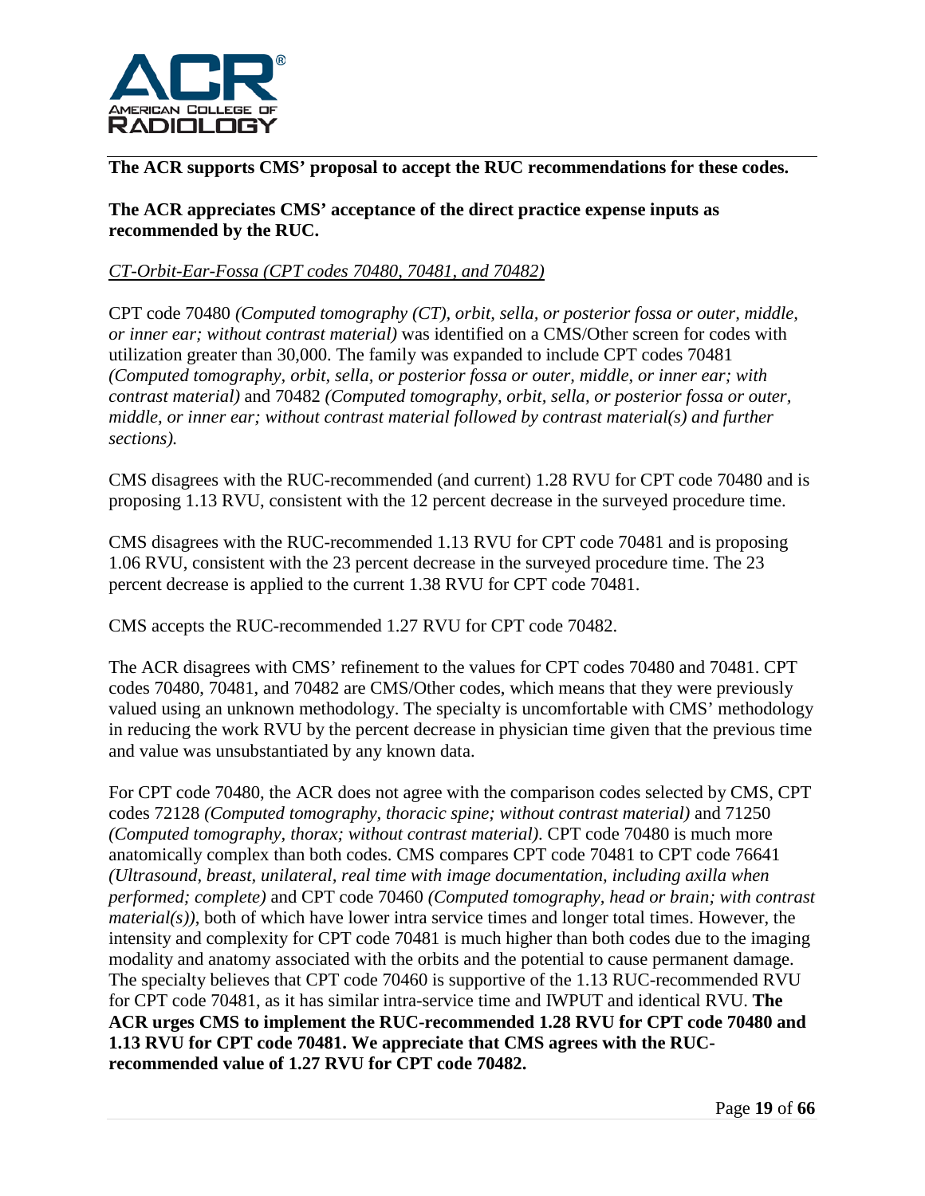**The ACR supports CMS' proposal to accept the RUC recommendations for these codes.**

**The ACR appreciates CMS' acceptance of the direct practice expense inputs as recommended by the RUC.**

*CT-Orbit-Ear-Fossa (CPT codes 70480, 70481, and 70482)*

CPT code 70480 *(Computed tomography (CT), orbit, sella, or posterior fossa or outer, middle, or inner ear; without contrast material)* was identified on a CMS/Other screen for codes with utilization greater than 30,000. The family was expanded to include CPT codes 70481 *(Computed tomography, orbit, sella, or posterior fossa or outer, middle, or inner ear; with contrast material)* and 70482 *(Computed tomography, orbit, sella, or posterior fossa or outer, middle, or inner ear; without contrast material followed by contrast material(s) and further sections).*

CMS disagrees with the RUC-recommended (and current) 1.28 RVU for CPT code 70480 and is proposing 1.13 RVU, consistent with the 12 percent decrease in the surveyed procedure time.

CMS disagrees with the RUC-recommended 1.13 RVU for CPT code 70481 and is proposing 1.06 RVU, consistent with the 23 percent decrease in the surveyed procedure time. The 23 percent decrease is applied to the current 1.38 RVU for CPT code 70481.

CMS accepts the RUC-recommended 1.27 RVU for CPT code 70482.

The ACR disagrees with CMS' refinement to the values for CPT codes 70480 and 70481. CPT codes 70480, 70481, and 70482 are CMS/Other codes, which means that they were previously valued using an unknown methodology. The specialty is uncomfortable with CMS' methodology in reducing the work RVU by the percent decrease in physician time given that the previous time and value was unsubstantiated by any known data.

For CPT code 70480, the ACR does not agree with the comparison codes selected by CMS, CPT codes 72128 *(Computed tomography, thoracic spine; without contrast material)* and 71250 *(Computed tomography, thorax; without contrast material)*. CPT code 70480 is much more anatomically complex than both codes. CMS compares CPT code 70481 to CPT code 76641 *(Ultrasound, breast, unilateral, real time with image documentation, including axilla when performed; complete)* and CPT code 70460 *(Computed tomography, head or brain; with contrast material(s))*, both of which have lower intra service times and longer total times. However, the intensity and complexity for CPT code 70481 is much higher than both codes due to the imaging modality and anatomy associated with the orbits and the potential to cause permanent damage. The specialty believes that CPT code 70460 is supportive of the 1.13 RUC-recommended RVU for CPT code 70481, as it has similar intra-service time and IWPUT and identical RVU. **The ACR urges CMS to implement the RUC-recommended 1.28 RVU for CPT code 70480 and 1.13 RVU for CPT code 70481. We appreciate that CMS agrees with the RUC-recommended value of 1.27 RVU for CPT code 70482.**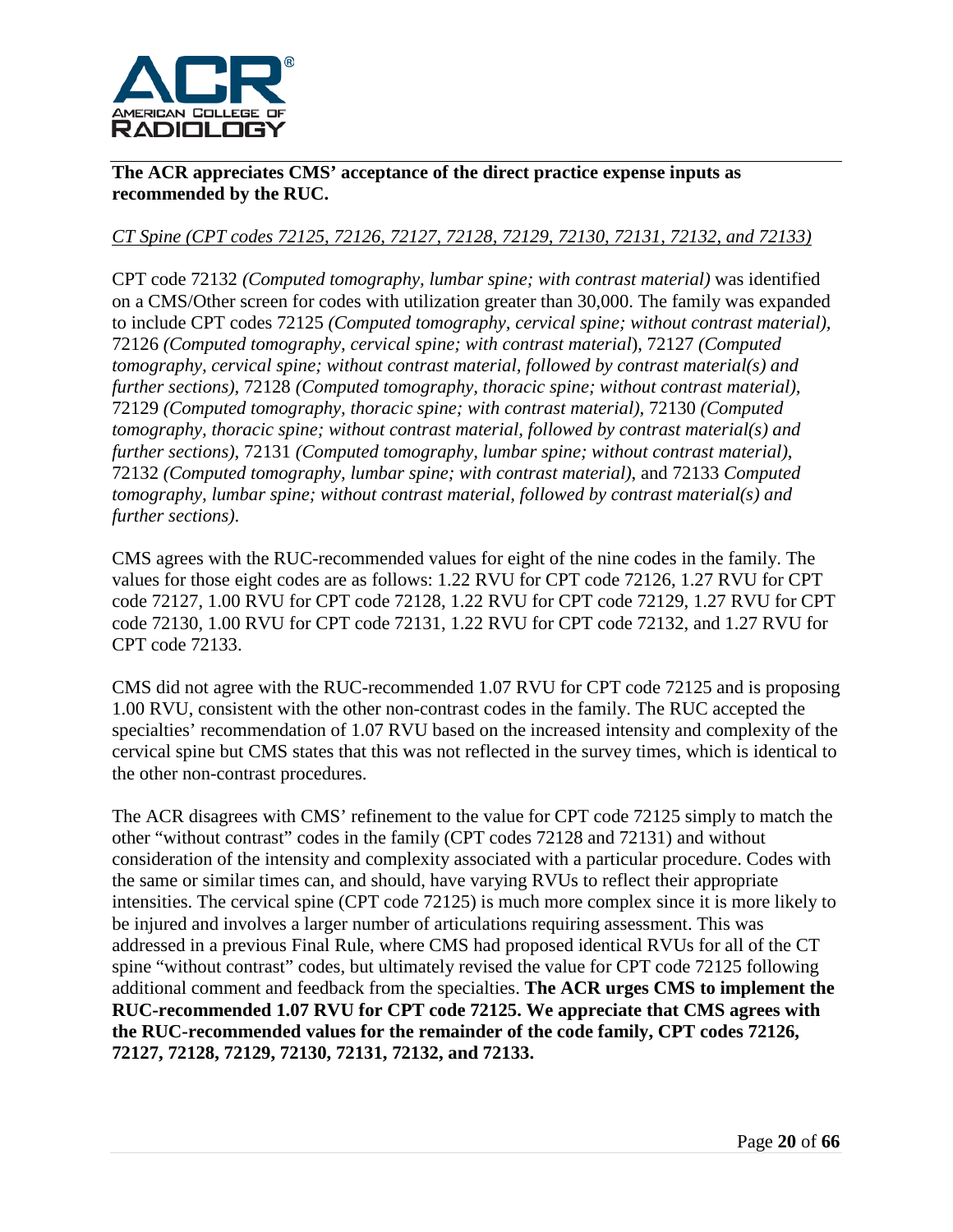**The ACR appreciates CMS' acceptance of the direct practice expense inputs as recommended by the RUC.**

*CT Spine (CPT codes 72125, 72126, 72127, 72128, 72129, 72130, 72131, 72132, and 72133)*

CPT code 72132 *(Computed tomography, lumbar spine; with contrast material)* was identified on a CMS/Other screen for codes with utilization greater than 30,000. The family was expanded to include CPT codes 72125 *(Computed tomography, cervical spine; without contrast material)*, 72126 *(Computed tomography, cervical spine; with contrast material*), 72127 *(Computed tomography, cervical spine; without contrast material, followed by contrast material(s) and further sections)*, 72128 *(Computed tomography, thoracic spine; without contrast material),* 72129 *(Computed tomography, thoracic spine; with contrast material),* 72130 *(Computed tomography, thoracic spine; without contrast material, followed by contrast material(s) and further sections)*, 72131 *(Computed tomography, lumbar spine; without contrast material),* 72132 *(Computed tomography, lumbar spine; with contrast material)*, and 72133 *Computed tomography, lumbar spine; without contrast material, followed by contrast material(s) and further sections).*

CMS agrees with the RUC-recommended values for eight of the nine codes in the family. The values for those eight codes are as follows: 1.22 RVU for CPT code 72126, 1.27 RVU for CPT code 72127, 1.00 RVU for CPT code 72128, 1.22 RVU for CPT code 72129, 1.27 RVU for CPT code 72130, 1.00 RVU for CPT code 72131, 1.22 RVU for CPT code 72132, and 1.27 RVU for CPT code 72133.

CMS did not agree with the RUC-recommended 1.07 RVU for CPT code 72125 and is proposing 1.00 RVU, consistent with the other non-contrast codes in the family. The RUC accepted the specialties' recommendation of 1.07 RVU based on the increased intensity and complexity of the cervical spine but CMS states that this was not reflected in the survey times, which is identical to the other non-contrast procedures.

The ACR disagrees with CMS' refinement to the value for CPT code 72125 simply to match the other "without contrast" codes in the family (CPT codes 72128 and 72131) and without consideration of the intensity and complexity associated with a particular procedure. Codes with the same or similar times can, and should, have varying RVUs to reflect their appropriate intensities. The cervical spine (CPT code 72125) is much more complex since it is more likely to be injured and involves a larger number of articulations requiring assessment. This was addressed in a previous Final Rule, where CMS had proposed identical RVUs for all of the CT spine "without contrast" codes, but ultimately revised the value for CPT code 72125 following additional comment and feedback from the specialties. **The ACR urges CMS to implement the RUC-recommended 1.07 RVU for CPT code 72125. We appreciate that CMS agrees with the RUC-recommended values for the remainder of the code family, CPT codes 72126, 72127, 72128, 72129, 72130, 72131, 72132, and 72133.**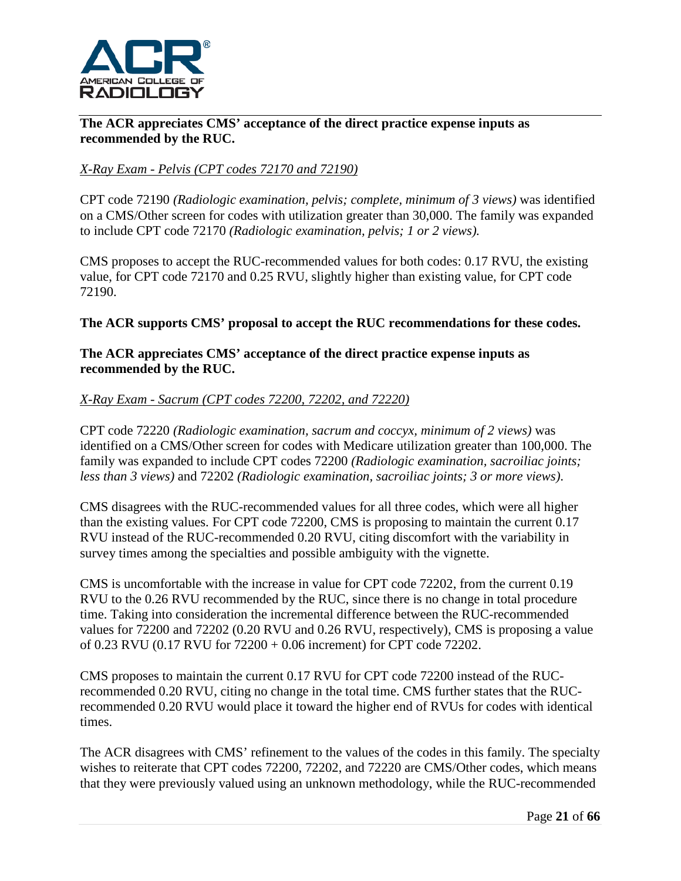**The ACR appreciates CMS' acceptance of the direct practice expense inputs as recommended by the RUC.**

*X-Ray Exam - Pelvis (CPT codes 72170 and 72190)*

CPT code 72190 *(Radiologic examination, pelvis; complete, minimum of 3 views)* was identified on a CMS/Other screen for codes with utilization greater than 30,000. The family was expanded to include CPT code 72170 *(Radiologic examination, pelvis; 1 or 2 views).*

CMS proposes to accept the RUC-recommended values for both codes: 0.17 RVU, the existing value, for CPT code 72170 and 0.25 RVU, slightly higher than existing value, for CPT code 72190.

**The ACR supports CMS' proposal to accept the RUC recommendations for these codes.**

**The ACR appreciates CMS' acceptance of the direct practice expense inputs as recommended by the RUC.**

*X-Ray Exam - Sacrum (CPT codes 72200, 72202, and 72220)*

CPT code 72220 *(Radiologic examination, sacrum and coccyx, minimum of 2 views)* was identified on a CMS/Other screen for codes with Medicare utilization greater than 100,000. The family was expanded to include CPT codes 72200 *(Radiologic examination, sacroiliac joints; less than 3 views)* and 72202 *(Radiologic examination, sacroiliac joints; 3 or more views).*

CMS disagrees with the RUC-recommended values for all three codes, which were all higher than the existing values. For CPT code 72200, CMS is proposing to maintain the current 0.17 RVU instead of the RUC-recommended 0.20 RVU, citing discomfort with the variability in survey times among the specialties and possible ambiguity with the vignette.

CMS is uncomfortable with the increase in value for CPT code 72202, from the current 0.19 RVU to the 0.26 RVU recommended by the RUC, since there is no change in total procedure time. Taking into consideration the incremental difference between the RUC-recommended values for 72200 and 72202 (0.20 RVU and 0.26 RVU, respectively), CMS is proposing a value of 0.23 RVU (0.17 RVU for 72200 + 0.06 increment) for CPT code 72202.

CMS proposes to maintain the current 0.17 RVU for CPT code 72200 instead of the RUC-recommended 0.20 RVU, citing no change in the total time. CMS further states that the RUC-recommended 0.20 RVU would place it toward the higher end of RVUs for codes with identical times.

The ACR disagrees with CMS' refinement to the values of the codes in this family. The specialty wishes to reiterate that CPT codes 72200, 72202, and 72220 are CMS/Other codes, which means that they were previously valued using an unknown methodology, while the RUC-recommended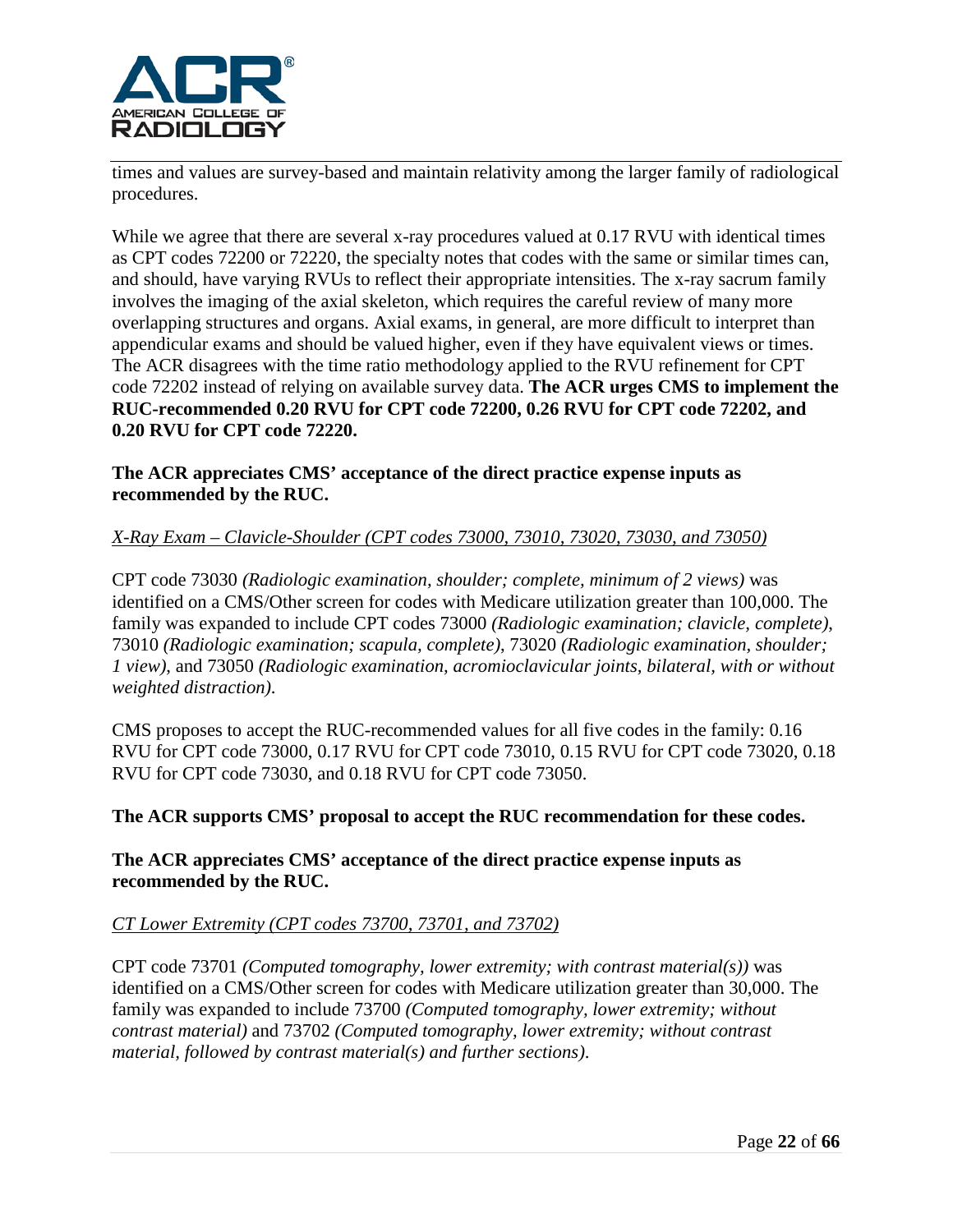times and values are survey-based and maintain relativity among the larger family of radiological procedures.

While we agree that there are several x-ray procedures valued at 0.17 RVU with identical times as CPT codes 72200 or 72220, the specialty notes that codes with the same or similar times can, and should, have varying RVUs to reflect their appropriate intensities. The x-ray sacrum family involves the imaging of the axial skeleton, which requires the careful review of many more overlapping structures and organs. Axial exams, in general, are more difficult to interpret than appendicular exams and should be valued higher, even if they have equivalent views or times. The ACR disagrees with the time ratio methodology applied to the RVU refinement for CPT code 72202 instead of relying on available survey data. **The ACR urges CMS to implement the RUC-recommended 0.20 RVU for CPT code 72200, 0.26 RVU for CPT code 72202, and 0.20 RVU for CPT code 72220.**

**The ACR appreciates CMS' acceptance of the direct practice expense inputs as recommended by the RUC.**

*X-Ray Exam – Clavicle-Shoulder (CPT codes 73000, 73010, 73020, 73030, and 73050)*

CPT code 73030 *(Radiologic examination, shoulder; complete, minimum of 2 views)* was identified on a CMS/Other screen for codes with Medicare utilization greater than 100,000. The family was expanded to include CPT codes 73000 *(Radiologic examination; clavicle, complete)*, 73010 *(Radiologic examination; scapula, complete)*, 73020 *(Radiologic examination, shoulder; 1 view)*, and 73050 *(Radiologic examination, acromioclavicular joints, bilateral, with or without weighted distraction)*.

CMS proposes to accept the RUC-recommended values for all five codes in the family: 0.16 RVU for CPT code 73000, 0.17 RVU for CPT code 73010, 0.15 RVU for CPT code 73020, 0.18 RVU for CPT code 73030, and 0.18 RVU for CPT code 73050.

**The ACR supports CMS' proposal to accept the RUC recommendation for these codes.**

**The ACR appreciates CMS' acceptance of the direct practice expense inputs as recommended by the RUC.**

*CT Lower Extremity (CPT codes 73700, 73701, and 73702)*

CPT code 73701 *(Computed tomography, lower extremity; with contrast material(s))* was identified on a CMS/Other screen for codes with Medicare utilization greater than 30,000. The family was expanded to include 73700 *(Computed tomography, lower extremity; without contrast material)* and 73702 *(Computed tomography, lower extremity; without contrast material, followed by contrast material(s) and further sections)*.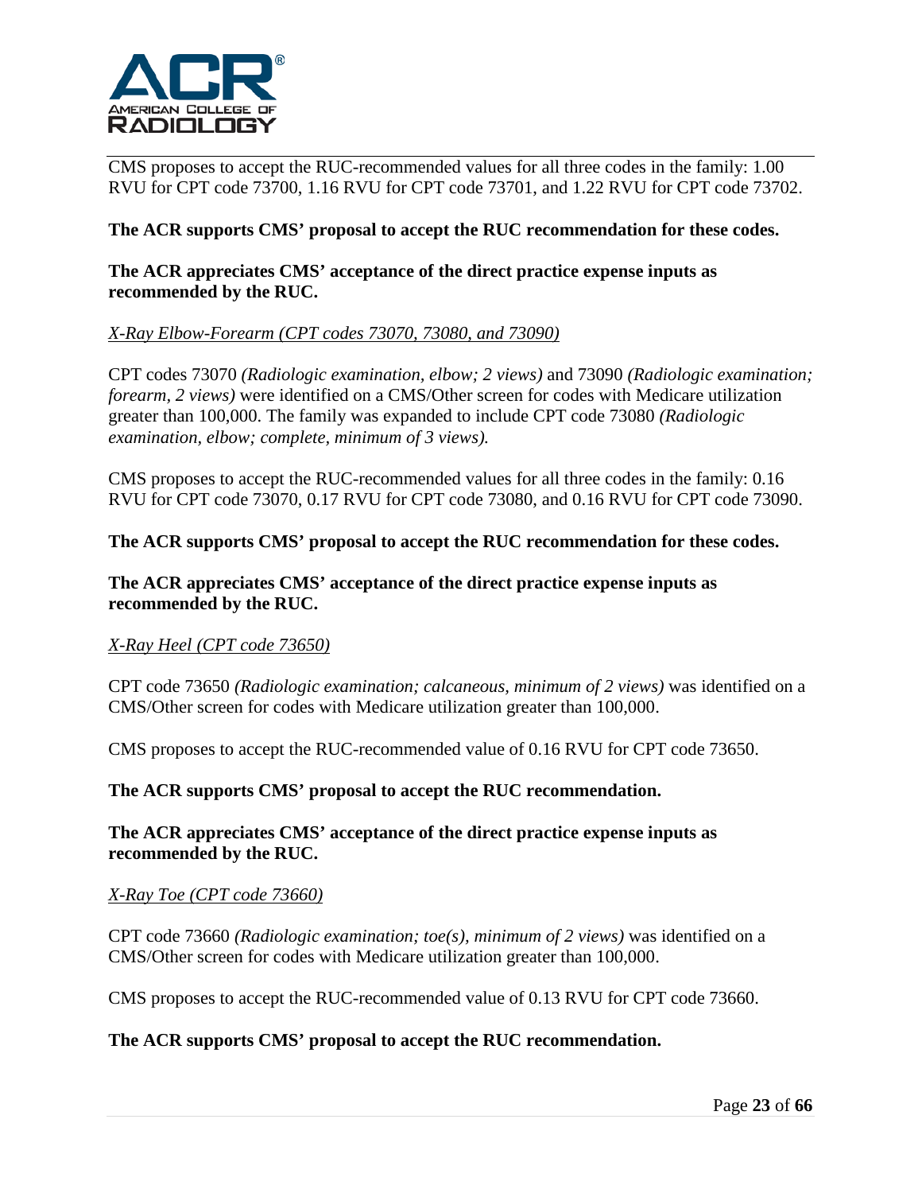CMS proposes to accept the RUC-recommended values for all three codes in the family: 1.00 RVU for CPT code 73700, 1.16 RVU for CPT code 73701, and 1.22 RVU for CPT code 73702.

**The ACR supports CMS' proposal to accept the RUC recommendation for these codes.**

**The ACR appreciates CMS' acceptance of the direct practice expense inputs as recommended by the RUC.**

*X-Ray Elbow-Forearm (CPT codes 73070, 73080, and 73090)*

CPT codes 73070 *(Radiologic examination, elbow; 2 views)* and 73090 *(Radiologic examination; forearm, 2 views)* were identified on a CMS/Other screen for codes with Medicare utilization greater than 100,000. The family was expanded to include CPT code 73080 *(Radiologic examination, elbow; complete, minimum of 3 views).*

CMS proposes to accept the RUC-recommended values for all three codes in the family: 0.16 RVU for CPT code 73070, 0.17 RVU for CPT code 73080, and 0.16 RVU for CPT code 73090.

**The ACR supports CMS' proposal to accept the RUC recommendation for these codes.**

**The ACR appreciates CMS' acceptance of the direct practice expense inputs as recommended by the RUC.**

*X-Ray Heel (CPT code 73650)*

CPT code 73650 *(Radiologic examination; calcaneous, minimum of 2 views)* was identified on a CMS/Other screen for codes with Medicare utilization greater than 100,000.

CMS proposes to accept the RUC-recommended value of 0.16 RVU for CPT code 73650.

**The ACR supports CMS' proposal to accept the RUC recommendation.**

**The ACR appreciates CMS' acceptance of the direct practice expense inputs as recommended by the RUC.**

*X-Ray Toe (CPT code 73660)*

CPT code 73660 *(Radiologic examination; toe(s), minimum of 2 views)* was identified on a CMS/Other screen for codes with Medicare utilization greater than 100,000.

CMS proposes to accept the RUC-recommended value of 0.13 RVU for CPT code 73660.

**The ACR supports CMS' proposal to accept the RUC recommendation.**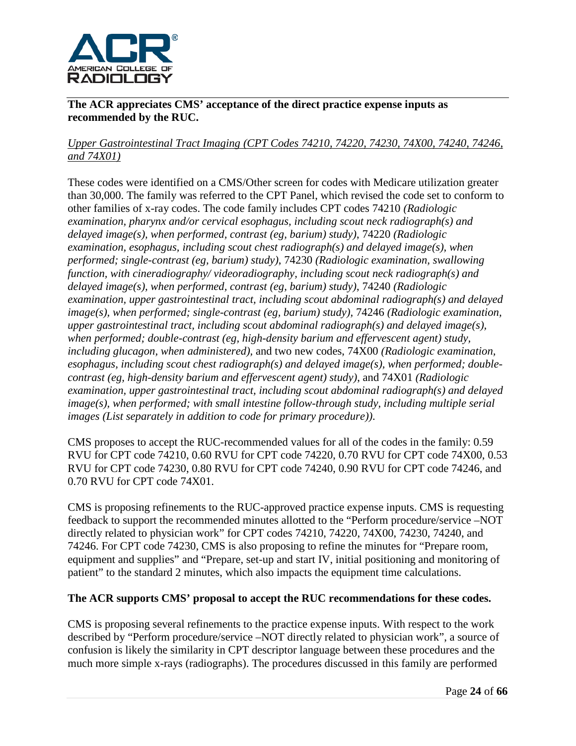**The ACR appreciates CMS' acceptance of the direct practice expense inputs as recommended by the RUC.**

*Upper Gastrointestinal Tract Imaging (CPT Codes 74210, 74220, 74230, 74X00, 74240, 74246, and 74X01)*

These codes were identified on a CMS/Other screen for codes with Medicare utilization greater than 30,000. The family was referred to the CPT Panel, which revised the code set to conform to other families of x-ray codes. The code family includes CPT codes 74210 *(Radiologic examination, pharynx and/or cervical esophagus, including scout neck radiograph(s) and delayed image(s), when performed, contrast (eg, barium) study)*, 74220 *(Radiologic examination, esophagus, including scout chest radiograph(s) and delayed image(s), when performed; single-contrast (eg, barium) study)*, 74230 *(Radiologic examination, swallowing function, with cineradiography/ videoradiography, including scout neck radiograph(s) and delayed image(s), when performed, contrast (eg, barium) study)*, 74240 *(Radiologic examination, upper gastrointestinal tract, including scout abdominal radiograph(s) and delayed image(s), when performed; single-contrast (eg, barium) study)*, 74246 *(Radiologic examination, upper gastrointestinal tract, including scout abdominal radiograph(s) and delayed image(s), when performed; double-contrast (eg, high-density barium and effervescent agent) study, including glucagon, when administered)*, and two new codes, 74X00 *(Radiologic examination, esophagus, including scout chest radiograph(s) and delayed image(s), when performed; double-contrast (eg, high-density barium and effervescent agent) study)*, and 74X01 *(Radiologic examination, upper gastrointestinal tract, including scout abdominal radiograph(s) and delayed image(s), when performed; with small intestine follow-through study, including multiple serial images (List separately in addition to code for primary procedure))*.

CMS proposes to accept the RUC-recommended values for all of the codes in the family: 0.59 RVU for CPT code 74210, 0.60 RVU for CPT code 74220, 0.70 RVU for CPT code 74X00, 0.53 RVU for CPT code 74230, 0.80 RVU for CPT code 74240, 0.90 RVU for CPT code 74246, and 0.70 RVU for CPT code 74X01.

CMS is proposing refinements to the RUC-approved practice expense inputs. CMS is requesting feedback to support the recommended minutes allotted to the "Perform procedure/service –NOT directly related to physician work" for CPT codes 74210, 74220, 74X00, 74230, 74240, and 74246. For CPT code 74230, CMS is also proposing to refine the minutes for "Prepare room, equipment and supplies" and "Prepare, set-up and start IV, initial positioning and monitoring of patient" to the standard 2 minutes, which also impacts the equipment time calculations.

**The ACR supports CMS' proposal to accept the RUC recommendations for these codes.**

CMS is proposing several refinements to the practice expense inputs. With respect to the work described by "Perform procedure/service –NOT directly related to physician work", a source of confusion is likely the similarity in CPT descriptor language between these procedures and the much more simple x-rays (radiographs). The procedures discussed in this family are performed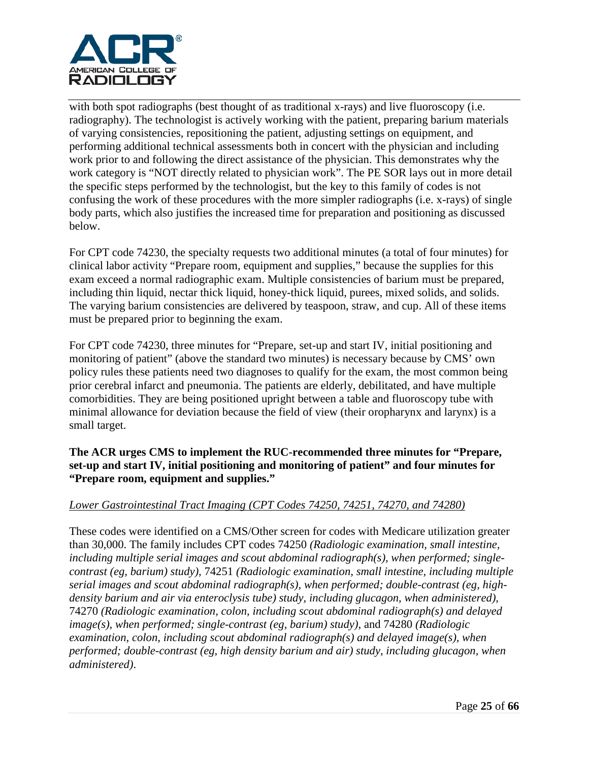with both spot radiographs (best thought of as traditional x-rays) and live fluoroscopy (i.e. radiography). The technologist is actively working with the patient, preparing barium materials of varying consistencies, repositioning the patient, adjusting settings on equipment, and performing additional technical assessments both in concert with the physician and including work prior to and following the direct assistance of the physician. This demonstrates why the work category is "NOT directly related to physician work". The PE SOR lays out in more detail the specific steps performed by the technologist, but the key to this family of codes is not confusing the work of these procedures with the more simpler radiographs (i.e. x-rays) of single body parts, which also justifies the increased time for preparation and positioning as discussed below.

For CPT code 74230, the specialty requests two additional minutes (a total of four minutes) for clinical labor activity "Prepare room, equipment and supplies," because the supplies for this exam exceed a normal radiographic exam. Multiple consistencies of barium must be prepared, including thin liquid, nectar thick liquid, honey-thick liquid, purees, mixed solids, and solids. The varying barium consistencies are delivered by teaspoon, straw, and cup. All of these items must be prepared prior to beginning the exam.

For CPT code 74230, three minutes for "Prepare, set-up and start IV, initial positioning and monitoring of patient" (above the standard two minutes) is necessary because by CMS' own policy rules these patients need two diagnoses to qualify for the exam, the most common being prior cerebral infarct and pneumonia. The patients are elderly, debilitated, and have multiple comorbidities. They are being positioned upright between a table and fluoroscopy tube with minimal allowance for deviation because the field of view (their oropharynx and larynx) is a small target.

**The ACR urges CMS to implement the RUC-recommended three minutes for "Prepare, set-up and start IV, initial positioning and monitoring of patient" and four minutes for "Prepare room, equipment and supplies."**

*Lower Gastrointestinal Tract Imaging (CPT Codes 74250, 74251, 74270, and 74280)*

These codes were identified on a CMS/Other screen for codes with Medicare utilization greater than 30,000. The family includes CPT codes 74250 *(Radiologic examination, small intestine, including multiple serial images and scout abdominal radiograph(s), when performed; single-contrast (eg, barium) study)*, 74251 *(Radiologic examination, small intestine, including multiple serial images and scout abdominal radiograph(s), when performed; double-contrast (eg, high-density barium and air via enteroclysis tube) study, including glucagon, when administered)*, 74270 *(Radiologic examination, colon, including scout abdominal radiograph(s) and delayed image(s), when performed; single-contrast (eg, barium) study)*, and 74280 *(Radiologic examination, colon, including scout abdominal radiograph(s) and delayed image(s), when performed; double-contrast (eg, high density barium and air) study, including glucagon, when administered)*.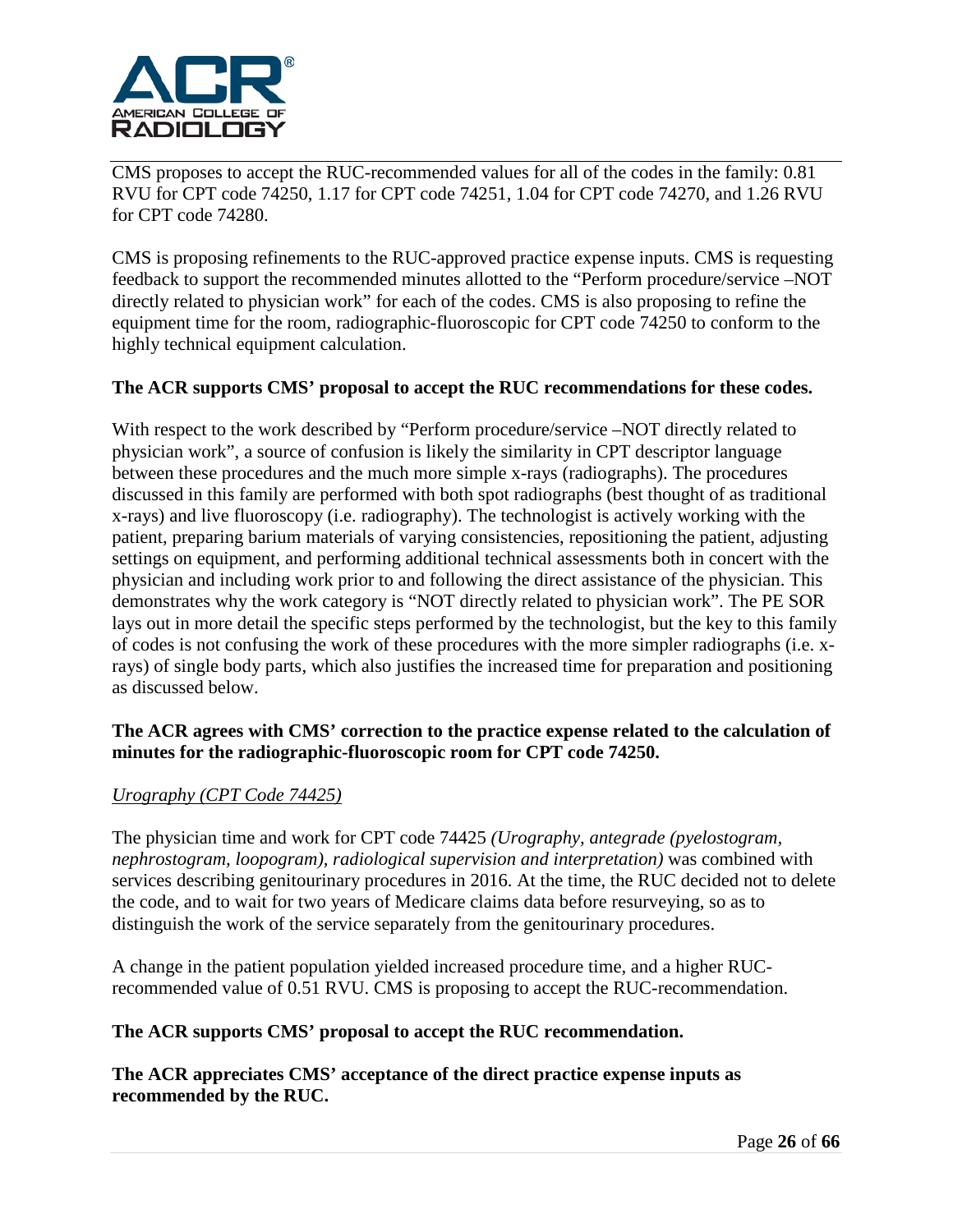CMS proposes to accept the RUC-recommended values for all of the codes in the family: 0.81 RVU for CPT code 74250, 1.17 for CPT code 74251, 1.04 for CPT code 74270, and 1.26 RVU for CPT code 74280.

CMS is proposing refinements to the RUC-approved practice expense inputs. CMS is requesting feedback to support the recommended minutes allotted to the "Perform procedure/service –NOT directly related to physician work" for each of the codes. CMS is also proposing to refine the equipment time for the room, radiographic-fluoroscopic for CPT code 74250 to conform to the highly technical equipment calculation.

**The ACR supports CMS' proposal to accept the RUC recommendations for these codes.**

With respect to the work described by "Perform procedure/service –NOT directly related to physician work", a source of confusion is likely the similarity in CPT descriptor language between these procedures and the much more simple x-rays (radiographs). The procedures discussed in this family are performed with both spot radiographs (best thought of as traditional x-rays) and live fluoroscopy (i.e. radiography). The technologist is actively working with the patient, preparing barium materials of varying consistencies, repositioning the patient, adjusting settings on equipment, and performing additional technical assessments both in concert with the physician and including work prior to and following the direct assistance of the physician. This demonstrates why the work category is "NOT directly related to physician work". The PE SOR lays out in more detail the specific steps performed by the technologist, but the key to this family of codes is not confusing the work of these procedures with the more simpler radiographs (i.e. x-rays) of single body parts, which also justifies the increased time for preparation and positioning as discussed below.

**The ACR agrees with CMS' correction to the practice expense related to the calculation of minutes for the radiographic-fluoroscopic room for CPT code 74250.**

<u>*Urography (CPT Code 74425)*</u>

The physician time and work for CPT code 74425 *(Urography, antegrade (pyelostogram, nephrostogram, loopogram), radiological supervision and interpretation)* was combined with services describing genitourinary procedures in 2016. At the time, the RUC decided not to delete the code, and to wait for two years of Medicare claims data before resurveying, so as to distinguish the work of the service separately from the genitourinary procedures.

A change in the patient population yielded increased procedure time, and a higher RUC-recommended value of 0.51 RVU. CMS is proposing to accept the RUC-recommendation.

**The ACR supports CMS' proposal to accept the RUC recommendation.**

**The ACR appreciates CMS' acceptance of the direct practice expense inputs as recommended by the RUC.**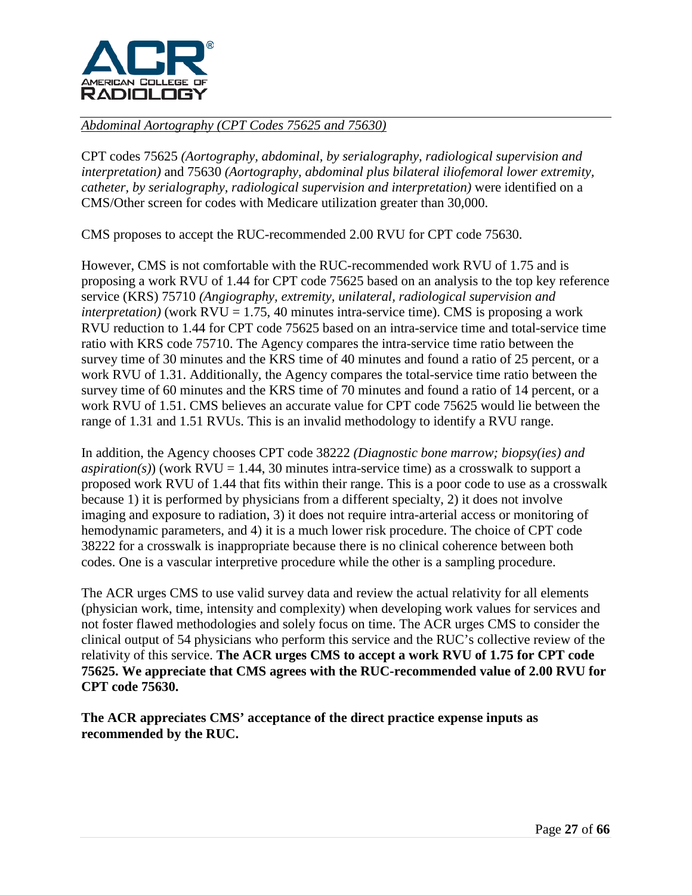*Abdominal Aortography (CPT Codes 75625 and 75630)*

CPT codes 75625 *(Aortography, abdominal, by serialography, radiological supervision and interpretation)* and 75630 *(Aortography, abdominal plus bilateral iliofemoral lower extremity, catheter, by serialography, radiological supervision and interpretation)* were identified on a CMS/Other screen for codes with Medicare utilization greater than 30,000.

CMS proposes to accept the RUC-recommended 2.00 RVU for CPT code 75630.

However, CMS is not comfortable with the RUC-recommended work RVU of 1.75 and is proposing a work RVU of 1.44 for CPT code 75625 based on an analysis to the top key reference service (KRS) 75710 *(Angiography, extremity, unilateral, radiological supervision and interpretation)* (work RVU = 1.75, 40 minutes intra-service time). CMS is proposing a work RVU reduction to 1.44 for CPT code 75625 based on an intra-service time and total-service time ratio with KRS code 75710. The Agency compares the intra-service time ratio between the survey time of 30 minutes and the KRS time of 40 minutes and found a ratio of 25 percent, or a work RVU of 1.31. Additionally, the Agency compares the total-service time ratio between the survey time of 60 minutes and the KRS time of 70 minutes and found a ratio of 14 percent, or a work RVU of 1.51. CMS believes an accurate value for CPT code 75625 would lie between the range of 1.31 and 1.51 RVUs. This is an invalid methodology to identify a RVU range.

In addition, the Agency chooses CPT code 38222 *(Diagnostic bone marrow; biopsy(ies) and aspiration(s))* (work RVU = 1.44, 30 minutes intra-service time) as a crosswalk to support a proposed work RVU of 1.44 that fits within their range. This is a poor code to use as a crosswalk because 1) it is performed by physicians from a different specialty, 2) it does not involve imaging and exposure to radiation, 3) it does not require intra-arterial access or monitoring of hemodynamic parameters, and 4) it is a much lower risk procedure. The choice of CPT code 38222 for a crosswalk is inappropriate because there is no clinical coherence between both codes. One is a vascular interpretive procedure while the other is a sampling procedure.

The ACR urges CMS to use valid survey data and review the actual relativity for all elements (physician work, time, intensity and complexity) when developing work values for services and not foster flawed methodologies and solely focus on time. The ACR urges CMS to consider the clinical output of 54 physicians who perform this service and the RUC's collective review of the relativity of this service. **The ACR urges CMS to accept a work RVU of 1.75 for CPT code 75625. We appreciate that CMS agrees with the RUC-recommended value of 2.00 RVU for CPT code 75630.**

**The ACR appreciates CMS' acceptance of the direct practice expense inputs as recommended by the RUC.**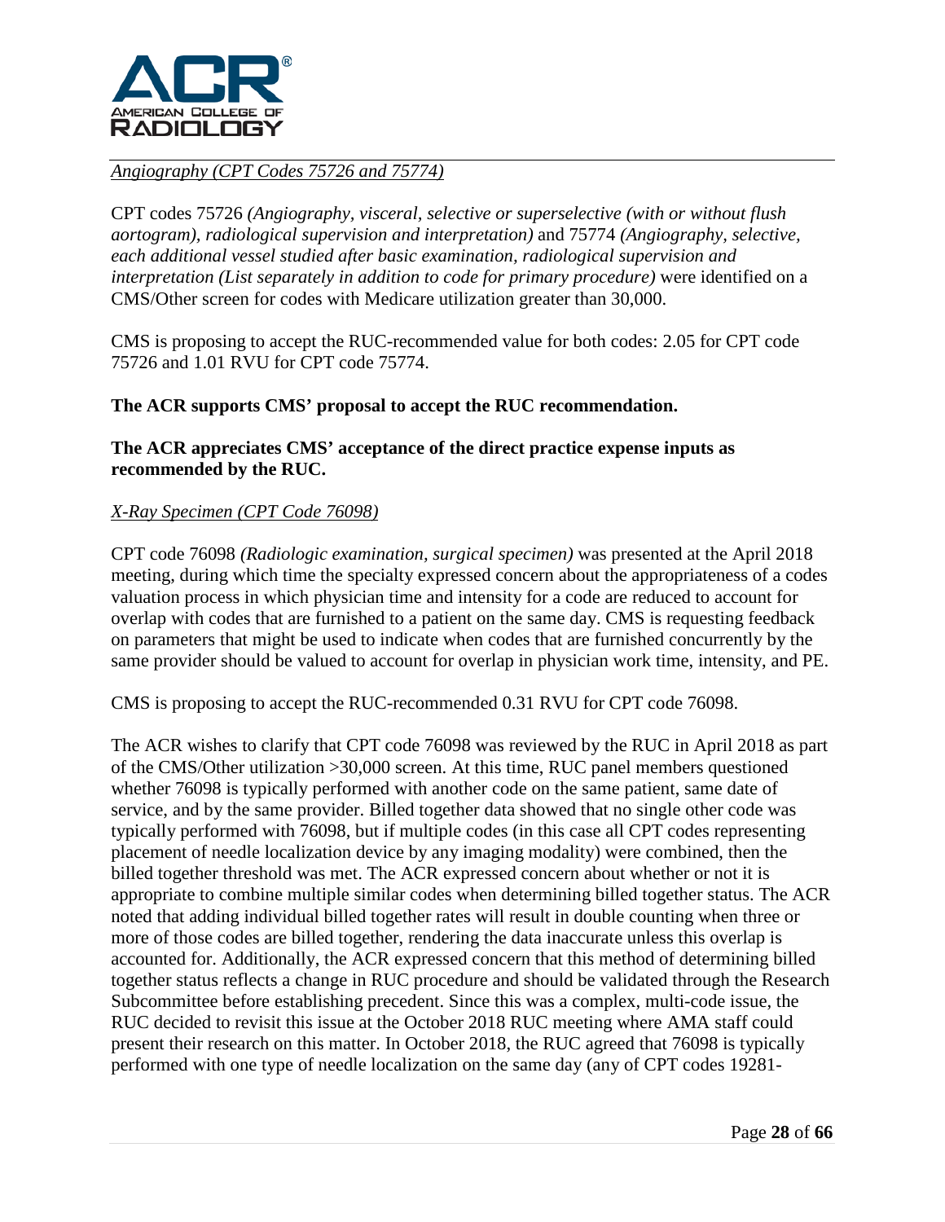*Angiography (CPT Codes 75726 and 75774)*

CPT codes 75726 *(Angiography, visceral, selective or superselective (with or without flush aortogram), radiological supervision and interpretation)* and 75774 *(Angiography, selective, each additional vessel studied after basic examination, radiological supervision and interpretation (List separately in addition to code for primary procedure)* were identified on a CMS/Other screen for codes with Medicare utilization greater than 30,000.

CMS is proposing to accept the RUC-recommended value for both codes: 2.05 for CPT code 75726 and 1.01 RVU for CPT code 75774.

**The ACR supports CMS' proposal to accept the RUC recommendation.**

**The ACR appreciates CMS' acceptance of the direct practice expense inputs as recommended by the RUC.**

*X-Ray Specimen (CPT Code 76098)*

CPT code 76098 *(Radiologic examination, surgical specimen)* was presented at the April 2018 meeting, during which time the specialty expressed concern about the appropriateness of a codes valuation process in which physician time and intensity for a code are reduced to account for overlap with codes that are furnished to a patient on the same day. CMS is requesting feedback on parameters that might be used to indicate when codes that are furnished concurrently by the same provider should be valued to account for overlap in physician work time, intensity, and PE.

CMS is proposing to accept the RUC-recommended 0.31 RVU for CPT code 76098.

The ACR wishes to clarify that CPT code 76098 was reviewed by the RUC in April 2018 as part of the CMS/Other utilization >30,000 screen. At this time, RUC panel members questioned whether 76098 is typically performed with another code on the same patient, same date of service, and by the same provider. Billed together data showed that no single other code was typically performed with 76098, but if multiple codes (in this case all CPT codes representing placement of needle localization device by any imaging modality) were combined, then the billed together threshold was met. The ACR expressed concern about whether or not it is appropriate to combine multiple similar codes when determining billed together status. The ACR noted that adding individual billed together rates will result in double counting when three or more of those codes are billed together, rendering the data inaccurate unless this overlap is accounted for. Additionally, the ACR expressed concern that this method of determining billed together status reflects a change in RUC procedure and should be validated through the Research Subcommittee before establishing precedent. Since this was a complex, multi-code issue, the RUC decided to revisit this issue at the October 2018 RUC meeting where AMA staff could present their research on this matter. In October 2018, the RUC agreed that 76098 is typically performed with one type of needle localization on the same day (any of CPT codes 19281-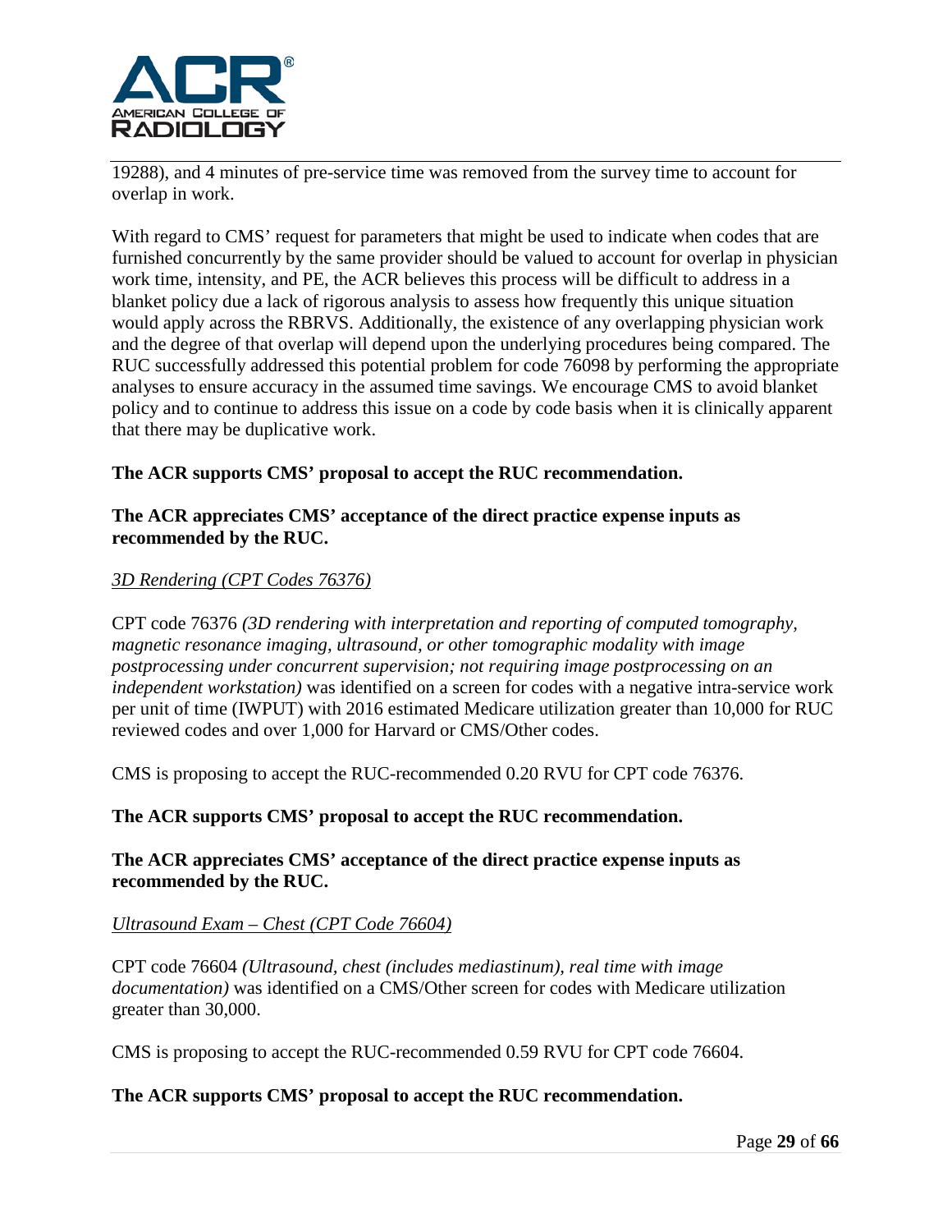19288), and 4 minutes of pre-service time was removed from the survey time to account for overlap in work.

With regard to CMS' request for parameters that might be used to indicate when codes that are furnished concurrently by the same provider should be valued to account for overlap in physician work time, intensity, and PE, the ACR believes this process will be difficult to address in a blanket policy due a lack of rigorous analysis to assess how frequently this unique situation would apply across the RBRVS. Additionally, the existence of any overlapping physician work and the degree of that overlap will depend upon the underlying procedures being compared. The RUC successfully addressed this potential problem for code 76098 by performing the appropriate analyses to ensure accuracy in the assumed time savings. We encourage CMS to avoid blanket policy and to continue to address this issue on a code by code basis when it is clinically apparent that there may be duplicative work.

**The ACR supports CMS' proposal to accept the RUC recommendation.**

**The ACR appreciates CMS' acceptance of the direct practice expense inputs as recommended by the RUC.**

*3D Rendering (CPT Codes 76376)*

CPT code 76376 *(3D rendering with interpretation and reporting of computed tomography, magnetic resonance imaging, ultrasound, or other tomographic modality with image postprocessing under concurrent supervision; not requiring image postprocessing on an independent workstation)* was identified on a screen for codes with a negative intra-service work per unit of time (IWPUT) with 2016 estimated Medicare utilization greater than 10,000 for RUC reviewed codes and over 1,000 for Harvard or CMS/Other codes.

CMS is proposing to accept the RUC-recommended 0.20 RVU for CPT code 76376.

**The ACR supports CMS' proposal to accept the RUC recommendation.**

**The ACR appreciates CMS' acceptance of the direct practice expense inputs as recommended by the RUC.**

*Ultrasound Exam – Chest (CPT Code 76604)*

CPT code 76604 *(Ultrasound, chest (includes mediastinum), real time with image documentation)* was identified on a CMS/Other screen for codes with Medicare utilization greater than 30,000.

CMS is proposing to accept the RUC-recommended 0.59 RVU for CPT code 76604.

**The ACR supports CMS' proposal to accept the RUC recommendation.**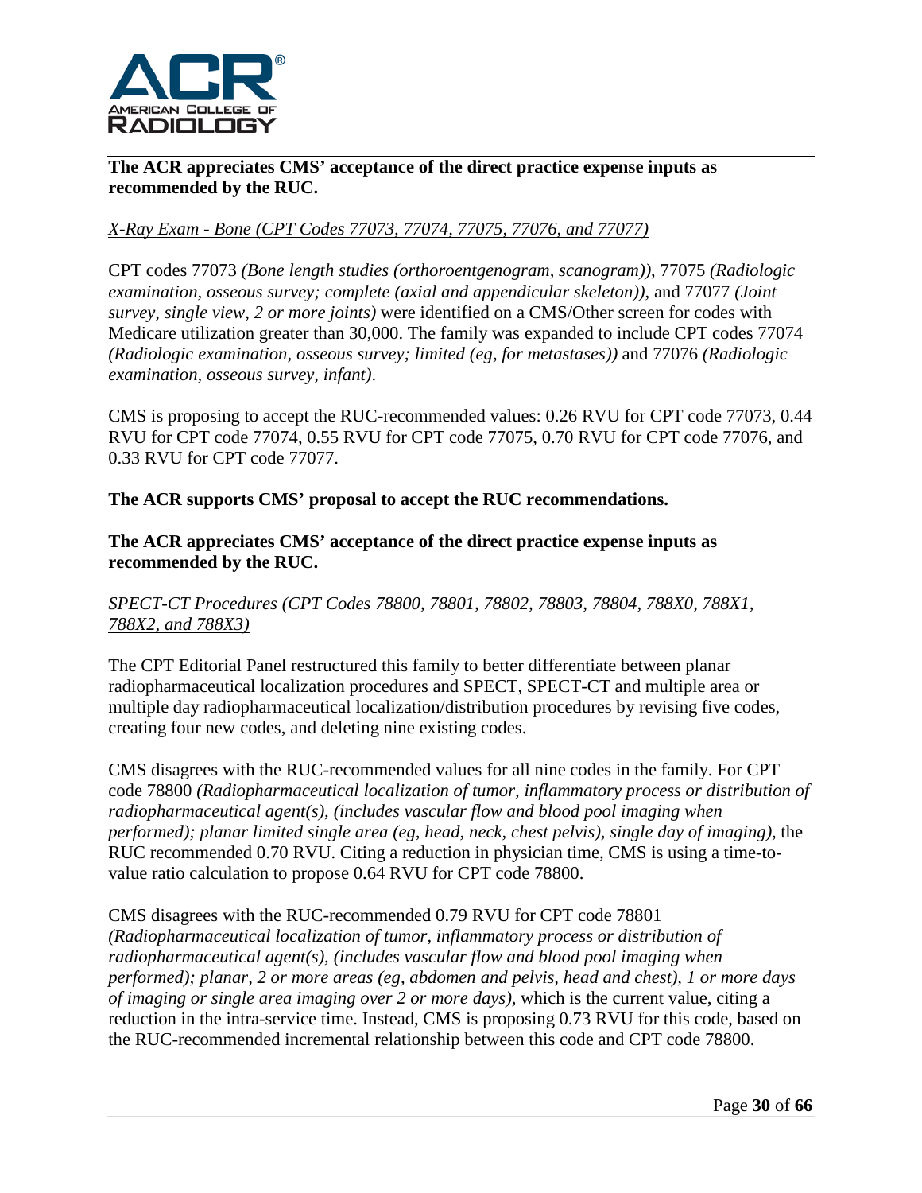**The ACR appreciates CMS' acceptance of the direct practice expense inputs as recommended by the RUC.**

*X-Ray Exam - Bone (CPT Codes 77073, 77074, 77075, 77076, and 77077)*

CPT codes 77073 *(Bone length studies (orthoroentgenogram, scanogram))*, 77075 *(Radiologic examination, osseous survey; complete (axial and appendicular skeleton))*, and 77077 *(Joint survey, single view, 2 or more joints)* were identified on a CMS/Other screen for codes with Medicare utilization greater than 30,000. The family was expanded to include CPT codes 77074 *(Radiologic examination, osseous survey; limited (eg, for metastases))* and 77076 *(Radiologic examination, osseous survey, infant)*.

CMS is proposing to accept the RUC-recommended values: 0.26 RVU for CPT code 77073, 0.44 RVU for CPT code 77074, 0.55 RVU for CPT code 77075, 0.70 RVU for CPT code 77076, and 0.33 RVU for CPT code 77077.

**The ACR supports CMS' proposal to accept the RUC recommendations.**

**The ACR appreciates CMS' acceptance of the direct practice expense inputs as recommended by the RUC.**

*SPECT-CT Procedures (CPT Codes 78800, 78801, 78802, 78803, 78804, 788X0, 788X1, 788X2, and 788X3)*

The CPT Editorial Panel restructured this family to better differentiate between planar radiopharmaceutical localization procedures and SPECT, SPECT-CT and multiple area or multiple day radiopharmaceutical localization/distribution procedures by revising five codes, creating four new codes, and deleting nine existing codes.

CMS disagrees with the RUC-recommended values for all nine codes in the family. For CPT code 78800 *(Radiopharmaceutical localization of tumor, inflammatory process or distribution of radiopharmaceutical agent(s), (includes vascular flow and blood pool imaging when performed); planar limited single area (eg, head, neck, chest pelvis), single day of imaging)*, the RUC recommended 0.70 RVU. Citing a reduction in physician time, CMS is using a time-to-value ratio calculation to propose 0.64 RVU for CPT code 78800.

CMS disagrees with the RUC-recommended 0.79 RVU for CPT code 78801 *(Radiopharmaceutical localization of tumor, inflammatory process or distribution of radiopharmaceutical agent(s), (includes vascular flow and blood pool imaging when performed); planar, 2 or more areas (eg, abdomen and pelvis, head and chest), 1 or more days of imaging or single area imaging over 2 or more days)*, which is the current value, citing a reduction in the intra-service time. Instead, CMS is proposing 0.73 RVU for this code, based on the RUC-recommended incremental relationship between this code and CPT code 78800.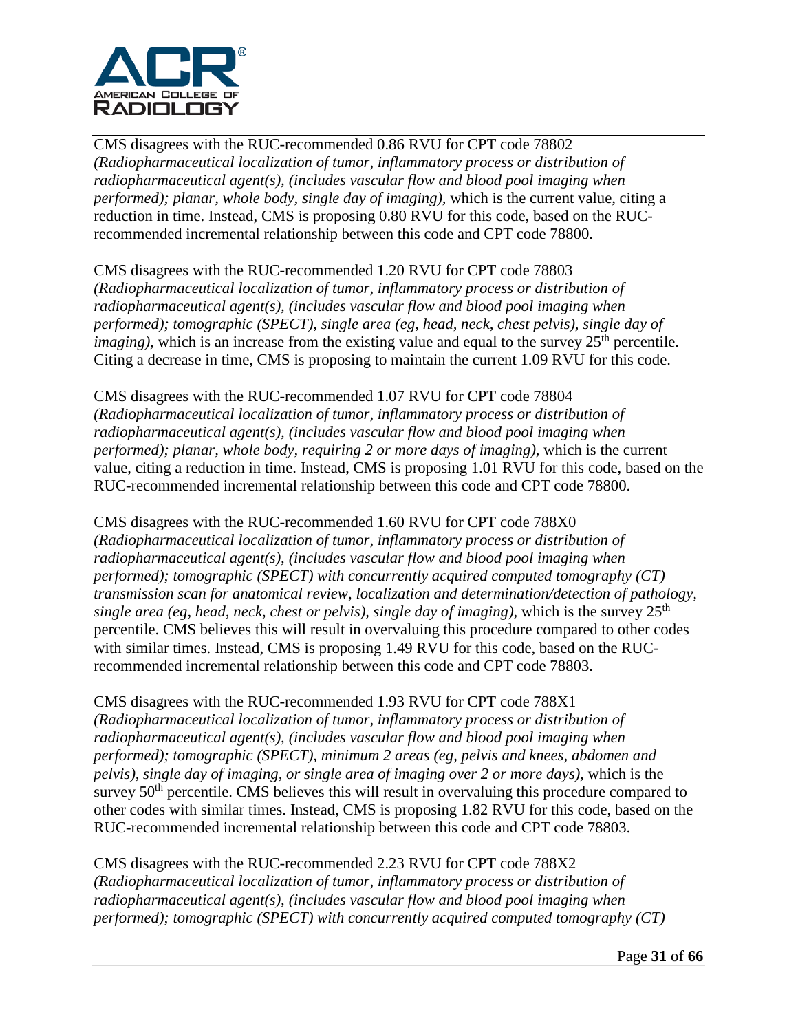CMS disagrees with the RUC-recommended 0.86 RVU for CPT code 78802 *(Radiopharmaceutical localization of tumor, inflammatory process or distribution of radiopharmaceutical agent(s), (includes vascular flow and blood pool imaging when performed); planar, whole body, single day of imaging),* which is the current value, citing a reduction in time. Instead, CMS is proposing 0.80 RVU for this code, based on the RUC-recommended incremental relationship between this code and CPT code 78800.

CMS disagrees with the RUC-recommended 1.20 RVU for CPT code 78803 *(Radiopharmaceutical localization of tumor, inflammatory process or distribution of radiopharmaceutical agent(s), (includes vascular flow and blood pool imaging when performed); tomographic (SPECT), single area (eg, head, neck, chest pelvis), single day of imaging),* which is an increase from the existing value and equal to the survey 25th percentile. Citing a decrease in time, CMS is proposing to maintain the current 1.09 RVU for this code.

CMS disagrees with the RUC-recommended 1.07 RVU for CPT code 78804 *(Radiopharmaceutical localization of tumor, inflammatory process or distribution of radiopharmaceutical agent(s), (includes vascular flow and blood pool imaging when performed); planar, whole body, requiring 2 or more days of imaging),* which is the current value, citing a reduction in time. Instead, CMS is proposing 1.01 RVU for this code, based on the RUC-recommended incremental relationship between this code and CPT code 78800.

CMS disagrees with the RUC-recommended 1.60 RVU for CPT code 788X0 *(Radiopharmaceutical localization of tumor, inflammatory process or distribution of radiopharmaceutical agent(s), (includes vascular flow and blood pool imaging when performed); tomographic (SPECT) with concurrently acquired computed tomography (CT) transmission scan for anatomical review, localization and determination/detection of pathology, single area (eg, head, neck, chest or pelvis), single day of imaging),* which is the survey 25th percentile. CMS believes this will result in overvaluing this procedure compared to other codes with similar times. Instead, CMS is proposing 1.49 RVU for this code, based on the RUC-recommended incremental relationship between this code and CPT code 78803.

CMS disagrees with the RUC-recommended 1.93 RVU for CPT code 788X1 *(Radiopharmaceutical localization of tumor, inflammatory process or distribution of radiopharmaceutical agent(s), (includes vascular flow and blood pool imaging when performed); tomographic (SPECT), minimum 2 areas (eg, pelvis and knees, abdomen and pelvis), single day of imaging, or single area of imaging over 2 or more days),* which is the survey 50th percentile. CMS believes this will result in overvaluing this procedure compared to other codes with similar times. Instead, CMS is proposing 1.82 RVU for this code, based on the RUC-recommended incremental relationship between this code and CPT code 78803.

CMS disagrees with the RUC-recommended 2.23 RVU for CPT code 788X2 *(Radiopharmaceutical localization of tumor, inflammatory process or distribution of radiopharmaceutical agent(s), (includes vascular flow and blood pool imaging when performed); tomographic (SPECT) with concurrently acquired computed tomography (CT)*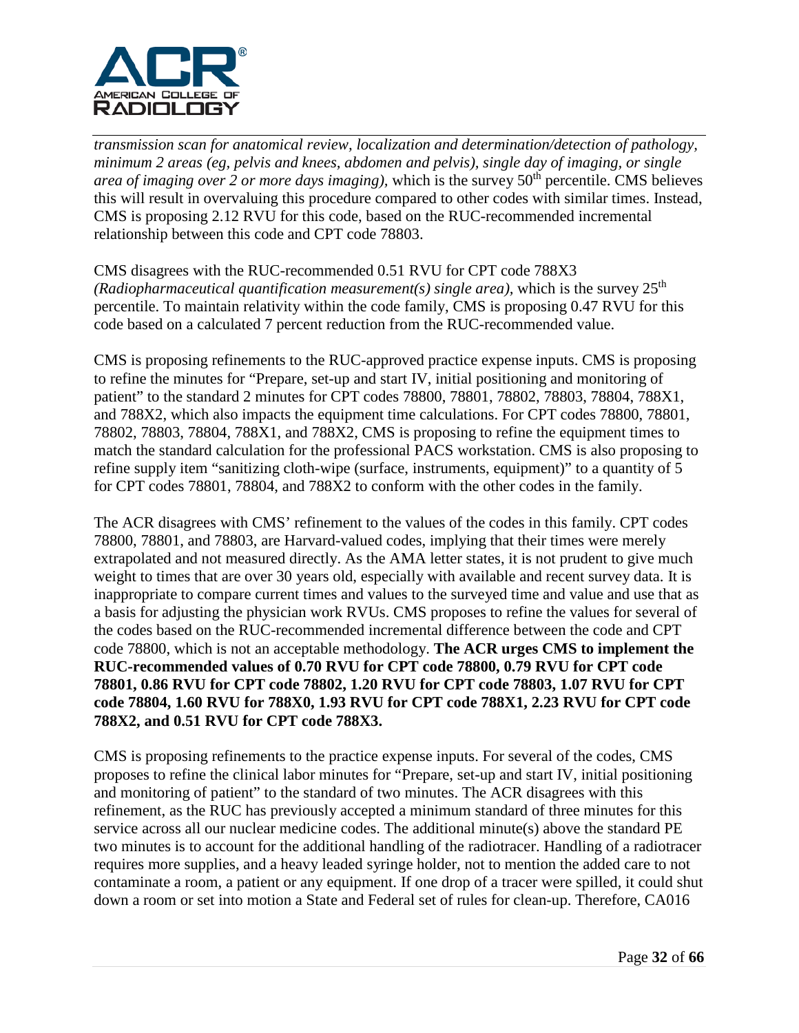*transmission scan for anatomical review, localization and determination/detection of pathology, minimum 2 areas (eg, pelvis and knees, abdomen and pelvis), single day of imaging, or single area of imaging over 2 or more days imaging),* which is the survey 50th percentile. CMS believes this will result in overvaluing this procedure compared to other codes with similar times. Instead, CMS is proposing 2.12 RVU for this code, based on the RUC-recommended incremental relationship between this code and CPT code 78803.

CMS disagrees with the RUC-recommended 0.51 RVU for CPT code 788X3 *(Radiopharmaceutical quantification measurement(s) single area),* which is the survey 25th percentile. To maintain relativity within the code family, CMS is proposing 0.47 RVU for this code based on a calculated 7 percent reduction from the RUC-recommended value.

CMS is proposing refinements to the RUC-approved practice expense inputs. CMS is proposing to refine the minutes for "Prepare, set-up and start IV, initial positioning and monitoring of patient" to the standard 2 minutes for CPT codes 78800, 78801, 78802, 78803, 78804, 788X1, and 788X2, which also impacts the equipment time calculations. For CPT codes 78800, 78801, 78802, 78803, 78804, 788X1, and 788X2, CMS is proposing to refine the equipment times to match the standard calculation for the professional PACS workstation. CMS is also proposing to refine supply item "sanitizing cloth-wipe (surface, instruments, equipment)" to a quantity of 5 for CPT codes 78801, 78804, and 788X2 to conform with the other codes in the family.

The ACR disagrees with CMS' refinement to the values of the codes in this family. CPT codes 78800, 78801, and 78803, are Harvard-valued codes, implying that their times were merely extrapolated and not measured directly. As the AMA letter states, it is not prudent to give much weight to times that are over 30 years old, especially with available and recent survey data. It is inappropriate to compare current times and values to the surveyed time and value and use that as a basis for adjusting the physician work RVUs. CMS proposes to refine the values for several of the codes based on the RUC-recommended incremental difference between the code and CPT code 78800, which is not an acceptable methodology. **The ACR urges CMS to implement the RUC-recommended values of 0.70 RVU for CPT code 78800, 0.79 RVU for CPT code 78801, 0.86 RVU for CPT code 78802, 1.20 RVU for CPT code 78803, 1.07 RVU for CPT code 78804, 1.60 RVU for 788X0, 1.93 RVU for CPT code 788X1, 2.23 RVU for CPT code 788X2, and 0.51 RVU for CPT code 788X3.**

CMS is proposing refinements to the practice expense inputs. For several of the codes, CMS proposes to refine the clinical labor minutes for "Prepare, set-up and start IV, initial positioning and monitoring of patient" to the standard of two minutes. The ACR disagrees with this refinement, as the RUC has previously accepted a minimum standard of three minutes for this service across all our nuclear medicine codes. The additional minute(s) above the standard PE two minutes is to account for the additional handling of the radiotracer. Handling of a radiotracer requires more supplies, and a heavy leaded syringe holder, not to mention the added care to not contaminate a room, a patient or any equipment. If one drop of a tracer were spilled, it could shut down a room or set into motion a State and Federal set of rules for clean-up. Therefore, CA016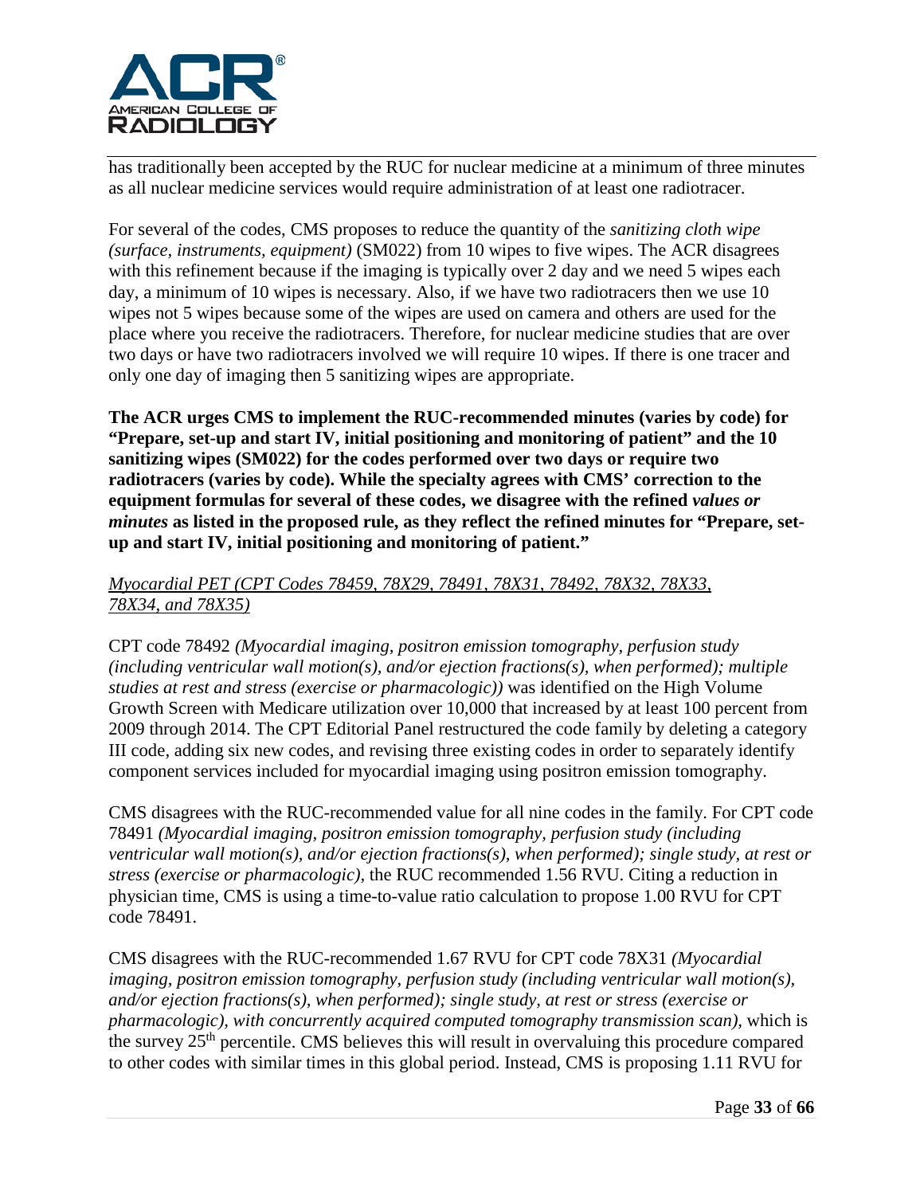has traditionally been accepted by the RUC for nuclear medicine at a minimum of three minutes as all nuclear medicine services would require administration of at least one radiotracer.

For several of the codes, CMS proposes to reduce the quantity of the *sanitizing cloth wipe (surface, instruments, equipment)* (SM022) from 10 wipes to five wipes. The ACR disagrees with this refinement because if the imaging is typically over 2 day and we need 5 wipes each day, a minimum of 10 wipes is necessary. Also, if we have two radiotracers then we use 10 wipes not 5 wipes because some of the wipes are used on camera and others are used for the place where you receive the radiotracers. Therefore, for nuclear medicine studies that are over two days or have two radiotracers involved we will require 10 wipes. If there is one tracer and only one day of imaging then 5 sanitizing wipes are appropriate.

**The ACR urges CMS to implement the RUC-recommended minutes (varies by code) for "Prepare, set-up and start IV, initial positioning and monitoring of patient" and the 10 sanitizing wipes (SM022) for the codes performed over two days or require two radiotracers (varies by code). While the specialty agrees with CMS' correction to the equipment formulas for several of these codes, we disagree with the refined *values or minutes* as listed in the proposed rule, as they reflect the refined minutes for "Prepare, set-up and start IV, initial positioning and monitoring of patient."**

<u>*Myocardial PET (CPT Codes 78459, 78X29, 78491, 78X31, 78492, 78X32, 78X33, 78X34, and 78X35)*</u>

CPT code 78492 *(Myocardial imaging, positron emission tomography, perfusion study (including ventricular wall motion(s), and/or ejection fractions(s), when performed); multiple studies at rest and stress (exercise or pharmacologic))* was identified on the High Volume Growth Screen with Medicare utilization over 10,000 that increased by at least 100 percent from 2009 through 2014. The CPT Editorial Panel restructured the code family by deleting a category III code, adding six new codes, and revising three existing codes in order to separately identify component services included for myocardial imaging using positron emission tomography.

CMS disagrees with the RUC-recommended value for all nine codes in the family. For CPT code 78491 *(Myocardial imaging, positron emission tomography, perfusion study (including ventricular wall motion(s), and/or ejection fractions(s), when performed); single study, at rest or stress (exercise or pharmacologic),* the RUC recommended 1.56 RVU. Citing a reduction in physician time, CMS is using a time-to-value ratio calculation to propose 1.00 RVU for CPT code 78491.

CMS disagrees with the RUC-recommended 1.67 RVU for CPT code 78X31 *(Myocardial imaging, positron emission tomography, perfusion study (including ventricular wall motion(s), and/or ejection fractions(s), when performed); single study, at rest or stress (exercise or pharmacologic), with concurrently acquired computed tomography transmission scan),* which is the survey 25th percentile. CMS believes this will result in overvaluing this procedure compared to other codes with similar times in this global period. Instead, CMS is proposing 1.11 RVU for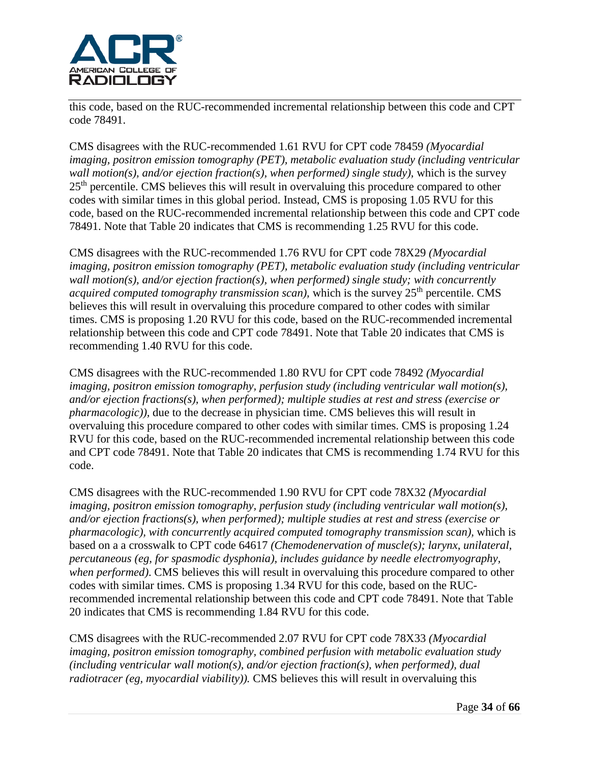this code, based on the RUC-recommended incremental relationship between this code and CPT code 78491.

CMS disagrees with the RUC-recommended 1.61 RVU for CPT code 78459 *(Myocardial imaging, positron emission tomography (PET), metabolic evaluation study (including ventricular wall motion(s), and/or ejection fraction(s), when performed) single study)*, which is the survey 25th percentile. CMS believes this will result in overvaluing this procedure compared to other codes with similar times in this global period. Instead, CMS is proposing 1.05 RVU for this code, based on the RUC-recommended incremental relationship between this code and CPT code 78491. Note that Table 20 indicates that CMS is recommending 1.25 RVU for this code.

CMS disagrees with the RUC-recommended 1.76 RVU for CPT code 78X29 *(Myocardial imaging, positron emission tomography (PET), metabolic evaluation study (including ventricular wall motion(s), and/or ejection fraction(s), when performed) single study; with concurrently acquired computed tomography transmission scan),* which is the survey 25th percentile. CMS believes this will result in overvaluing this procedure compared to other codes with similar times. CMS is proposing 1.20 RVU for this code, based on the RUC-recommended incremental relationship between this code and CPT code 78491. Note that Table 20 indicates that CMS is recommending 1.40 RVU for this code.

CMS disagrees with the RUC-recommended 1.80 RVU for CPT code 78492 *(Myocardial imaging, positron emission tomography, perfusion study (including ventricular wall motion(s), and/or ejection fractions(s), when performed); multiple studies at rest and stress (exercise or pharmacologic)),* due to the decrease in physician time. CMS believes this will result in overvaluing this procedure compared to other codes with similar times. CMS is proposing 1.24 RVU for this code, based on the RUC-recommended incremental relationship between this code and CPT code 78491. Note that Table 20 indicates that CMS is recommending 1.74 RVU for this code.

CMS disagrees with the RUC-recommended 1.90 RVU for CPT code 78X32 *(Myocardial imaging, positron emission tomography, perfusion study (including ventricular wall motion(s), and/or ejection fractions(s), when performed); multiple studies at rest and stress (exercise or pharmacologic), with concurrently acquired computed tomography transmission scan),* which is based on a a crosswalk to CPT code 64617 *(Chemodenervation of muscle(s); larynx, unilateral, percutaneous (eg, for spasmodic dysphonia), includes guidance by needle electromyography, when performed)*. CMS believes this will result in overvaluing this procedure compared to other codes with similar times. CMS is proposing 1.34 RVU for this code, based on the RUC-recommended incremental relationship between this code and CPT code 78491. Note that Table 20 indicates that CMS is recommending 1.84 RVU for this code.

CMS disagrees with the RUC-recommended 2.07 RVU for CPT code 78X33 *(Myocardial imaging, positron emission tomography, combined perfusion with metabolic evaluation study (including ventricular wall motion(s), and/or ejection fraction(s), when performed), dual radiotracer (eg, myocardial viability)).* CMS believes this will result in overvaluing this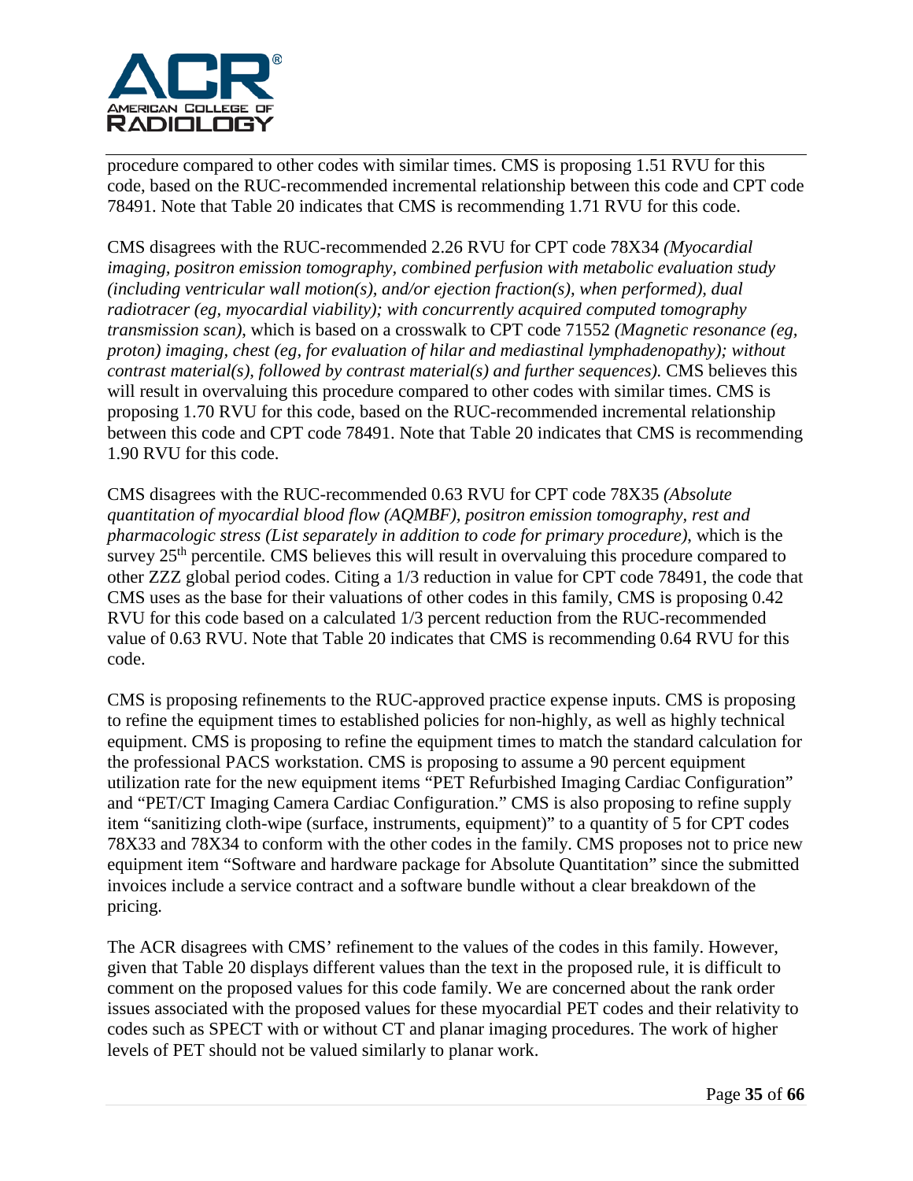procedure compared to other codes with similar times. CMS is proposing 1.51 RVU for this code, based on the RUC-recommended incremental relationship between this code and CPT code 78491. Note that Table 20 indicates that CMS is recommending 1.71 RVU for this code.

CMS disagrees with the RUC-recommended 2.26 RVU for CPT code 78X34 *(Myocardial imaging, positron emission tomography, combined perfusion with metabolic evaluation study (including ventricular wall motion(s), and/or ejection fraction(s), when performed), dual radiotracer (eg, myocardial viability); with concurrently acquired computed tomography transmission scan)*, which is based on a crosswalk to CPT code 71552 *(Magnetic resonance (eg, proton) imaging, chest (eg, for evaluation of hilar and mediastinal lymphadenopathy); without contrast material(s), followed by contrast material(s) and further sequences).* CMS believes this will result in overvaluing this procedure compared to other codes with similar times. CMS is proposing 1.70 RVU for this code, based on the RUC-recommended incremental relationship between this code and CPT code 78491. Note that Table 20 indicates that CMS is recommending 1.90 RVU for this code.

CMS disagrees with the RUC-recommended 0.63 RVU for CPT code 78X35 *(Absolute quantitation of myocardial blood flow (AQMBF), positron emission tomography, rest and pharmacologic stress (List separately in addition to code for primary procedure)*, which is the survey 25th percentile*.* CMS believes this will result in overvaluing this procedure compared to other ZZZ global period codes. Citing a 1/3 reduction in value for CPT code 78491, the code that CMS uses as the base for their valuations of other codes in this family, CMS is proposing 0.42 RVU for this code based on a calculated 1/3 percent reduction from the RUC-recommended value of 0.63 RVU. Note that Table 20 indicates that CMS is recommending 0.64 RVU for this code.

CMS is proposing refinements to the RUC-approved practice expense inputs. CMS is proposing to refine the equipment times to established policies for non-highly, as well as highly technical equipment. CMS is proposing to refine the equipment times to match the standard calculation for the professional PACS workstation. CMS is proposing to assume a 90 percent equipment utilization rate for the new equipment items "PET Refurbished Imaging Cardiac Configuration" and "PET/CT Imaging Camera Cardiac Configuration." CMS is also proposing to refine supply item "sanitizing cloth-wipe (surface, instruments, equipment)" to a quantity of 5 for CPT codes 78X33 and 78X34 to conform with the other codes in the family. CMS proposes not to price new equipment item "Software and hardware package for Absolute Quantitation" since the submitted invoices include a service contract and a software bundle without a clear breakdown of the pricing.

The ACR disagrees with CMS' refinement to the values of the codes in this family. However, given that Table 20 displays different values than the text in the proposed rule, it is difficult to comment on the proposed values for this code family. We are concerned about the rank order issues associated with the proposed values for these myocardial PET codes and their relativity to codes such as SPECT with or without CT and planar imaging procedures. The work of higher levels of PET should not be valued similarly to planar work.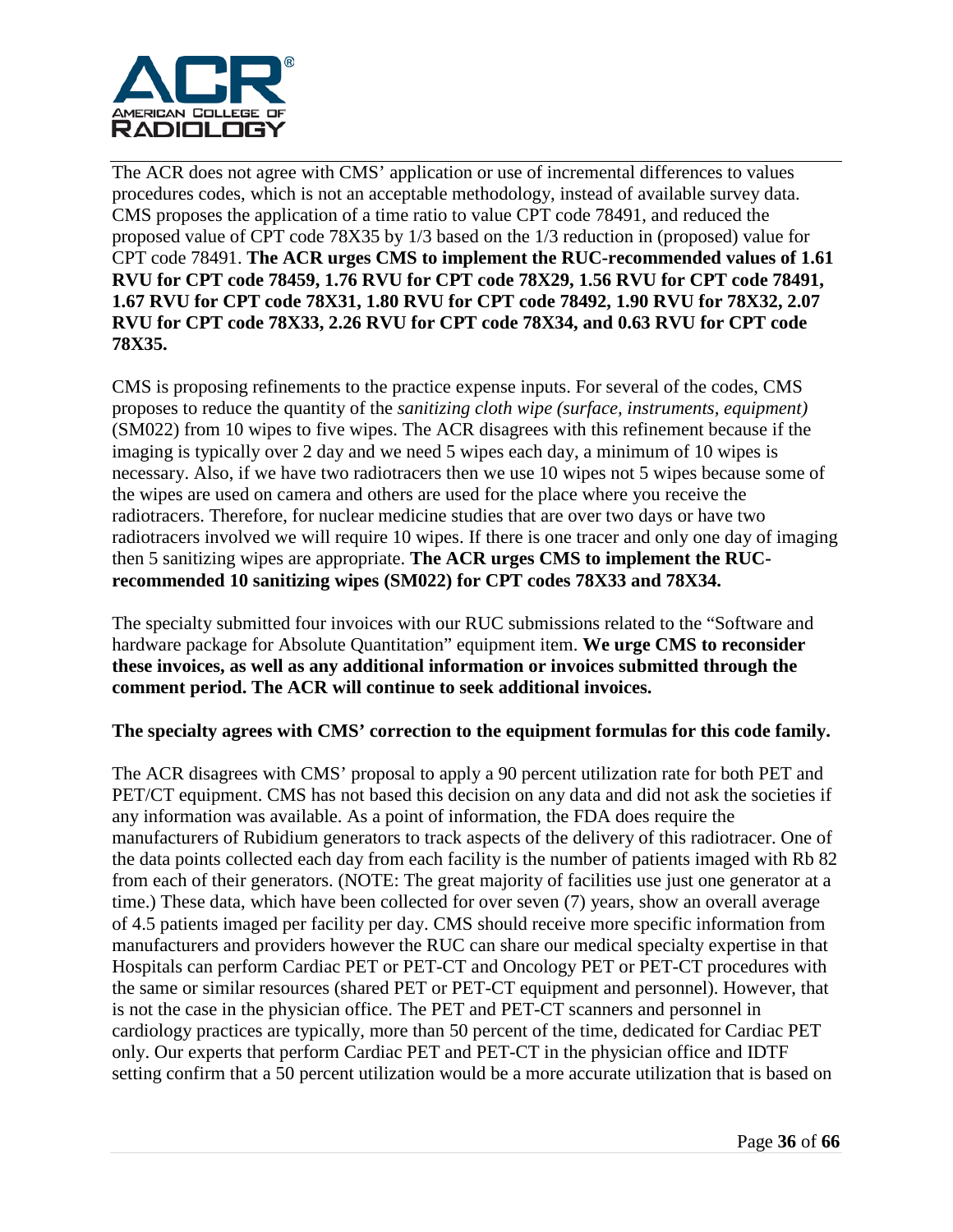The ACR does not agree with CMS' application or use of incremental differences to values procedures codes, which is not an acceptable methodology, instead of available survey data. CMS proposes the application of a time ratio to value CPT code 78491, and reduced the proposed value of CPT code 78X35 by 1/3 based on the 1/3 reduction in (proposed) value for CPT code 78491. **The ACR urges CMS to implement the RUC-recommended values of 1.61 RVU for CPT code 78459, 1.76 RVU for CPT code 78X29, 1.56 RVU for CPT code 78491, 1.67 RVU for CPT code 78X31, 1.80 RVU for CPT code 78492, 1.90 RVU for 78X32, 2.07 RVU for CPT code 78X33, 2.26 RVU for CPT code 78X34, and 0.63 RVU for CPT code 78X35.**

CMS is proposing refinements to the practice expense inputs. For several of the codes, CMS proposes to reduce the quantity of the *sanitizing cloth wipe (surface, instruments, equipment)* (SM022) from 10 wipes to five wipes. The ACR disagrees with this refinement because if the imaging is typically over 2 day and we need 5 wipes each day, a minimum of 10 wipes is necessary. Also, if we have two radiotracers then we use 10 wipes not 5 wipes because some of the wipes are used on camera and others are used for the place where you receive the radiotracers. Therefore, for nuclear medicine studies that are over two days or have two radiotracers involved we will require 10 wipes. If there is one tracer and only one day of imaging then 5 sanitizing wipes are appropriate. **The ACR urges CMS to implement the RUC-recommended 10 sanitizing wipes (SM022) for CPT codes 78X33 and 78X34.**

The specialty submitted four invoices with our RUC submissions related to the "Software and hardware package for Absolute Quantitation" equipment item. **We urge CMS to reconsider these invoices, as well as any additional information or invoices submitted through the comment period. The ACR will continue to seek additional invoices.**

**The specialty agrees with CMS' correction to the equipment formulas for this code family.**

The ACR disagrees with CMS' proposal to apply a 90 percent utilization rate for both PET and PET/CT equipment. CMS has not based this decision on any data and did not ask the societies if any information was available. As a point of information, the FDA does require the manufacturers of Rubidium generators to track aspects of the delivery of this radiotracer. One of the data points collected each day from each facility is the number of patients imaged with Rb 82 from each of their generators. (NOTE: The great majority of facilities use just one generator at a time.) These data, which have been collected for over seven (7) years, show an overall average of 4.5 patients imaged per facility per day. CMS should receive more specific information from manufacturers and providers however the RUC can share our medical specialty expertise in that Hospitals can perform Cardiac PET or PET-CT and Oncology PET or PET-CT procedures with the same or similar resources (shared PET or PET-CT equipment and personnel). However, that is not the case in the physician office. The PET and PET-CT scanners and personnel in cardiology practices are typically, more than 50 percent of the time, dedicated for Cardiac PET only. Our experts that perform Cardiac PET and PET-CT in the physician office and IDTF setting confirm that a 50 percent utilization would be a more accurate utilization that is based on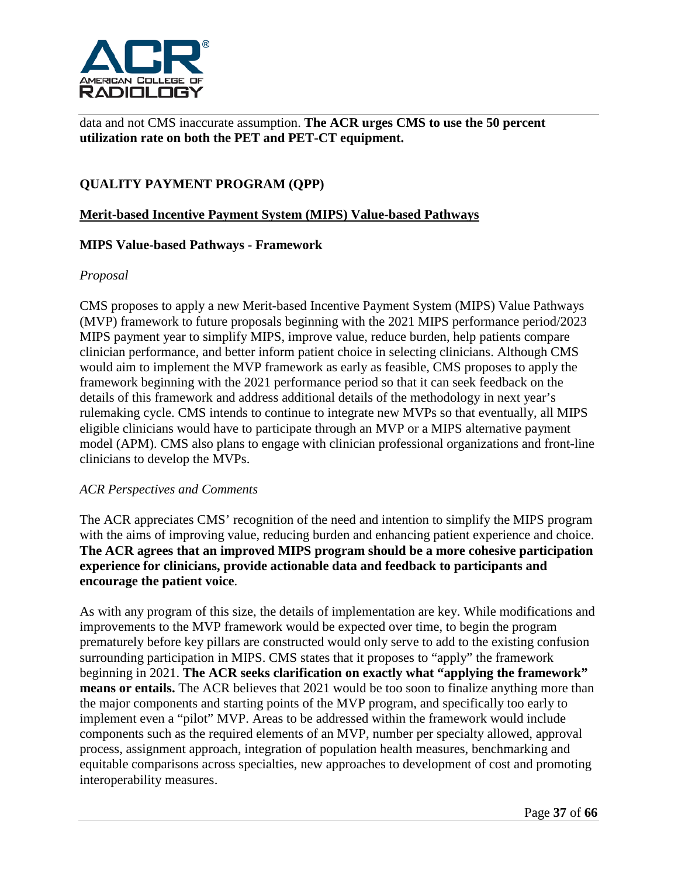data and not CMS inaccurate assumption. **The ACR urges CMS to use the 50 percent utilization rate on both the PET and PET-CT equipment.**

## QUALITY PAYMENT PROGRAM (QPP)

### Merit-based Incentive Payment System (MIPS) Value-based Pathways

#### MIPS Value-based Pathways - Framework

*Proposal*

CMS proposes to apply a new Merit-based Incentive Payment System (MIPS) Value Pathways (MVP) framework to future proposals beginning with the 2021 MIPS performance period/2023 MIPS payment year to simplify MIPS, improve value, reduce burden, help patients compare clinician performance, and better inform patient choice in selecting clinicians. Although CMS would aim to implement the MVP framework as early as feasible, CMS proposes to apply the framework beginning with the 2021 performance period so that it can seek feedback on the details of this framework and address additional details of the methodology in next year's rulemaking cycle. CMS intends to continue to integrate new MVPs so that eventually, all MIPS eligible clinicians would have to participate through an MVP or a MIPS alternative payment model (APM). CMS also plans to engage with clinician professional organizations and front-line clinicians to develop the MVPs.

*ACR Perspectives and Comments*

The ACR appreciates CMS' recognition of the need and intention to simplify the MIPS program with the aims of improving value, reducing burden and enhancing patient experience and choice. **The ACR agrees that an improved MIPS program should be a more cohesive participation experience for clinicians, provide actionable data and feedback to participants and encourage the patient voice**.

As with any program of this size, the details of implementation are key. While modifications and improvements to the MVP framework would be expected over time, to begin the program prematurely before key pillars are constructed would only serve to add to the existing confusion surrounding participation in MIPS. CMS states that it proposes to "apply" the framework beginning in 2021. **The ACR seeks clarification on exactly what "applying the framework" means or entails.** The ACR believes that 2021 would be too soon to finalize anything more than the major components and starting points of the MVP program, and specifically too early to implement even a "pilot" MVP. Areas to be addressed within the framework would include components such as the required elements of an MVP, number per specialty allowed, approval process, assignment approach, integration of population health measures, benchmarking and equitable comparisons across specialties, new approaches to development of cost and promoting interoperability measures.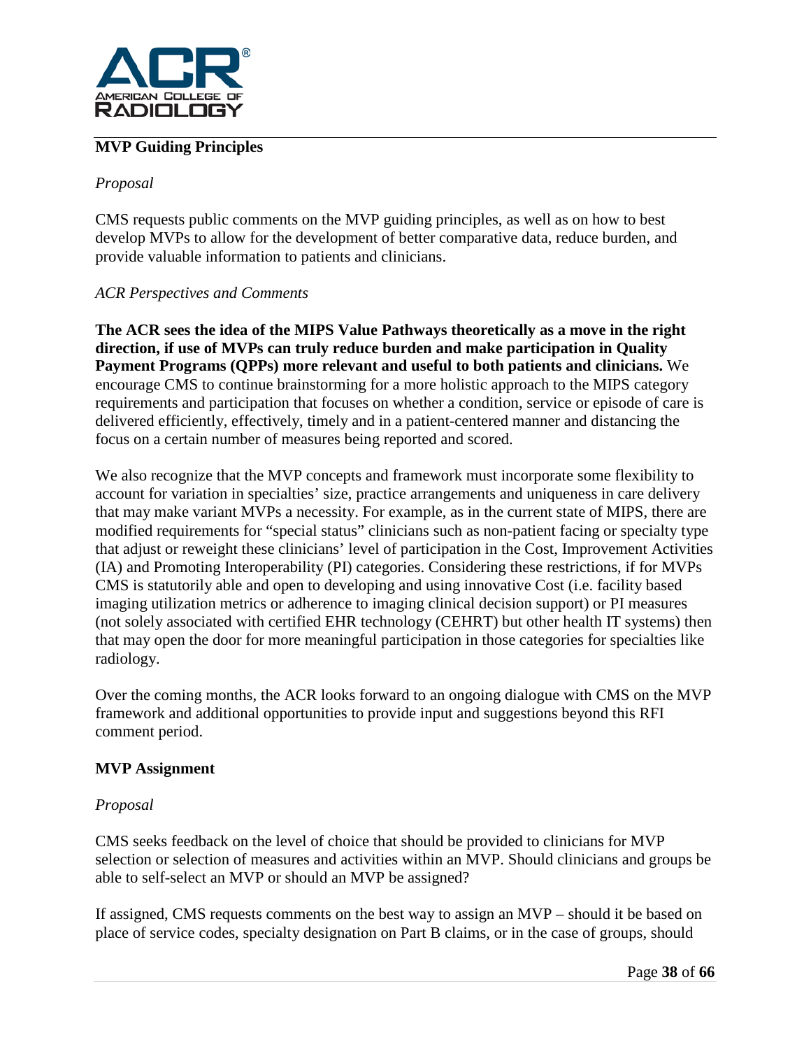**MVP Guiding Principles**

*Proposal*

CMS requests public comments on the MVP guiding principles, as well as on how to best develop MVPs to allow for the development of better comparative data, reduce burden, and provide valuable information to patients and clinicians.

*ACR Perspectives and Comments*

**The ACR sees the idea of the MIPS Value Pathways theoretically as a move in the right direction, if use of MVPs can truly reduce burden and make participation in Quality Payment Programs (QPPs) more relevant and useful to both patients and clinicians.** We encourage CMS to continue brainstorming for a more holistic approach to the MIPS category requirements and participation that focuses on whether a condition, service or episode of care is delivered efficiently, effectively, timely and in a patient-centered manner and distancing the focus on a certain number of measures being reported and scored.

We also recognize that the MVP concepts and framework must incorporate some flexibility to account for variation in specialties' size, practice arrangements and uniqueness in care delivery that may make variant MVPs a necessity. For example, as in the current state of MIPS, there are modified requirements for "special status" clinicians such as non-patient facing or specialty type that adjust or reweight these clinicians' level of participation in the Cost, Improvement Activities (IA) and Promoting Interoperability (PI) categories. Considering these restrictions, if for MVPs CMS is statutorily able and open to developing and using innovative Cost (i.e. facility based imaging utilization metrics or adherence to imaging clinical decision support) or PI measures (not solely associated with certified EHR technology (CEHRT) but other health IT systems) then that may open the door for more meaningful participation in those categories for specialties like radiology.

Over the coming months, the ACR looks forward to an ongoing dialogue with CMS on the MVP framework and additional opportunities to provide input and suggestions beyond this RFI comment period.

**MVP Assignment**

*Proposal*

CMS seeks feedback on the level of choice that should be provided to clinicians for MVP selection or selection of measures and activities within an MVP. Should clinicians and groups be able to self-select an MVP or should an MVP be assigned?

If assigned, CMS requests comments on the best way to assign an MVP – should it be based on place of service codes, specialty designation on Part B claims, or in the case of groups, should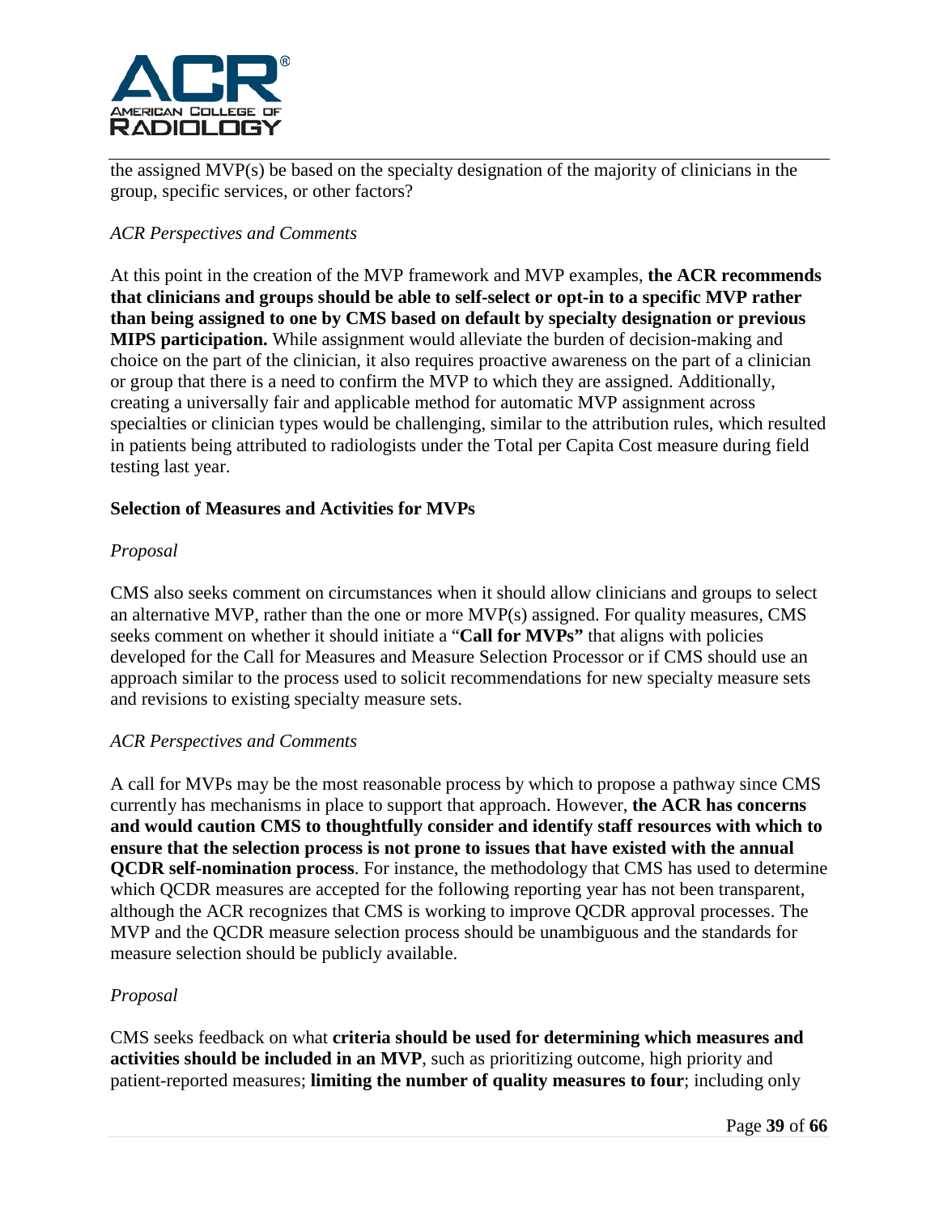the assigned MVP(s) be based on the specialty designation of the majority of clinicians in the group, specific services, or other factors?

*ACR Perspectives and Comments*

At this point in the creation of the MVP framework and MVP examples, **the ACR recommends that clinicians and groups should be able to self-select or opt-in to a specific MVP rather than being assigned to one by CMS based on default by specialty designation or previous MIPS participation.** While assignment would alleviate the burden of decision-making and choice on the part of the clinician, it also requires proactive awareness on the part of a clinician or group that there is a need to confirm the MVP to which they are assigned. Additionally, creating a universally fair and applicable method for automatic MVP assignment across specialties or clinician types would be challenging, similar to the attribution rules, which resulted in patients being attributed to radiologists under the Total per Capita Cost measure during field testing last year.

**Selection of Measures and Activities for MVPs**

*Proposal*

CMS also seeks comment on circumstances when it should allow clinicians and groups to select an alternative MVP, rather than the one or more MVP(s) assigned. For quality measures, CMS seeks comment on whether it should initiate a "**Call for MVPs"** that aligns with policies developed for the Call for Measures and Measure Selection Processor or if CMS should use an approach similar to the process used to solicit recommendations for new specialty measure sets and revisions to existing specialty measure sets.

*ACR Perspectives and Comments*

A call for MVPs may be the most reasonable process by which to propose a pathway since CMS currently has mechanisms in place to support that approach. However, **the ACR has concerns and would caution CMS to thoughtfully consider and identify staff resources with which to ensure that the selection process is not prone to issues that have existed with the annual QCDR self-nomination process**. For instance, the methodology that CMS has used to determine which QCDR measures are accepted for the following reporting year has not been transparent, although the ACR recognizes that CMS is working to improve QCDR approval processes. The MVP and the QCDR measure selection process should be unambiguous and the standards for measure selection should be publicly available.

*Proposal*

CMS seeks feedback on what **criteria should be used for determining which measures and activities should be included in an MVP**, such as prioritizing outcome, high priority and patient-reported measures; **limiting the number of quality measures to four**; including only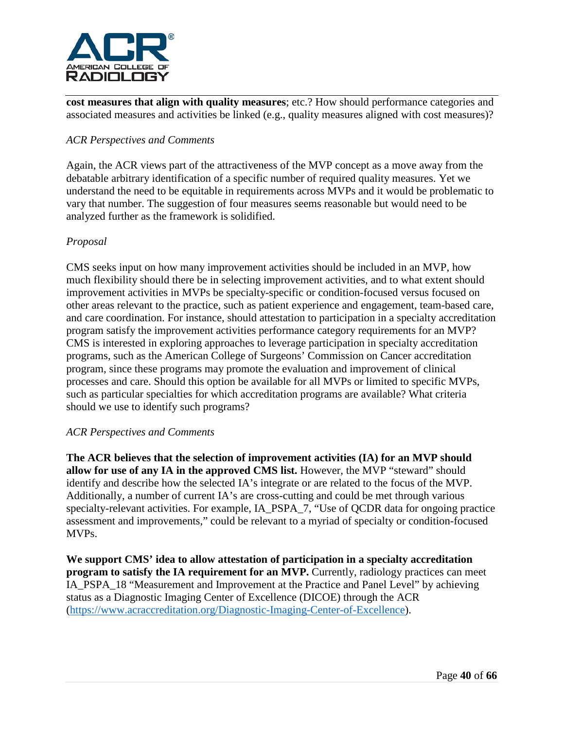**cost measures that align with quality measures**; etc.? How should performance categories and associated measures and activities be linked (e.g., quality measures aligned with cost measures)?

*ACR Perspectives and Comments*

Again, the ACR views part of the attractiveness of the MVP concept as a move away from the debatable arbitrary identification of a specific number of required quality measures. Yet we understand the need to be equitable in requirements across MVPs and it would be problematic to vary that number. The suggestion of four measures seems reasonable but would need to be analyzed further as the framework is solidified.

*Proposal*

CMS seeks input on how many improvement activities should be included in an MVP, how much flexibility should there be in selecting improvement activities, and to what extent should improvement activities in MVPs be specialty-specific or condition-focused versus focused on other areas relevant to the practice, such as patient experience and engagement, team-based care, and care coordination. For instance, should attestation to participation in a specialty accreditation program satisfy the improvement activities performance category requirements for an MVP? CMS is interested in exploring approaches to leverage participation in specialty accreditation programs, such as the American College of Surgeons' Commission on Cancer accreditation program, since these programs may promote the evaluation and improvement of clinical processes and care. Should this option be available for all MVPs or limited to specific MVPs, such as particular specialties for which accreditation programs are available? What criteria should we use to identify such programs?

*ACR Perspectives and Comments*

**The ACR believes that the selection of improvement activities (IA) for an MVP should allow for use of any IA in the approved CMS list.** However, the MVP "steward" should identify and describe how the selected IA's integrate or are related to the focus of the MVP. Additionally, a number of current IA's are cross-cutting and could be met through various specialty-relevant activities. For example, IA_PSPA_7, "Use of QCDR data for ongoing practice assessment and improvements," could be relevant to a myriad of specialty or condition-focused MVPs.

**We support CMS' idea to allow attestation of participation in a specialty accreditation program to satisfy the IA requirement for an MVP.** Currently, radiology practices can meet IA_PSPA_18 "Measurement and Improvement at the Practice and Panel Level" by achieving status as a Diagnostic Imaging Center of Excellence (DICOE) through the ACR (https://www.acraccreditation.org/Diagnostic-Imaging-Center-of-Excellence).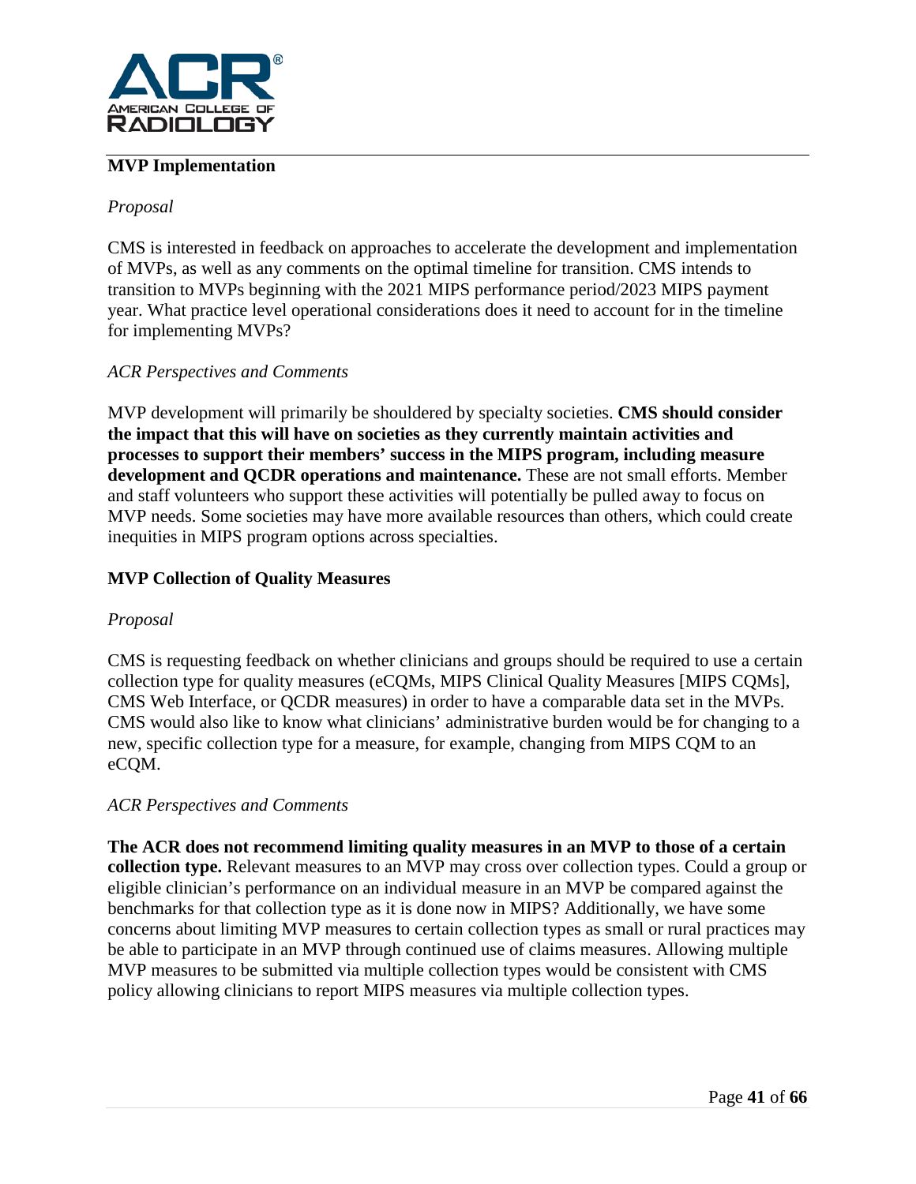**MVP Implementation**

*Proposal*

CMS is interested in feedback on approaches to accelerate the development and implementation of MVPs, as well as any comments on the optimal timeline for transition. CMS intends to transition to MVPs beginning with the 2021 MIPS performance period/2023 MIPS payment year. What practice level operational considerations does it need to account for in the timeline for implementing MVPs?

*ACR Perspectives and Comments*

MVP development will primarily be shouldered by specialty societies. **CMS should consider the impact that this will have on societies as they currently maintain activities and processes to support their members' success in the MIPS program, including measure development and QCDR operations and maintenance.** These are not small efforts. Member and staff volunteers who support these activities will potentially be pulled away to focus on MVP needs. Some societies may have more available resources than others, which could create inequities in MIPS program options across specialties.

**MVP Collection of Quality Measures**

*Proposal*

CMS is requesting feedback on whether clinicians and groups should be required to use a certain collection type for quality measures (eCQMs, MIPS Clinical Quality Measures [MIPS CQMs], CMS Web Interface, or QCDR measures) in order to have a comparable data set in the MVPs. CMS would also like to know what clinicians' administrative burden would be for changing to a new, specific collection type for a measure, for example, changing from MIPS CQM to an eCQM.

*ACR Perspectives and Comments*

**The ACR does not recommend limiting quality measures in an MVP to those of a certain collection type.** Relevant measures to an MVP may cross over collection types. Could a group or eligible clinician's performance on an individual measure in an MVP be compared against the benchmarks for that collection type as it is done now in MIPS? Additionally, we have some concerns about limiting MVP measures to certain collection types as small or rural practices may be able to participate in an MVP through continued use of claims measures. Allowing multiple MVP measures to be submitted via multiple collection types would be consistent with CMS policy allowing clinicians to report MIPS measures via multiple collection types.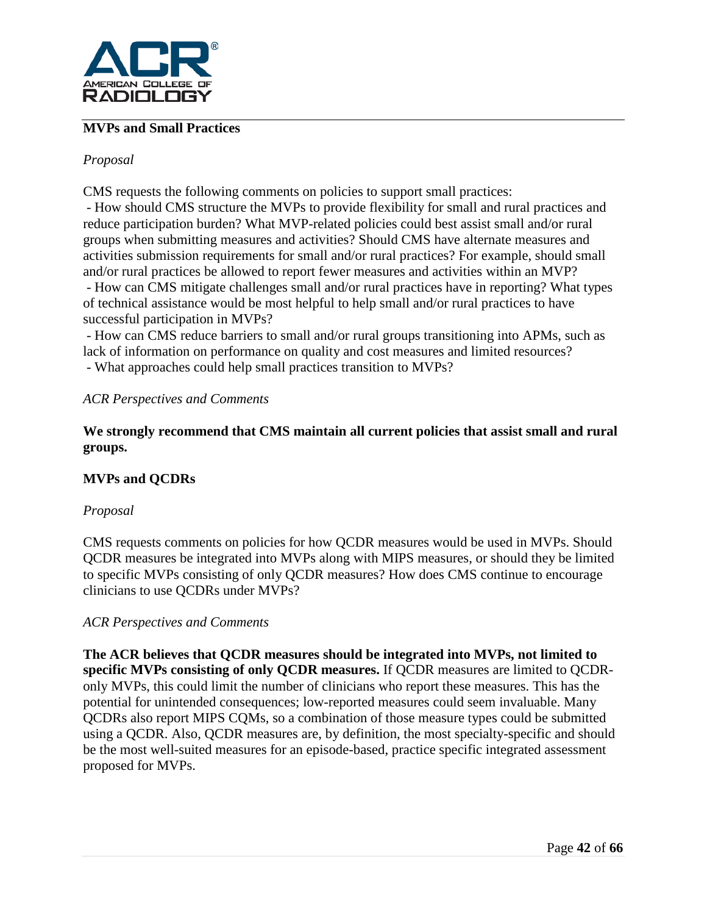**MVPs and Small Practices**

*Proposal*

CMS requests the following comments on policies to support small practices:

- How should CMS structure the MVPs to provide flexibility for small and rural practices and reduce participation burden? What MVP-related policies could best assist small and/or rural groups when submitting measures and activities? Should CMS have alternate measures and activities submission requirements for small and/or rural practices? For example, should small and/or rural practices be allowed to report fewer measures and activities within an MVP?
- How can CMS mitigate challenges small and/or rural practices have in reporting? What types of technical assistance would be most helpful to help small and/or rural practices to have successful participation in MVPs?
- How can CMS reduce barriers to small and/or rural groups transitioning into APMs, such as lack of information on performance on quality and cost measures and limited resources?
- What approaches could help small practices transition to MVPs?

*ACR Perspectives and Comments*

**We strongly recommend that CMS maintain all current policies that assist small and rural groups.**

**MVPs and QCDRs**

*Proposal*

CMS requests comments on policies for how QCDR measures would be used in MVPs. Should QCDR measures be integrated into MVPs along with MIPS measures, or should they be limited to specific MVPs consisting of only QCDR measures? How does CMS continue to encourage clinicians to use QCDRs under MVPs?

*ACR Perspectives and Comments*

**The ACR believes that QCDR measures should be integrated into MVPs, not limited to specific MVPs consisting of only QCDR measures.** If QCDR measures are limited to QCDR-only MVPs, this could limit the number of clinicians who report these measures. This has the potential for unintended consequences; low-reported measures could seem invaluable. Many QCDRs also report MIPS CQMs, so a combination of those measure types could be submitted using a QCDR. Also, QCDR measures are, by definition, the most specialty-specific and should be the most well-suited measures for an episode-based, practice specific integrated assessment proposed for MVPs.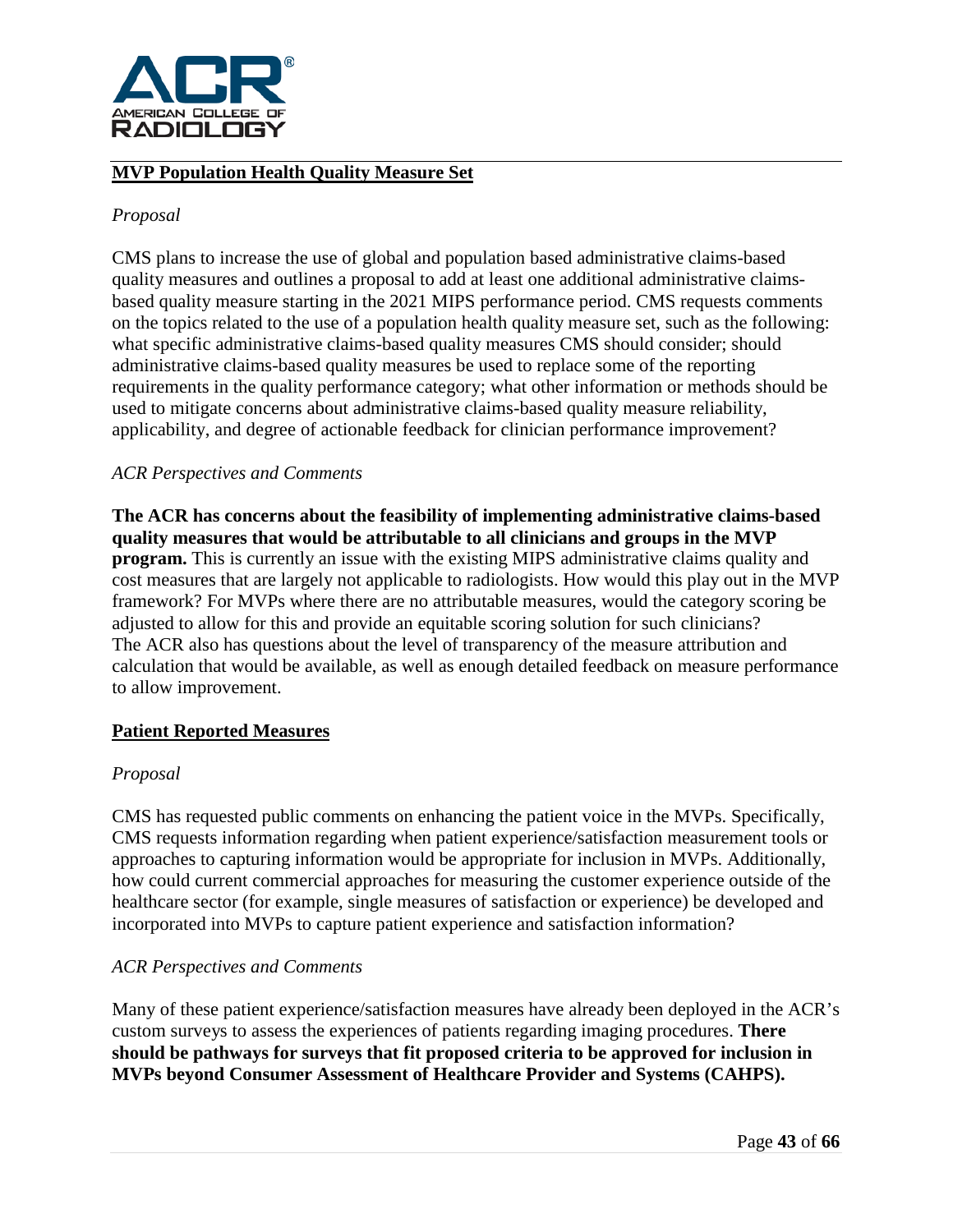## MVP Population Health Quality Measure Set

*Proposal*

CMS plans to increase the use of global and population based administrative claims-based quality measures and outlines a proposal to add at least one additional administrative claims-based quality measure starting in the 2021 MIPS performance period. CMS requests comments on the topics related to the use of a population health quality measure set, such as the following: what specific administrative claims-based quality measures CMS should consider; should administrative claims-based quality measures be used to replace some of the reporting requirements in the quality performance category; what other information or methods should be used to mitigate concerns about administrative claims-based quality measure reliability, applicability, and degree of actionable feedback for clinician performance improvement?

*ACR Perspectives and Comments*

**The ACR has concerns about the feasibility of implementing administrative claims-based quality measures that would be attributable to all clinicians and groups in the MVP program.** This is currently an issue with the existing MIPS administrative claims quality and cost measures that are largely not applicable to radiologists. How would this play out in the MVP framework? For MVPs where there are no attributable measures, would the category scoring be adjusted to allow for this and provide an equitable scoring solution for such clinicians? The ACR also has questions about the level of transparency of the measure attribution and calculation that would be available, as well as enough detailed feedback on measure performance to allow improvement.

## Patient Reported Measures

*Proposal*

CMS has requested public comments on enhancing the patient voice in the MVPs. Specifically, CMS requests information regarding when patient experience/satisfaction measurement tools or approaches to capturing information would be appropriate for inclusion in MVPs. Additionally, how could current commercial approaches for measuring the customer experience outside of the healthcare sector (for example, single measures of satisfaction or experience) be developed and incorporated into MVPs to capture patient experience and satisfaction information?

*ACR Perspectives and Comments*

Many of these patient experience/satisfaction measures have already been deployed in the ACR's custom surveys to assess the experiences of patients regarding imaging procedures. **There should be pathways for surveys that fit proposed criteria to be approved for inclusion in MVPs beyond Consumer Assessment of Healthcare Provider and Systems (CAHPS).**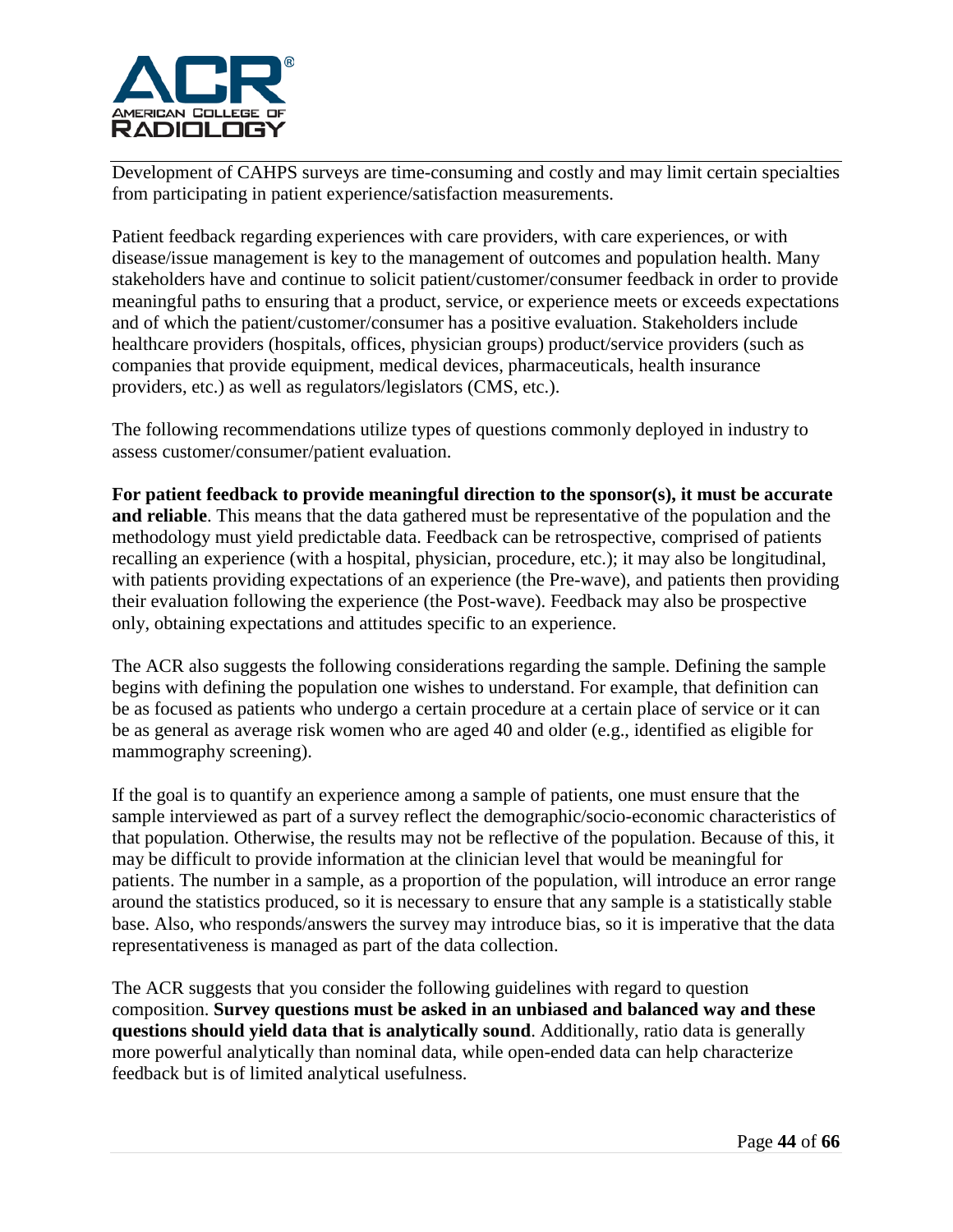Development of CAHPS surveys are time-consuming and costly and may limit certain specialties from participating in patient experience/satisfaction measurements.

Patient feedback regarding experiences with care providers, with care experiences, or with disease/issue management is key to the management of outcomes and population health. Many stakeholders have and continue to solicit patient/customer/consumer feedback in order to provide meaningful paths to ensuring that a product, service, or experience meets or exceeds expectations and of which the patient/customer/consumer has a positive evaluation. Stakeholders include healthcare providers (hospitals, offices, physician groups) product/service providers (such as companies that provide equipment, medical devices, pharmaceuticals, health insurance providers, etc.) as well as regulators/legislators (CMS, etc.).

The following recommendations utilize types of questions commonly deployed in industry to assess customer/consumer/patient evaluation.

**For patient feedback to provide meaningful direction to the sponsor(s), it must be accurate and reliable**. This means that the data gathered must be representative of the population and the methodology must yield predictable data. Feedback can be retrospective, comprised of patients recalling an experience (with a hospital, physician, procedure, etc.); it may also be longitudinal, with patients providing expectations of an experience (the Pre-wave), and patients then providing their evaluation following the experience (the Post-wave). Feedback may also be prospective only, obtaining expectations and attitudes specific to an experience.

The ACR also suggests the following considerations regarding the sample. Defining the sample begins with defining the population one wishes to understand. For example, that definition can be as focused as patients who undergo a certain procedure at a certain place of service or it can be as general as average risk women who are aged 40 and older (e.g., identified as eligible for mammography screening).

If the goal is to quantify an experience among a sample of patients, one must ensure that the sample interviewed as part of a survey reflect the demographic/socio-economic characteristics of that population. Otherwise, the results may not be reflective of the population. Because of this, it may be difficult to provide information at the clinician level that would be meaningful for patients. The number in a sample, as a proportion of the population, will introduce an error range around the statistics produced, so it is necessary to ensure that any sample is a statistically stable base. Also, who responds/answers the survey may introduce bias, so it is imperative that the data representativeness is managed as part of the data collection.

The ACR suggests that you consider the following guidelines with regard to question composition. **Survey questions must be asked in an unbiased and balanced way and these questions should yield data that is analytically sound**. Additionally, ratio data is generally more powerful analytically than nominal data, while open-ended data can help characterize feedback but is of limited analytical usefulness.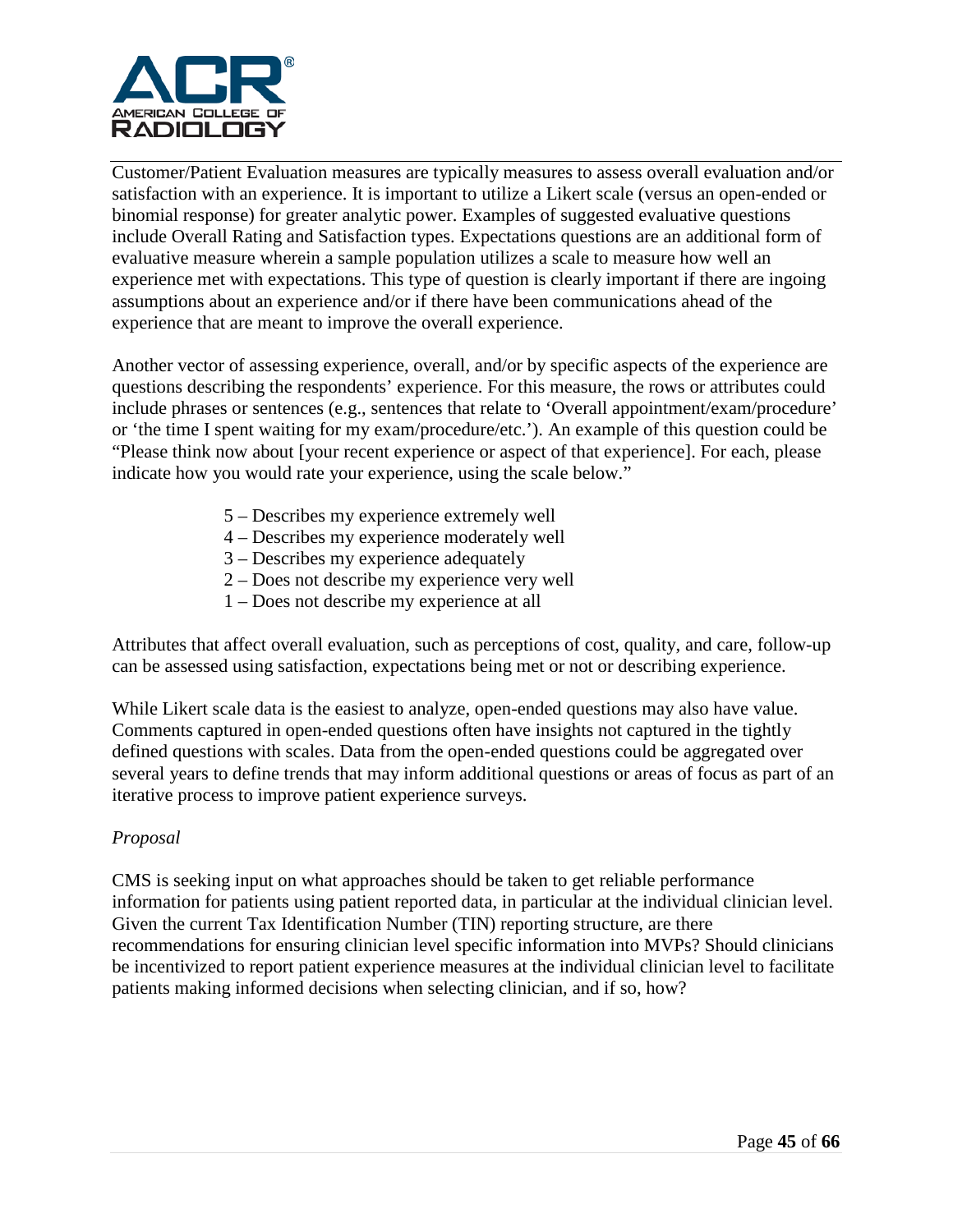Customer/Patient Evaluation measures are typically measures to assess overall evaluation and/or satisfaction with an experience. It is important to utilize a Likert scale (versus an open-ended or binomial response) for greater analytic power. Examples of suggested evaluative questions include Overall Rating and Satisfaction types. Expectations questions are an additional form of evaluative measure wherein a sample population utilizes a scale to measure how well an experience met with expectations. This type of question is clearly important if there are ingoing assumptions about an experience and/or if there have been communications ahead of the experience that are meant to improve the overall experience.

Another vector of assessing experience, overall, and/or by specific aspects of the experience are questions describing the respondents' experience. For this measure, the rows or attributes could include phrases or sentences (e.g., sentences that relate to 'Overall appointment/exam/procedure' or 'the time I spent waiting for my exam/procedure/etc.'). An example of this question could be "Please think now about [your recent experience or aspect of that experience]. For each, please indicate how you would rate your experience, using the scale below."

- 5 – Describes my experience extremely well
- 4 – Describes my experience moderately well
- 3 – Describes my experience adequately
- 2 – Does not describe my experience very well
- 1 – Does not describe my experience at all

Attributes that affect overall evaluation, such as perceptions of cost, quality, and care, follow-up can be assessed using satisfaction, expectations being met or not or describing experience.

While Likert scale data is the easiest to analyze, open-ended questions may also have value. Comments captured in open-ended questions often have insights not captured in the tightly defined questions with scales. Data from the open-ended questions could be aggregated over several years to define trends that may inform additional questions or areas of focus as part of an iterative process to improve patient experience surveys.

*Proposal*

CMS is seeking input on what approaches should be taken to get reliable performance information for patients using patient reported data, in particular at the individual clinician level. Given the current Tax Identification Number (TIN) reporting structure, are there recommendations for ensuring clinician level specific information into MVPs? Should clinicians be incentivized to report patient experience measures at the individual clinician level to facilitate patients making informed decisions when selecting clinician, and if so, how?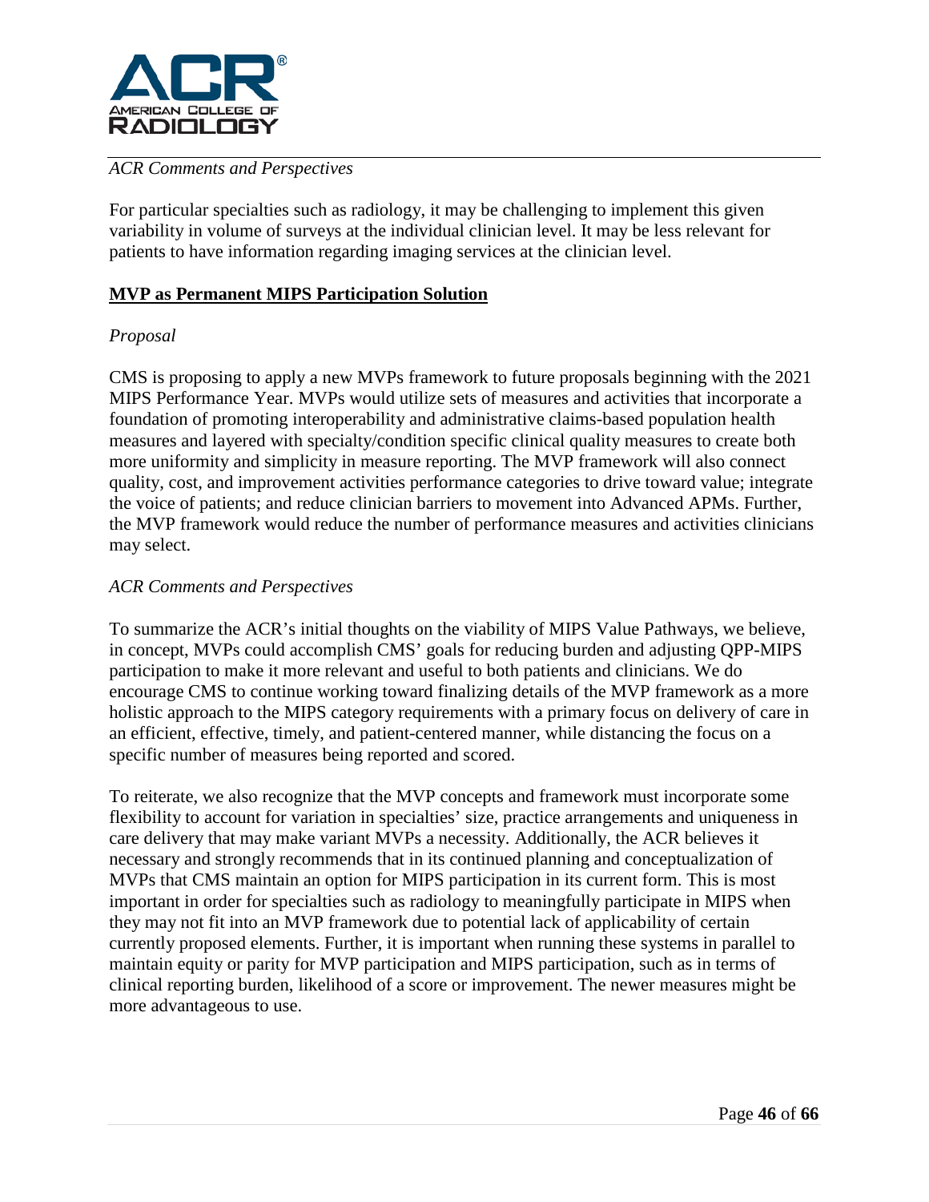*ACR Comments and Perspectives*

For particular specialties such as radiology, it may be challenging to implement this given variability in volume of surveys at the individual clinician level. It may be less relevant for patients to have information regarding imaging services at the clinician level.

**MVP as Permanent MIPS Participation Solution**

*Proposal*

CMS is proposing to apply a new MVPs framework to future proposals beginning with the 2021 MIPS Performance Year. MVPs would utilize sets of measures and activities that incorporate a foundation of promoting interoperability and administrative claims-based population health measures and layered with specialty/condition specific clinical quality measures to create both more uniformity and simplicity in measure reporting. The MVP framework will also connect quality, cost, and improvement activities performance categories to drive toward value; integrate the voice of patients; and reduce clinician barriers to movement into Advanced APMs. Further, the MVP framework would reduce the number of performance measures and activities clinicians may select.

*ACR Comments and Perspectives*

To summarize the ACR's initial thoughts on the viability of MIPS Value Pathways, we believe, in concept, MVPs could accomplish CMS' goals for reducing burden and adjusting QPP-MIPS participation to make it more relevant and useful to both patients and clinicians. We do encourage CMS to continue working toward finalizing details of the MVP framework as a more holistic approach to the MIPS category requirements with a primary focus on delivery of care in an efficient, effective, timely, and patient-centered manner, while distancing the focus on a specific number of measures being reported and scored.

To reiterate, we also recognize that the MVP concepts and framework must incorporate some flexibility to account for variation in specialties' size, practice arrangements and uniqueness in care delivery that may make variant MVPs a necessity. Additionally, the ACR believes it necessary and strongly recommends that in its continued planning and conceptualization of MVPs that CMS maintain an option for MIPS participation in its current form. This is most important in order for specialties such as radiology to meaningfully participate in MIPS when they may not fit into an MVP framework due to potential lack of applicability of certain currently proposed elements. Further, it is important when running these systems in parallel to maintain equity or parity for MVP participation and MIPS participation, such as in terms of clinical reporting burden, likelihood of a score or improvement. The newer measures might be more advantageous to use.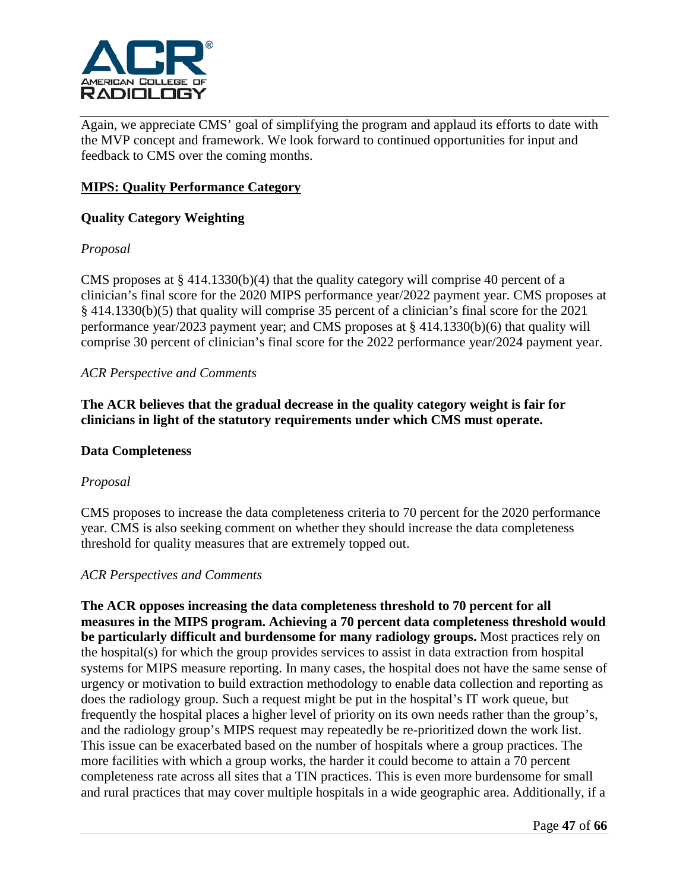Again, we appreciate CMS' goal of simplifying the program and applaud its efforts to date with the MVP concept and framework. We look forward to continued opportunities for input and feedback to CMS over the coming months.

## MIPS: Quality Performance Category

### Quality Category Weighting

*Proposal*

CMS proposes at § 414.1330(b)(4) that the quality category will comprise 40 percent of a clinician's final score for the 2020 MIPS performance year/2022 payment year. CMS proposes at § 414.1330(b)(5) that quality will comprise 35 percent of a clinician's final score for the 2021 performance year/2023 payment year; and CMS proposes at § 414.1330(b)(6) that quality will comprise 30 percent of clinician's final score for the 2022 performance year/2024 payment year.

*ACR Perspective and Comments*

**The ACR believes that the gradual decrease in the quality category weight is fair for clinicians in light of the statutory requirements under which CMS must operate.**

### Data Completeness

*Proposal*

CMS proposes to increase the data completeness criteria to 70 percent for the 2020 performance year. CMS is also seeking comment on whether they should increase the data completeness threshold for quality measures that are extremely topped out.

*ACR Perspectives and Comments*

**The ACR opposes increasing the data completeness threshold to 70 percent for all measures in the MIPS program. Achieving a 70 percent data completeness threshold would be particularly difficult and burdensome for many radiology groups.** Most practices rely on the hospital(s) for which the group provides services to assist in data extraction from hospital systems for MIPS measure reporting. In many cases, the hospital does not have the same sense of urgency or motivation to build extraction methodology to enable data collection and reporting as does the radiology group. Such a request might be put in the hospital's IT work queue, but frequently the hospital places a higher level of priority on its own needs rather than the group's, and the radiology group's MIPS request may repeatedly be re-prioritized down the work list. This issue can be exacerbated based on the number of hospitals where a group practices. The more facilities with which a group works, the harder it could become to attain a 70 percent completeness rate across all sites that a TIN practices. This is even more burdensome for small and rural practices that may cover multiple hospitals in a wide geographic area. Additionally, if a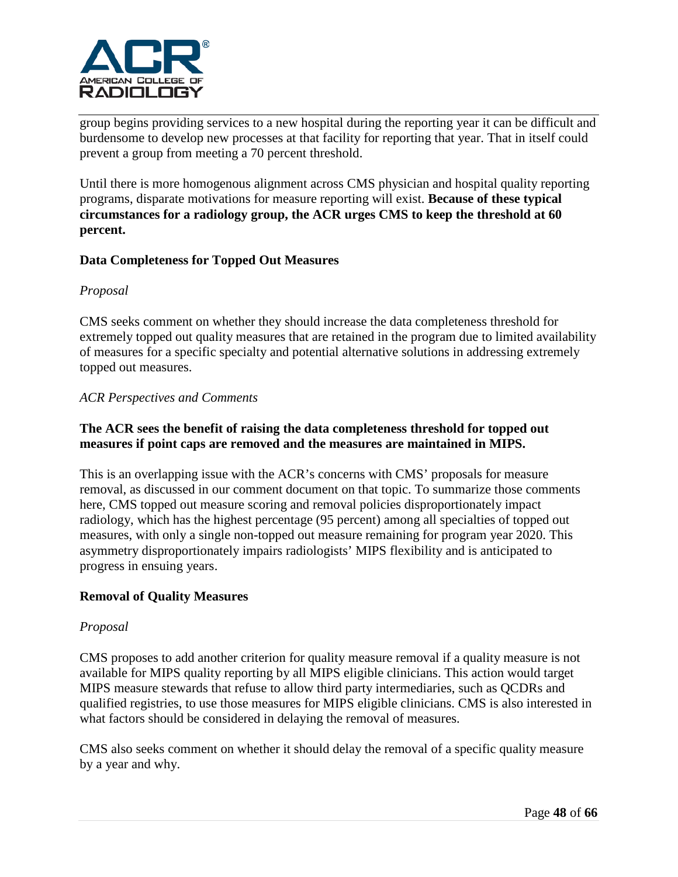group begins providing services to a new hospital during the reporting year it can be difficult and burdensome to develop new processes at that facility for reporting that year. That in itself could prevent a group from meeting a 70 percent threshold.

Until there is more homogenous alignment across CMS physician and hospital quality reporting programs, disparate motivations for measure reporting will exist. **Because of these typical circumstances for a radiology group, the ACR urges CMS to keep the threshold at 60 percent.**

**Data Completeness for Topped Out Measures**

*Proposal*

CMS seeks comment on whether they should increase the data completeness threshold for extremely topped out quality measures that are retained in the program due to limited availability of measures for a specific specialty and potential alternative solutions in addressing extremely topped out measures.

*ACR Perspectives and Comments*

**The ACR sees the benefit of raising the data completeness threshold for topped out measures if point caps are removed and the measures are maintained in MIPS.**

This is an overlapping issue with the ACR's concerns with CMS' proposals for measure removal, as discussed in our comment document on that topic. To summarize those comments here, CMS topped out measure scoring and removal policies disproportionately impact radiology, which has the highest percentage (95 percent) among all specialties of topped out measures, with only a single non-topped out measure remaining for program year 2020. This asymmetry disproportionately impairs radiologists' MIPS flexibility and is anticipated to progress in ensuing years.

**Removal of Quality Measures**

*Proposal*

CMS proposes to add another criterion for quality measure removal if a quality measure is not available for MIPS quality reporting by all MIPS eligible clinicians. This action would target MIPS measure stewards that refuse to allow third party intermediaries, such as QCDRs and qualified registries, to use those measures for MIPS eligible clinicians. CMS is also interested in what factors should be considered in delaying the removal of measures.

CMS also seeks comment on whether it should delay the removal of a specific quality measure by a year and why.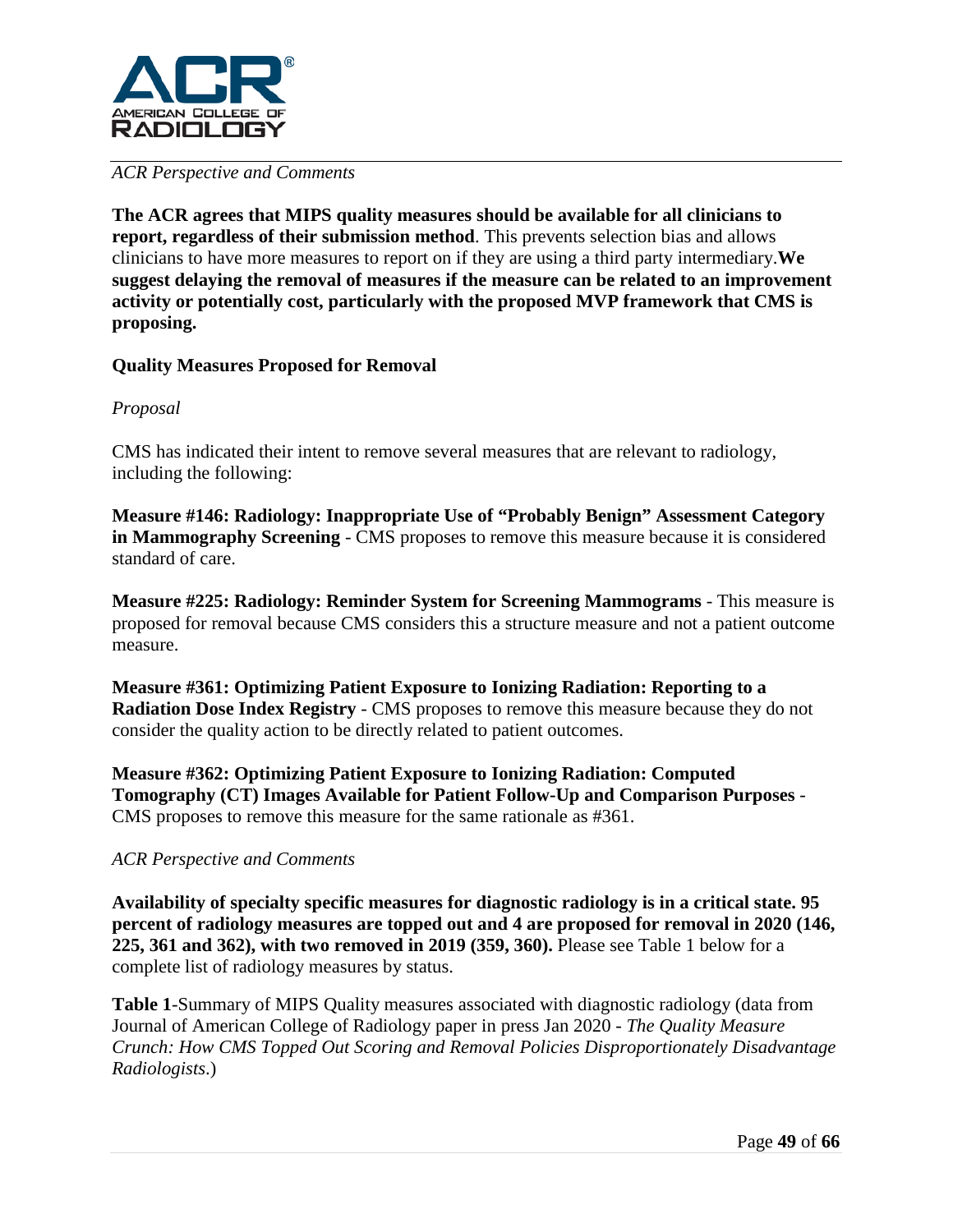*ACR Perspective and Comments*

**The ACR agrees that MIPS quality measures should be available for all clinicians to report, regardless of their submission method**. This prevents selection bias and allows clinicians to have more measures to report on if they are using a third party intermediary.**We suggest delaying the removal of measures if the measure can be related to an improvement activity or potentially cost, particularly with the proposed MVP framework that CMS is proposing.**

**Quality Measures Proposed for Removal**

*Proposal*

CMS has indicated their intent to remove several measures that are relevant to radiology, including the following:

**Measure #146: Radiology: Inappropriate Use of "Probably Benign" Assessment Category in Mammography Screening** - CMS proposes to remove this measure because it is considered standard of care.

**Measure #225: Radiology: Reminder System for Screening Mammograms** - This measure is proposed for removal because CMS considers this a structure measure and not a patient outcome measure.

**Measure #361: Optimizing Patient Exposure to Ionizing Radiation: Reporting to a Radiation Dose Index Registry** - CMS proposes to remove this measure because they do not consider the quality action to be directly related to patient outcomes.

**Measure #362: Optimizing Patient Exposure to Ionizing Radiation: Computed Tomography (CT) Images Available for Patient Follow-Up and Comparison Purposes** - CMS proposes to remove this measure for the same rationale as #361.

*ACR Perspective and Comments*

**Availability of specialty specific measures for diagnostic radiology is in a critical state. 95 percent of radiology measures are topped out and 4 are proposed for removal in 2020 (146, 225, 361 and 362), with two removed in 2019 (359, 360).** Please see Table 1 below for a complete list of radiology measures by status.

**Table 1**-Summary of MIPS Quality measures associated with diagnostic radiology (data from Journal of American College of Radiology paper in press Jan 2020 - *The Quality Measure Crunch: How CMS Topped Out Scoring and Removal Policies Disproportionately Disadvantage Radiologists*.)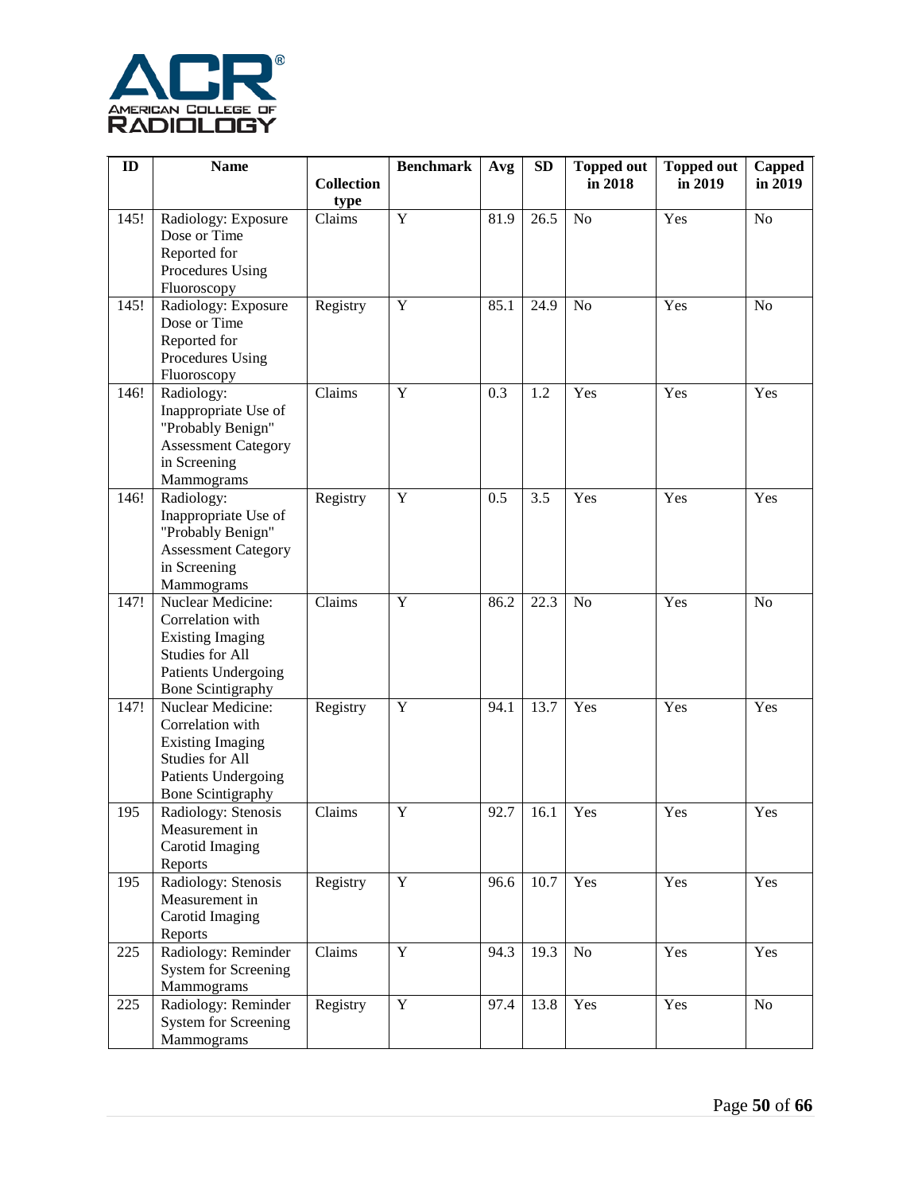| ID | Name | Collection type | Benchmark | Avg | SD | Topped out in 2018 | Topped out in 2019 | Capped in 2019 |
|---|---|---|---|---|---|---|---|---|
| 145! | Radiology: Exposure Dose or Time Reported for Procedures Using Fluoroscopy | Claims | Y | 81.9 | 26.5 | No | Yes | No |
| 145! | Radiology: Exposure Dose or Time Reported for Procedures Using Fluoroscopy | Registry | Y | 85.1 | 24.9 | No | Yes | No |
| 146! | Radiology: Inappropriate Use of "Probably Benign" Assessment Category in Screening Mammograms | Claims | Y | 0.3 | 1.2 | Yes | Yes | Yes |
| 146! | Radiology: Inappropriate Use of "Probably Benign" Assessment Category in Screening Mammograms | Registry | Y | 0.5 | 3.5 | Yes | Yes | Yes |
| 147! | Nuclear Medicine: Correlation with Existing Imaging Studies for All Patients Undergoing Bone Scintigraphy | Claims | Y | 86.2 | 22.3 | No | Yes | No |
| 147! | Nuclear Medicine: Correlation with Existing Imaging Studies for All Patients Undergoing Bone Scintigraphy | Registry | Y | 94.1 | 13.7 | Yes | Yes | Yes |
| 195 | Radiology: Stenosis Measurement in Carotid Imaging Reports | Claims | Y | 92.7 | 16.1 | Yes | Yes | Yes |
| 195 | Radiology: Stenosis Measurement in Carotid Imaging Reports | Registry | Y | 96.6 | 10.7 | Yes | Yes | Yes |
| 225 | Radiology: Reminder System for Screening Mammograms | Claims | Y | 94.3 | 19.3 | No | Yes | Yes |
| 225 | Radiology: Reminder System for Screening Mammograms | Registry | Y | 97.4 | 13.8 | Yes | Yes | No |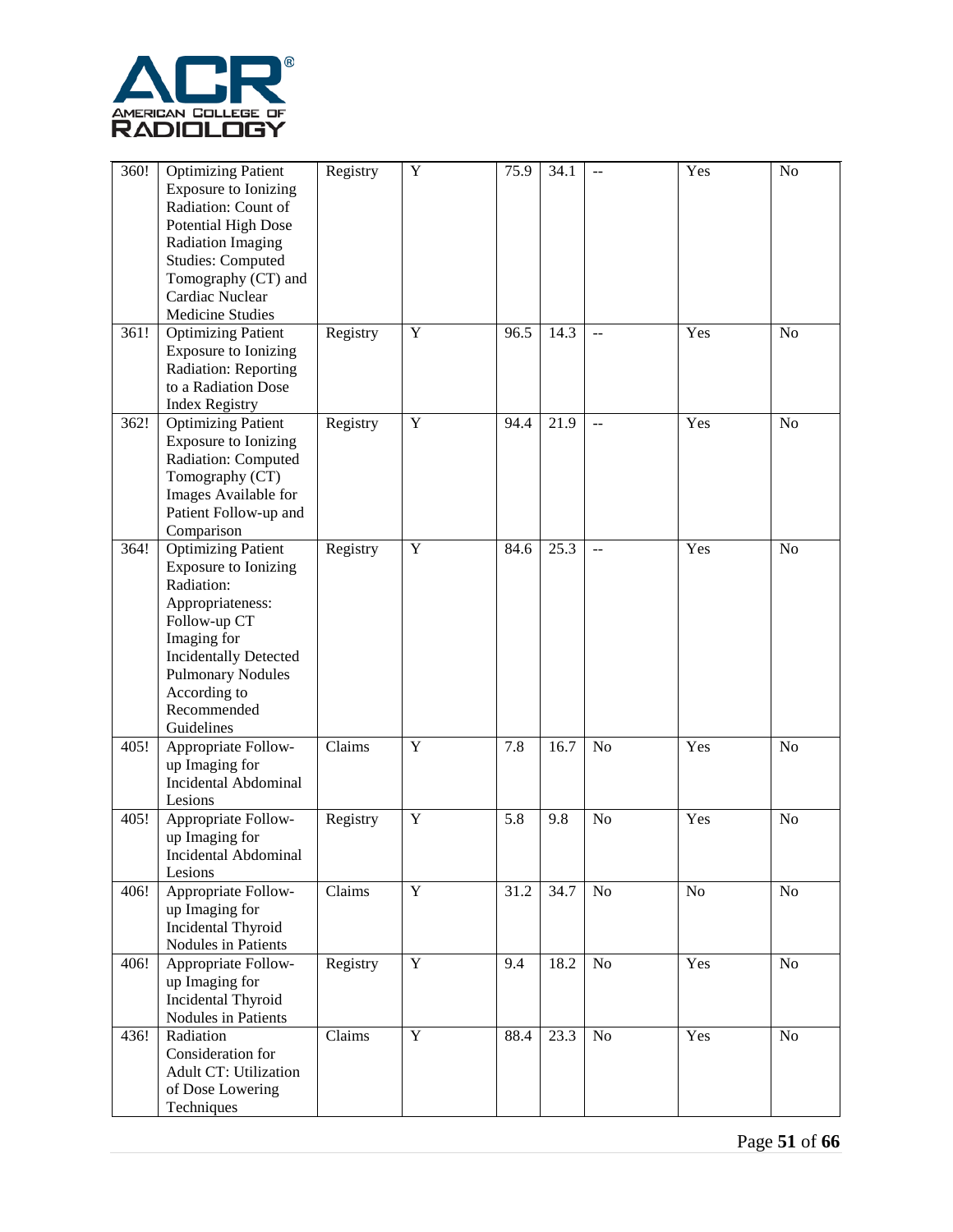| | | | | | | | | |
|---|---|---|---|---|---|---|---|---|
| 360! | Optimizing Patient Exposure to Ionizing Radiation: Count of Potential High Dose Radiation Imaging Studies: Computed Tomography (CT) and Cardiac Nuclear Medicine Studies | Registry | Y | 75.9 | 34.1 | -- | Yes | No |
| 361! | Optimizing Patient Exposure to Ionizing Radiation: Reporting to a Radiation Dose Index Registry | Registry | Y | 96.5 | 14.3 | -- | Yes | No |
| 362! | Optimizing Patient Exposure to Ionizing Radiation: Computed Tomography (CT) Images Available for Patient Follow-up and Comparison | Registry | Y | 94.4 | 21.9 | -- | Yes | No |
| 364! | Optimizing Patient Exposure to Ionizing Radiation: Appropriateness: Follow-up CT Imaging for Incidentally Detected Pulmonary Nodules According to Recommended Guidelines | Registry | Y | 84.6 | 25.3 | -- | Yes | No |
| 405! | Appropriate Follow-up Imaging for Incidental Abdominal Lesions | Claims | Y | 7.8 | 16.7 | No | Yes | No |
| 405! | Appropriate Follow-up Imaging for Incidental Abdominal Lesions | Registry | Y | 5.8 | 9.8 | No | Yes | No |
| 406! | Appropriate Follow-up Imaging for Incidental Thyroid Nodules in Patients | Claims | Y | 31.2 | 34.7 | No | No | No |
| 406! | Appropriate Follow-up Imaging for Incidental Thyroid Nodules in Patients | Registry | Y | 9.4 | 18.2 | No | Yes | No |
| 436! | Radiation Consideration for Adult CT: Utilization of Dose Lowering Techniques | Claims | Y | 88.4 | 23.3 | No | Yes | No |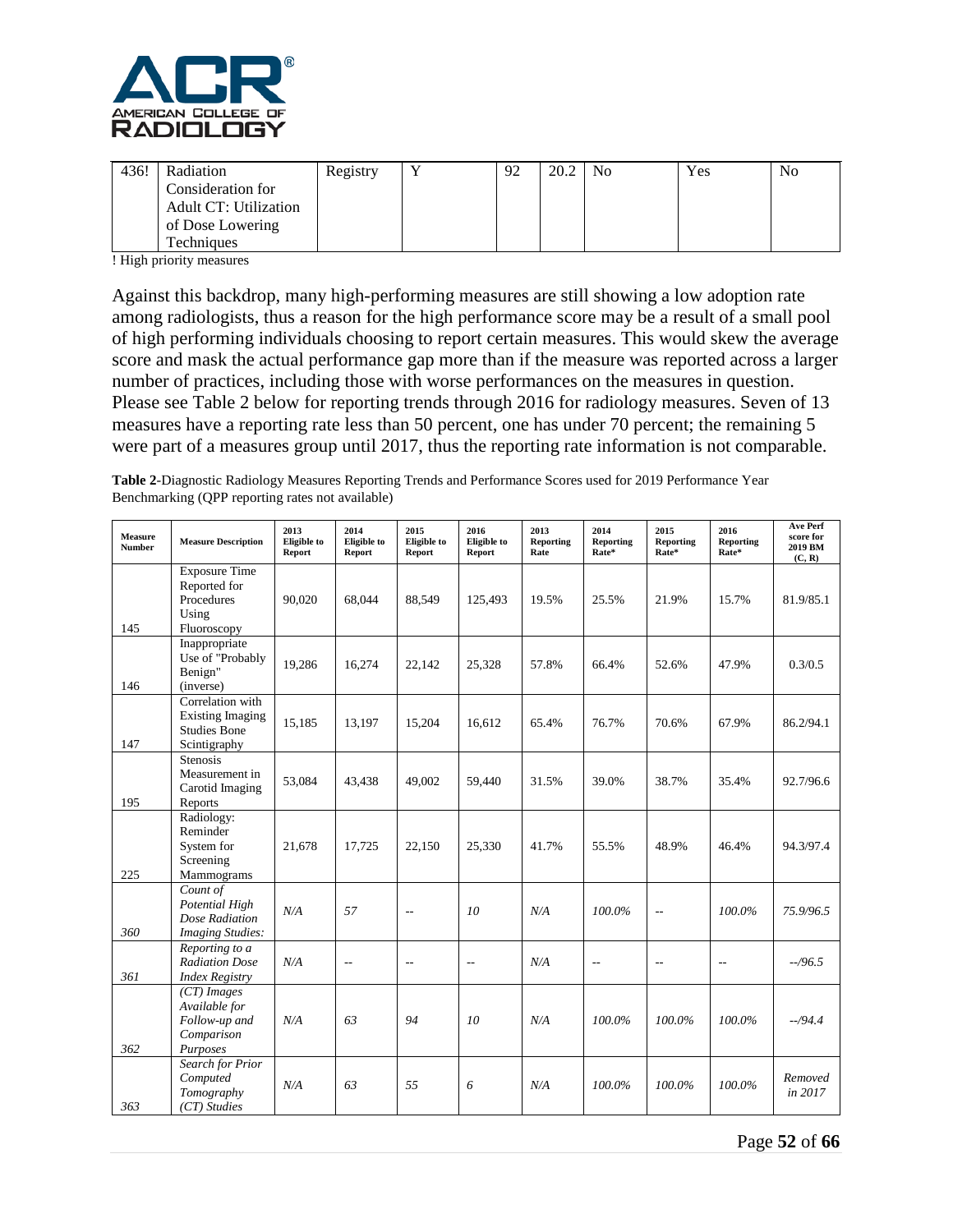| 436! | Radiation Consideration for Adult CT: Utilization of Dose Lowering Techniques | Registry | Y | 92 | 20.2 | No | Yes | No |
|---|---|---|---|---|---|---|---|---|

! High priority measures

Against this backdrop, many high-performing measures are still showing a low adoption rate among radiologists, thus a reason for the high performance score may be a result of a small pool of high performing individuals choosing to report certain measures. This would skew the average score and mask the actual performance gap more than if the measure was reported across a larger number of practices, including those with worse performances on the measures in question. Please see Table 2 below for reporting trends through 2016 for radiology measures. Seven of 13 measures have a reporting rate less than 50 percent, one has under 70 percent; the remaining 5 were part of a measures group until 2017, thus the reporting rate information is not comparable.

**Table 2**-Diagnostic Radiology Measures Reporting Trends and Performance Scores used for 2019 Performance Year Benchmarking (QPP reporting rates not available)

| Measure Number | Measure Description | 2013 Eligible to Report | 2014 Eligible to Report | 2015 Eligible to Report | 2016 Eligible to Report | 2013 Reporting Rate | 2014 Reporting Rate* | 2015 Reporting Rate* | 2016 Reporting Rate* | Ave Perf score for 2019 BM (C, R) |
|---|---|---|---|---|---|---|---|---|---|---|
| 145 | Exposure Time Reported for Procedures Using Fluoroscopy | 90,020 | 68,044 | 88,549 | 125,493 | 19.5% | 25.5% | 21.9% | 15.7% | 81.9/85.1 |
| 146 | Inappropriate Use of "Probably Benign" (inverse) | 19,286 | 16,274 | 22,142 | 25,328 | 57.8% | 66.4% | 52.6% | 47.9% | 0.3/0.5 |
| 147 | Correlation with Existing Imaging Studies Bone Scintigraphy | 15,185 | 13,197 | 15,204 | 16,612 | 65.4% | 76.7% | 70.6% | 67.9% | 86.2/94.1 |
| 195 | Stenosis Measurement in Carotid Imaging Reports | 53,084 | 43,438 | 49,002 | 59,440 | 31.5% | 39.0% | 38.7% | 35.4% | 92.7/96.6 |
| 225 | Radiology: Reminder System for Screening Mammograms | 21,678 | 17,725 | 22,150 | 25,330 | 41.7% | 55.5% | 48.9% | 46.4% | 94.3/97.4 |
| *360* | *Count of Potential High Dose Radiation Imaging Studies:* | *N/A* | *57* | *--* | *10* | *N/A* | *100.0%* | *--* | *100.0%* | *75.9/96.5* |
| *361* | *Reporting to a Radiation Dose Index Registry* | *N/A* | *--* | *--* | *--* | *N/A* | *--* | *--* | *--* | *--/96.5* |
| *362* | *(CT) Images Available for Follow-up and Comparison Purposes* | *N/A* | *63* | *94* | *10* | *N/A* | *100.0%* | *100.0%* | *100.0%* | *--/94.4* |
| *363* | *Search for Prior Computed Tomography (CT) Studies* | *N/A* | *63* | *55* | *6* | *N/A* | *100.0%* | *100.0%* | *100.0%* | *Removed in 2017* |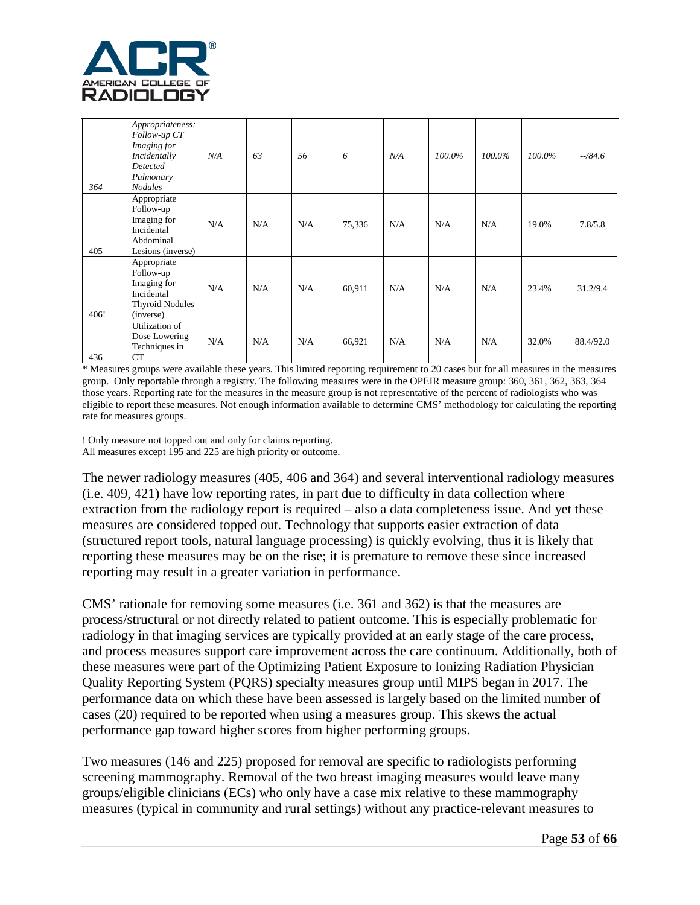| | | | | | | | | | | |
|---|---|---|---|---|---|---|---|---|---|---|
| *364* | *Appropriateness: Follow-up CT Imaging for Incidentally Detected Pulmonary Nodules* | *N/A* | *63* | *56* | *6* | *N/A* | *100.0%* | *100.0%* | *100.0%* | *--/84.6* |
| 405 | Appropriate Follow-up Imaging for Incidental Abdominal Lesions (inverse) | N/A | N/A | N/A | 75,336 | N/A | N/A | N/A | 19.0% | 7.8/5.8 |
| 406! | Appropriate Follow-up Imaging for Incidental Thyroid Nodules (inverse) | N/A | N/A | N/A | 60,911 | N/A | N/A | N/A | 23.4% | 31.2/9.4 |
| 436 | Utilization of Dose Lowering Techniques in CT | N/A | N/A | N/A | 66,921 | N/A | N/A | N/A | 32.0% | 88.4/92.0 |

* Measures groups were available these years. This limited reporting requirement to 20 cases but for all measures in the measures group. Only reportable through a registry. The following measures were in the OPEIR measure group: 360, 361, 362, 363, 364 those years. Reporting rate for the measures in the measure group is not representative of the percent of radiologists who was eligible to report these measures. Not enough information available to determine CMS' methodology for calculating the reporting rate for measures groups.

! Only measure not topped out and only for claims reporting.
All measures except 195 and 225 are high priority or outcome.

The newer radiology measures (405, 406 and 364) and several interventional radiology measures (i.e. 409, 421) have low reporting rates, in part due to difficulty in data collection where extraction from the radiology report is required – also a data completeness issue. And yet these measures are considered topped out. Technology that supports easier extraction of data (structured report tools, natural language processing) is quickly evolving, thus it is likely that reporting these measures may be on the rise; it is premature to remove these since increased reporting may result in a greater variation in performance.

CMS' rationale for removing some measures (i.e. 361 and 362) is that the measures are process/structural or not directly related to patient outcome. This is especially problematic for radiology in that imaging services are typically provided at an early stage of the care process, and process measures support care improvement across the care continuum. Additionally, both of these measures were part of the Optimizing Patient Exposure to Ionizing Radiation Physician Quality Reporting System (PQRS) specialty measures group until MIPS began in 2017. The performance data on which these have been assessed is largely based on the limited number of cases (20) required to be reported when using a measures group. This skews the actual performance gap toward higher scores from higher performing groups.

Two measures (146 and 225) proposed for removal are specific to radiologists performing screening mammography. Removal of the two breast imaging measures would leave many groups/eligible clinicians (ECs) who only have a case mix relative to these mammography measures (typical in community and rural settings) without any practice-relevant measures to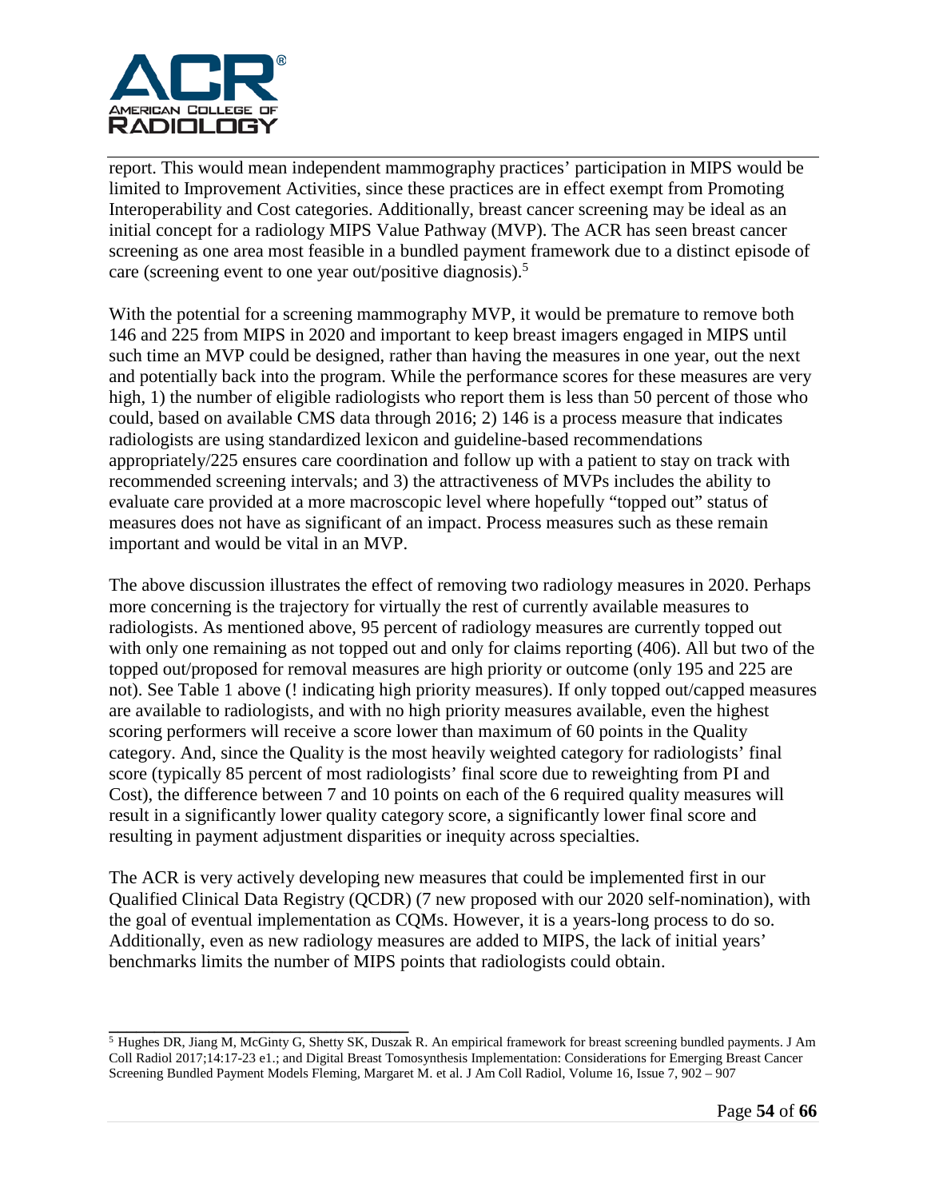report. This would mean independent mammography practices' participation in MIPS would be limited to Improvement Activities, since these practices are in effect exempt from Promoting Interoperability and Cost categories. Additionally, breast cancer screening may be ideal as an initial concept for a radiology MIPS Value Pathway (MVP). The ACR has seen breast cancer screening as one area most feasible in a bundled payment framework due to a distinct episode of care (screening event to one year out/positive diagnosis).[5]

With the potential for a screening mammography MVP, it would be premature to remove both 146 and 225 from MIPS in 2020 and important to keep breast imagers engaged in MIPS until such time an MVP could be designed, rather than having the measures in one year, out the next and potentially back into the program. While the performance scores for these measures are very high, 1) the number of eligible radiologists who report them is less than 50 percent of those who could, based on available CMS data through 2016; 2) 146 is a process measure that indicates radiologists are using standardized lexicon and guideline-based recommendations appropriately/225 ensures care coordination and follow up with a patient to stay on track with recommended screening intervals; and 3) the attractiveness of MVPs includes the ability to evaluate care provided at a more macroscopic level where hopefully "topped out" status of measures does not have as significant of an impact. Process measures such as these remain important and would be vital in an MVP.

The above discussion illustrates the effect of removing two radiology measures in 2020. Perhaps more concerning is the trajectory for virtually the rest of currently available measures to radiologists. As mentioned above, 95 percent of radiology measures are currently topped out with only one remaining as not topped out and only for claims reporting (406). All but two of the topped out/proposed for removal measures are high priority or outcome (only 195 and 225 are not). See Table 1 above (! indicating high priority measures). If only topped out/capped measures are available to radiologists, and with no high priority measures available, even the highest scoring performers will receive a score lower than maximum of 60 points in the Quality category. And, since the Quality is the most heavily weighted category for radiologists' final score (typically 85 percent of most radiologists' final score due to reweighting from PI and Cost), the difference between 7 and 10 points on each of the 6 required quality measures will result in a significantly lower quality category score, a significantly lower final score and resulting in payment adjustment disparities or inequity across specialties.

The ACR is very actively developing new measures that could be implemented first in our Qualified Clinical Data Registry (QCDR) (7 new proposed with our 2020 self-nomination), with the goal of eventual implementation as CQMs. However, it is a years-long process to do so. Additionally, even as new radiology measures are added to MIPS, the lack of initial years' benchmarks limits the number of MIPS points that radiologists could obtain.

---

[5] Hughes DR, Jiang M, McGinty G, Shetty SK, Duszak R. An empirical framework for breast screening bundled payments. J Am Coll Radiol 2017;14:17-23 e1.; and Digital Breast Tomosynthesis Implementation: Considerations for Emerging Breast Cancer Screening Bundled Payment Models Fleming, Margaret M. et al. J Am Coll Radiol, Volume 16, Issue 7, 902 – 907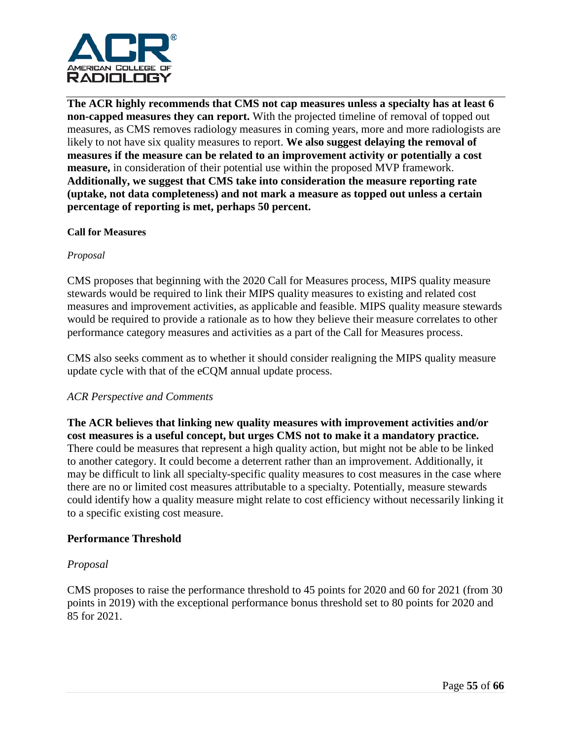**The ACR highly recommends that CMS not cap measures unless a specialty has at least 6 non-capped measures they can report.** With the projected timeline of removal of topped out measures, as CMS removes radiology measures in coming years, more and more radiologists are likely to not have six quality measures to report. **We also suggest delaying the removal of measures if the measure can be related to an improvement activity or potentially a cost measure,** in consideration of their potential use within the proposed MVP framework. **Additionally, we suggest that CMS take into consideration the measure reporting rate (uptake, not data completeness) and not mark a measure as topped out unless a certain percentage of reporting is met, perhaps 50 percent.**

#### Call for Measures

*Proposal*

CMS proposes that beginning with the 2020 Call for Measures process, MIPS quality measure stewards would be required to link their MIPS quality measures to existing and related cost measures and improvement activities, as applicable and feasible. MIPS quality measure stewards would be required to provide a rationale as to how they believe their measure correlates to other performance category measures and activities as a part of the Call for Measures process.

CMS also seeks comment as to whether it should consider realigning the MIPS quality measure update cycle with that of the eCQM annual update process.

*ACR Perspective and Comments*

**The ACR believes that linking new quality measures with improvement activities and/or cost measures is a useful concept, but urges CMS not to make it a mandatory practice.** There could be measures that represent a high quality action, but might not be able to be linked to another category. It could become a deterrent rather than an improvement. Additionally, it may be difficult to link all specialty-specific quality measures to cost measures in the case where there are no or limited cost measures attributable to a specialty. Potentially, measure stewards could identify how a quality measure might relate to cost efficiency without necessarily linking it to a specific existing cost measure.

### Performance Threshold

*Proposal*

CMS proposes to raise the performance threshold to 45 points for 2020 and 60 for 2021 (from 30 points in 2019) with the exceptional performance bonus threshold set to 80 points for 2020 and 85 for 2021.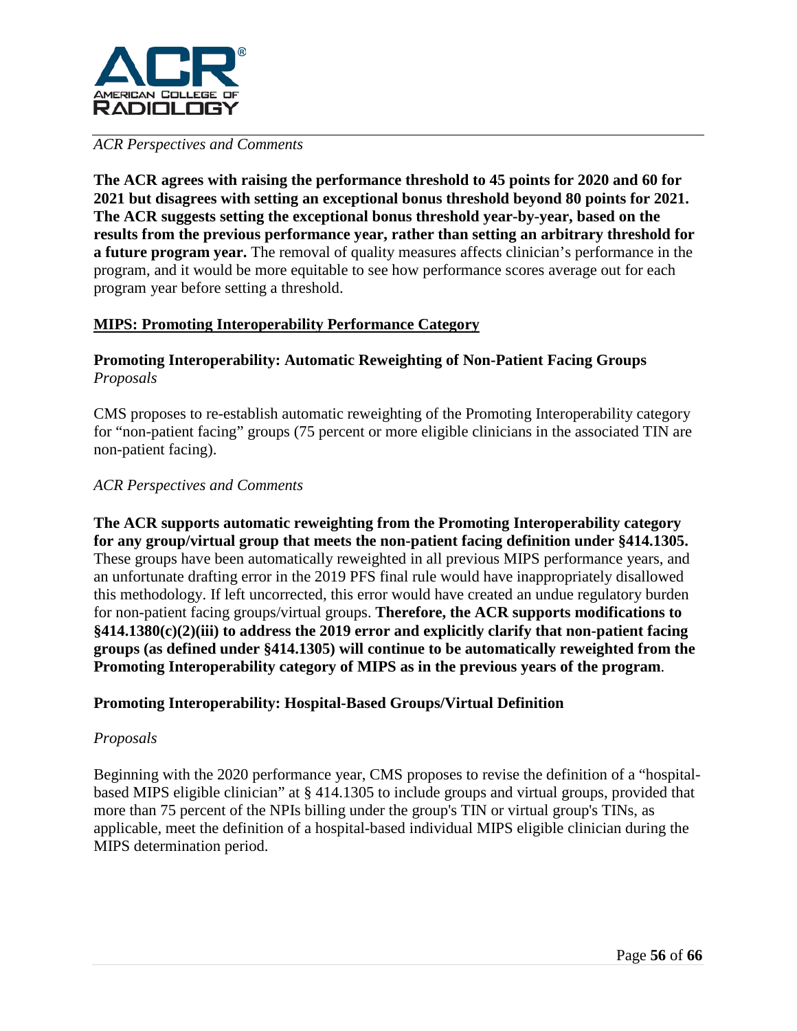*ACR Perspectives and Comments*

**The ACR agrees with raising the performance threshold to 45 points for 2020 and 60 for 2021 but disagrees with setting an exceptional bonus threshold beyond 80 points for 2021. The ACR suggests setting the exceptional bonus threshold year-by-year, based on the results from the previous performance year, rather than setting an arbitrary threshold for a future program year.** The removal of quality measures affects clinician's performance in the program, and it would be more equitable to see how performance scores average out for each program year before setting a threshold.

## <u>MIPS: Promoting Interoperability Performance Category</u>

### Promoting Interoperability: Automatic Reweighting of Non-Patient Facing Groups

*Proposals*

CMS proposes to re-establish automatic reweighting of the Promoting Interoperability category for "non-patient facing" groups (75 percent or more eligible clinicians in the associated TIN are non-patient facing).

*ACR Perspectives and Comments*

**The ACR supports automatic reweighting from the Promoting Interoperability category for any group/virtual group that meets the non-patient facing definition under §414.1305.** These groups have been automatically reweighted in all previous MIPS performance years, and an unfortunate drafting error in the 2019 PFS final rule would have inappropriately disallowed this methodology. If left uncorrected, this error would have created an undue regulatory burden for non-patient facing groups/virtual groups. **Therefore, the ACR supports modifications to §414.1380(c)(2)(iii) to address the 2019 error and explicitly clarify that non-patient facing groups (as defined under §414.1305) will continue to be automatically reweighted from the Promoting Interoperability category of MIPS as in the previous years of the program**.

### Promoting Interoperability: Hospital-Based Groups/Virtual Definition

*Proposals*

Beginning with the 2020 performance year, CMS proposes to revise the definition of a "hospital-based MIPS eligible clinician" at § 414.1305 to include groups and virtual groups, provided that more than 75 percent of the NPIs billing under the group's TIN or virtual group's TINs, as applicable, meet the definition of a hospital-based individual MIPS eligible clinician during the MIPS determination period.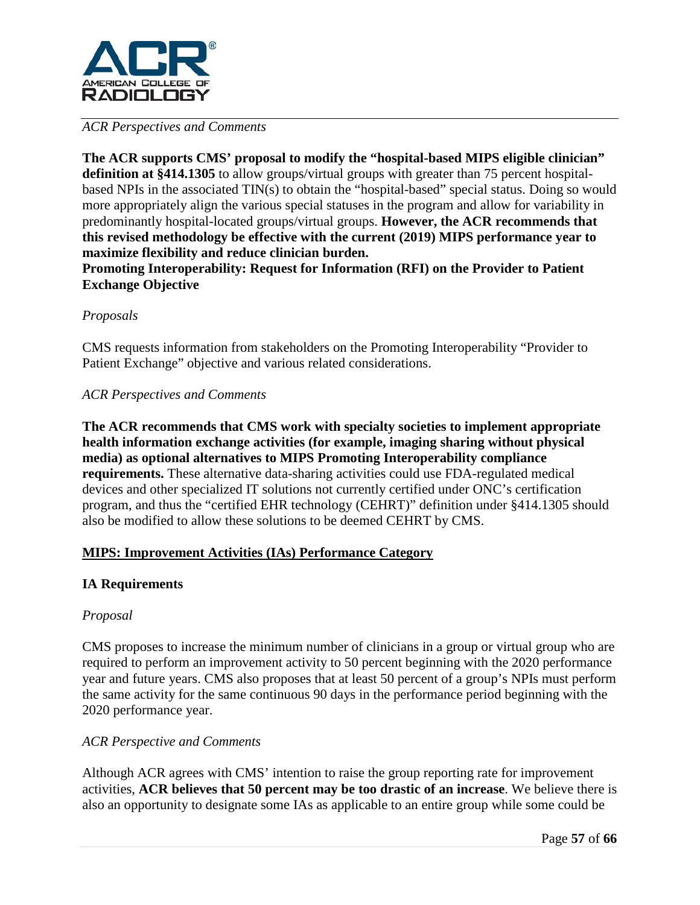*ACR Perspectives and Comments*

**The ACR supports CMS' proposal to modify the "hospital-based MIPS eligible clinician" definition at §414.1305** to allow groups/virtual groups with greater than 75 percent hospital-based NPIs in the associated TIN(s) to obtain the "hospital-based" special status. Doing so would more appropriately align the various special statuses in the program and allow for variability in predominantly hospital-located groups/virtual groups. **However, the ACR recommends that this revised methodology be effective with the current (2019) MIPS performance year to maximize flexibility and reduce clinician burden.**

**Promoting Interoperability: Request for Information (RFI) on the Provider to Patient Exchange Objective**

*Proposals*

CMS requests information from stakeholders on the Promoting Interoperability "Provider to Patient Exchange" objective and various related considerations.

*ACR Perspectives and Comments*

**The ACR recommends that CMS work with specialty societies to implement appropriate health information exchange activities (for example, imaging sharing without physical media) as optional alternatives to MIPS Promoting Interoperability compliance requirements.** These alternative data-sharing activities could use FDA-regulated medical devices and other specialized IT solutions not currently certified under ONC's certification program, and thus the "certified EHR technology (CEHRT)" definition under §414.1305 should also be modified to allow these solutions to be deemed CEHRT by CMS.

## MIPS: Improvement Activities (IAs) Performance Category

### IA Requirements

*Proposal*

CMS proposes to increase the minimum number of clinicians in a group or virtual group who are required to perform an improvement activity to 50 percent beginning with the 2020 performance year and future years. CMS also proposes that at least 50 percent of a group's NPIs must perform the same activity for the same continuous 90 days in the performance period beginning with the 2020 performance year.

*ACR Perspective and Comments*

Although ACR agrees with CMS' intention to raise the group reporting rate for improvement activities, **ACR believes that 50 percent may be too drastic of an increase**. We believe there is also an opportunity to designate some IAs as applicable to an entire group while some could be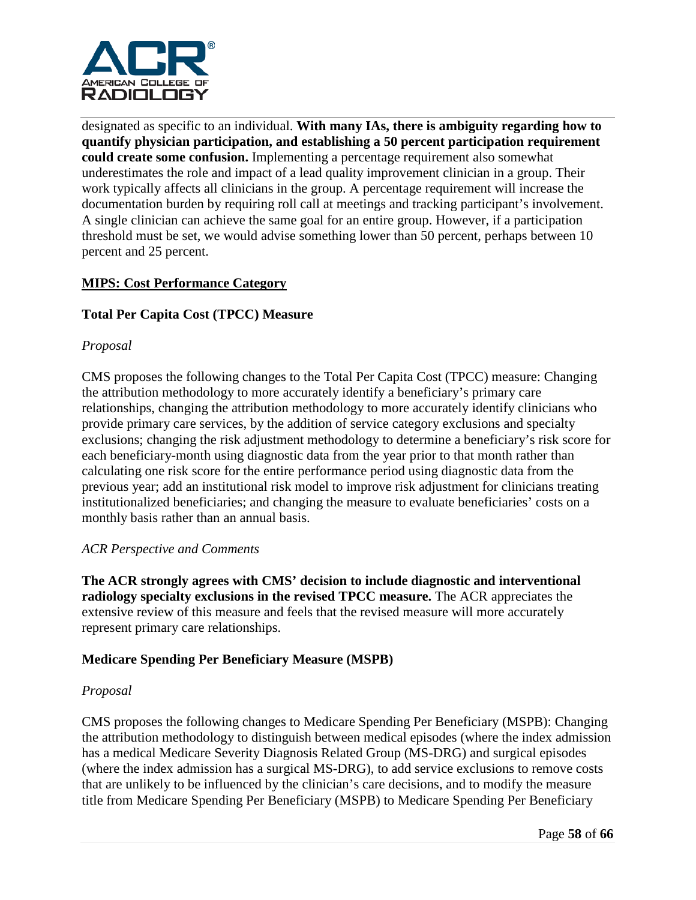designated as specific to an individual. **With many IAs, there is ambiguity regarding how to quantify physician participation, and establishing a 50 percent participation requirement could create some confusion.** Implementing a percentage requirement also somewhat underestimates the role and impact of a lead quality improvement clinician in a group. Their work typically affects all clinicians in the group. A percentage requirement will increase the documentation burden by requiring roll call at meetings and tracking participant's involvement. A single clinician can achieve the same goal for an entire group. However, if a participation threshold must be set, we would advise something lower than 50 percent, perhaps between 10 percent and 25 percent.

## MIPS: Cost Performance Category

### Total Per Capita Cost (TPCC) Measure

*Proposal*

CMS proposes the following changes to the Total Per Capita Cost (TPCC) measure: Changing the attribution methodology to more accurately identify a beneficiary's primary care relationships, changing the attribution methodology to more accurately identify clinicians who provide primary care services, by the addition of service category exclusions and specialty exclusions; changing the risk adjustment methodology to determine a beneficiary's risk score for each beneficiary-month using diagnostic data from the year prior to that month rather than calculating one risk score for the entire performance period using diagnostic data from the previous year; add an institutional risk model to improve risk adjustment for clinicians treating institutionalized beneficiaries; and changing the measure to evaluate beneficiaries' costs on a monthly basis rather than an annual basis.

*ACR Perspective and Comments*

**The ACR strongly agrees with CMS' decision to include diagnostic and interventional radiology specialty exclusions in the revised TPCC measure.** The ACR appreciates the extensive review of this measure and feels that the revised measure will more accurately represent primary care relationships.

### Medicare Spending Per Beneficiary Measure (MSPB)

*Proposal*

CMS proposes the following changes to Medicare Spending Per Beneficiary (MSPB): Changing the attribution methodology to distinguish between medical episodes (where the index admission has a medical Medicare Severity Diagnosis Related Group (MS-DRG) and surgical episodes (where the index admission has a surgical MS-DRG), to add service exclusions to remove costs that are unlikely to be influenced by the clinician's care decisions, and to modify the measure title from Medicare Spending Per Beneficiary (MSPB) to Medicare Spending Per Beneficiary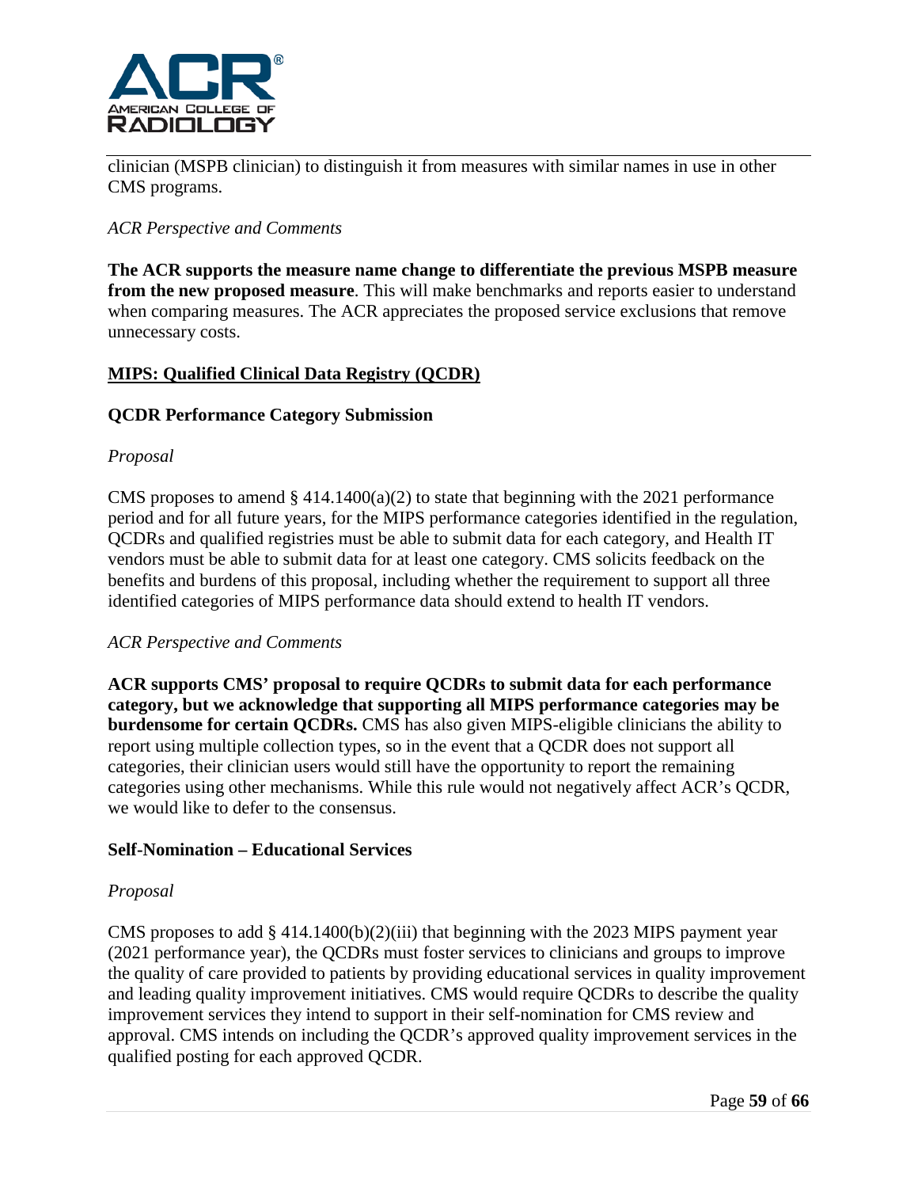clinician (MSPB clinician) to distinguish it from measures with similar names in use in other CMS programs.

*ACR Perspective and Comments*

**The ACR supports the measure name change to differentiate the previous MSPB measure from the new proposed measure**. This will make benchmarks and reports easier to understand when comparing measures. The ACR appreciates the proposed service exclusions that remove unnecessary costs.

## MIPS: Qualified Clinical Data Registry (QCDR)

### QCDR Performance Category Submission

*Proposal*

CMS proposes to amend § 414.1400(a)(2) to state that beginning with the 2021 performance period and for all future years, for the MIPS performance categories identified in the regulation, QCDRs and qualified registries must be able to submit data for each category, and Health IT vendors must be able to submit data for at least one category. CMS solicits feedback on the benefits and burdens of this proposal, including whether the requirement to support all three identified categories of MIPS performance data should extend to health IT vendors.

*ACR Perspective and Comments*

**ACR supports CMS' proposal to require QCDRs to submit data for each performance category, but we acknowledge that supporting all MIPS performance categories may be burdensome for certain QCDRs.** CMS has also given MIPS-eligible clinicians the ability to report using multiple collection types, so in the event that a QCDR does not support all categories, their clinician users would still have the opportunity to report the remaining categories using other mechanisms. While this rule would not negatively affect ACR's QCDR, we would like to defer to the consensus.

### Self-Nomination – Educational Services

*Proposal*

CMS proposes to add § 414.1400(b)(2)(iii) that beginning with the 2023 MIPS payment year (2021 performance year), the QCDRs must foster services to clinicians and groups to improve the quality of care provided to patients by providing educational services in quality improvement and leading quality improvement initiatives. CMS would require QCDRs to describe the quality improvement services they intend to support in their self-nomination for CMS review and approval. CMS intends on including the QCDR's approved quality improvement services in the qualified posting for each approved QCDR.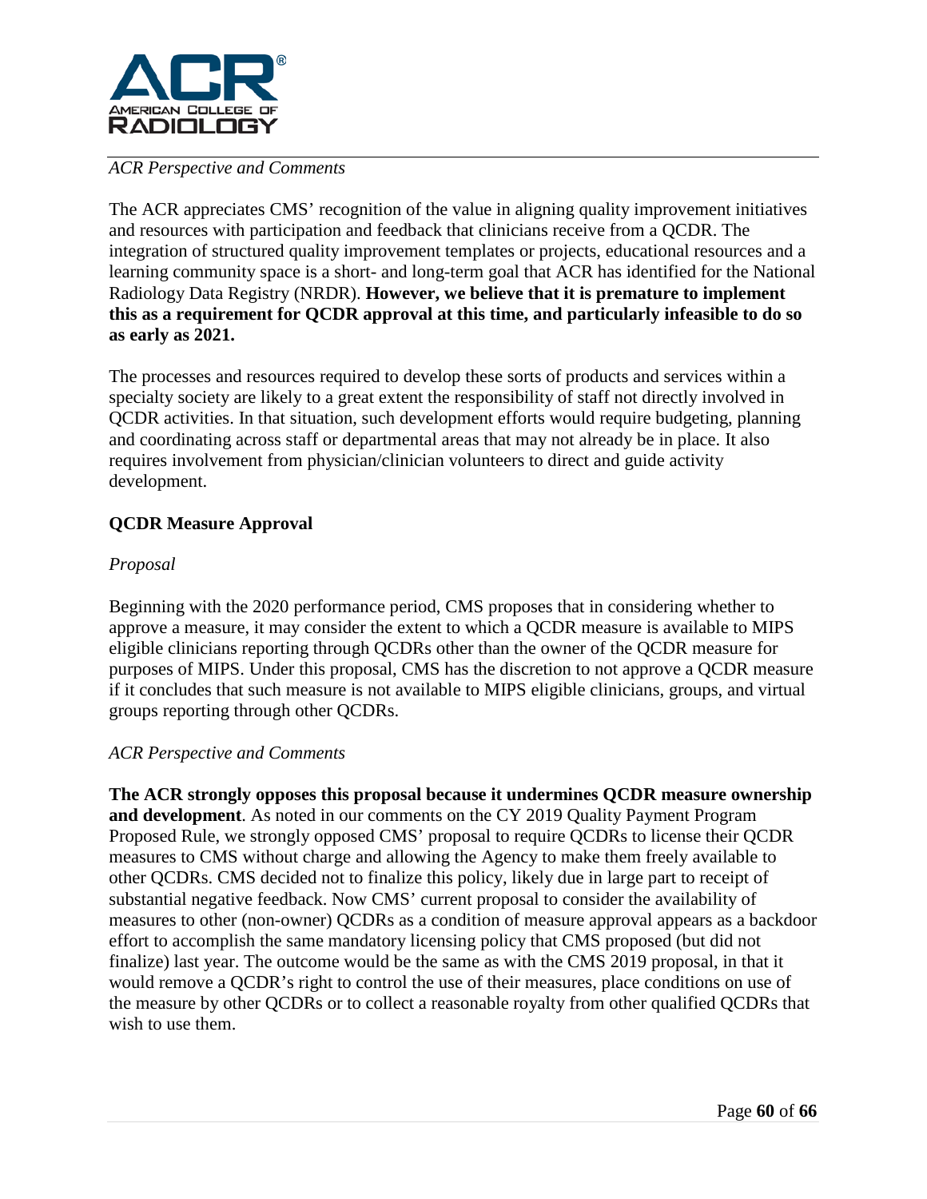*ACR Perspective and Comments*

The ACR appreciates CMS' recognition of the value in aligning quality improvement initiatives and resources with participation and feedback that clinicians receive from a QCDR. The integration of structured quality improvement templates or projects, educational resources and a learning community space is a short- and long-term goal that ACR has identified for the National Radiology Data Registry (NRDR). **However, we believe that it is premature to implement this as a requirement for QCDR approval at this time, and particularly infeasible to do so as early as 2021.**

The processes and resources required to develop these sorts of products and services within a specialty society are likely to a great extent the responsibility of staff not directly involved in QCDR activities. In that situation, such development efforts would require budgeting, planning and coordinating across staff or departmental areas that may not already be in place. It also requires involvement from physician/clinician volunteers to direct and guide activity development.

## QCDR Measure Approval

*Proposal*

Beginning with the 2020 performance period, CMS proposes that in considering whether to approve a measure, it may consider the extent to which a QCDR measure is available to MIPS eligible clinicians reporting through QCDRs other than the owner of the QCDR measure for purposes of MIPS. Under this proposal, CMS has the discretion to not approve a QCDR measure if it concludes that such measure is not available to MIPS eligible clinicians, groups, and virtual groups reporting through other QCDRs.

*ACR Perspective and Comments*

**The ACR strongly opposes this proposal because it undermines QCDR measure ownership and development**. As noted in our comments on the CY 2019 Quality Payment Program Proposed Rule, we strongly opposed CMS' proposal to require QCDRs to license their QCDR measures to CMS without charge and allowing the Agency to make them freely available to other QCDRs. CMS decided not to finalize this policy, likely due in large part to receipt of substantial negative feedback. Now CMS' current proposal to consider the availability of measures to other (non-owner) QCDRs as a condition of measure approval appears as a backdoor effort to accomplish the same mandatory licensing policy that CMS proposed (but did not finalize) last year. The outcome would be the same as with the CMS 2019 proposal, in that it would remove a QCDR's right to control the use of their measures, place conditions on use of the measure by other QCDRs or to collect a reasonable royalty from other qualified QCDRs that wish to use them.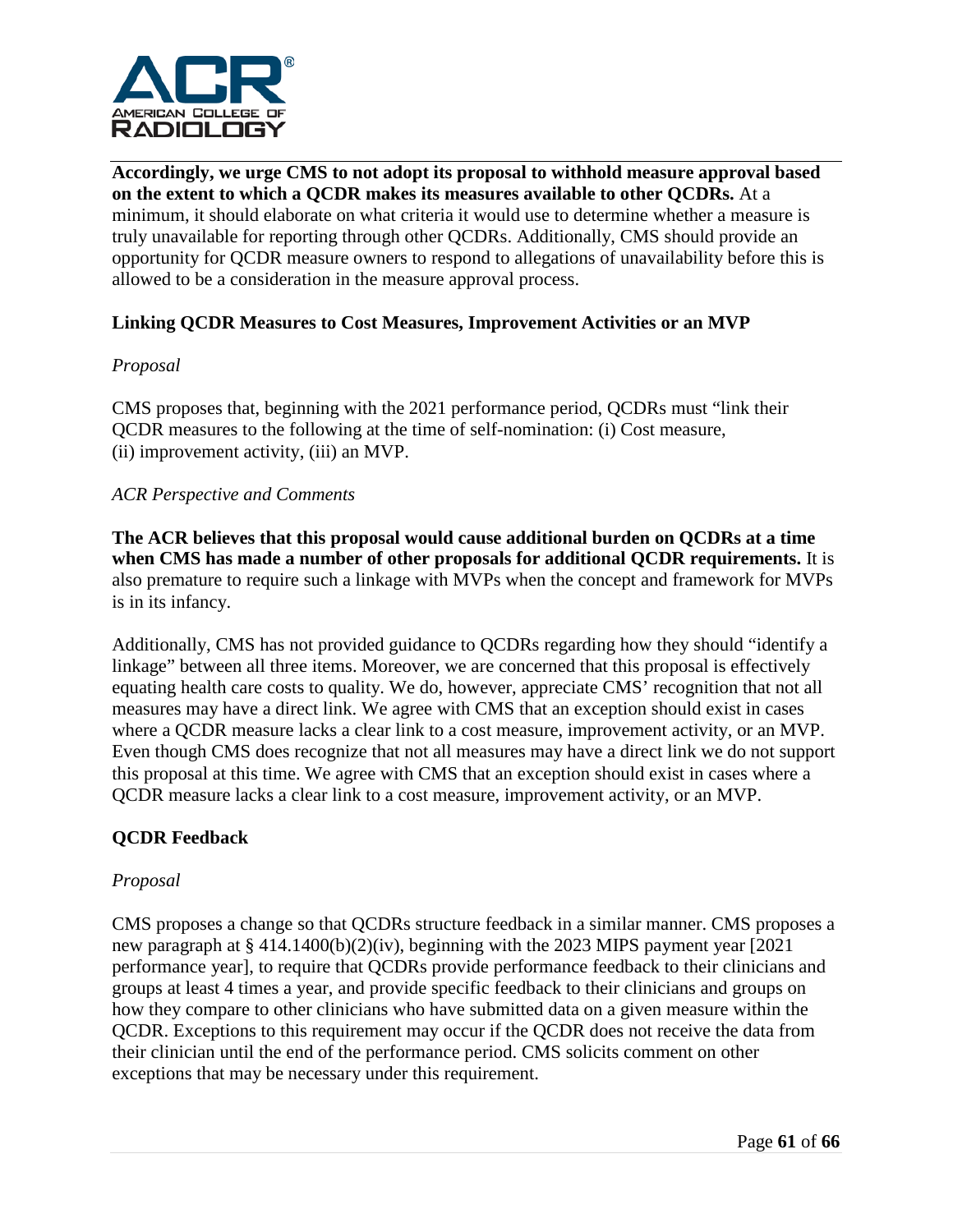**Accordingly, we urge CMS to not adopt its proposal to withhold measure approval based on the extent to which a QCDR makes its measures available to other QCDRs.** At a minimum, it should elaborate on what criteria it would use to determine whether a measure is truly unavailable for reporting through other QCDRs. Additionally, CMS should provide an opportunity for QCDR measure owners to respond to allegations of unavailability before this is allowed to be a consideration in the measure approval process.

### Linking QCDR Measures to Cost Measures, Improvement Activities or an MVP

*Proposal*

CMS proposes that, beginning with the 2021 performance period, QCDRs must "link their QCDR measures to the following at the time of self-nomination: (i) Cost measure, (ii) improvement activity, (iii) an MVP.

*ACR Perspective and Comments*

**The ACR believes that this proposal would cause additional burden on QCDRs at a time when CMS has made a number of other proposals for additional QCDR requirements.** It is also premature to require such a linkage with MVPs when the concept and framework for MVPs is in its infancy.

Additionally, CMS has not provided guidance to QCDRs regarding how they should "identify a linkage" between all three items. Moreover, we are concerned that this proposal is effectively equating health care costs to quality. We do, however, appreciate CMS' recognition that not all measures may have a direct link. We agree with CMS that an exception should exist in cases where a QCDR measure lacks a clear link to a cost measure, improvement activity, or an MVP. Even though CMS does recognize that not all measures may have a direct link we do not support this proposal at this time. We agree with CMS that an exception should exist in cases where a QCDR measure lacks a clear link to a cost measure, improvement activity, or an MVP.

### QCDR Feedback

*Proposal*

CMS proposes a change so that QCDRs structure feedback in a similar manner. CMS proposes a new paragraph at § 414.1400(b)(2)(iv), beginning with the 2023 MIPS payment year [2021 performance year], to require that QCDRs provide performance feedback to their clinicians and groups at least 4 times a year, and provide specific feedback to their clinicians and groups on how they compare to other clinicians who have submitted data on a given measure within the QCDR. Exceptions to this requirement may occur if the QCDR does not receive the data from their clinician until the end of the performance period. CMS solicits comment on other exceptions that may be necessary under this requirement.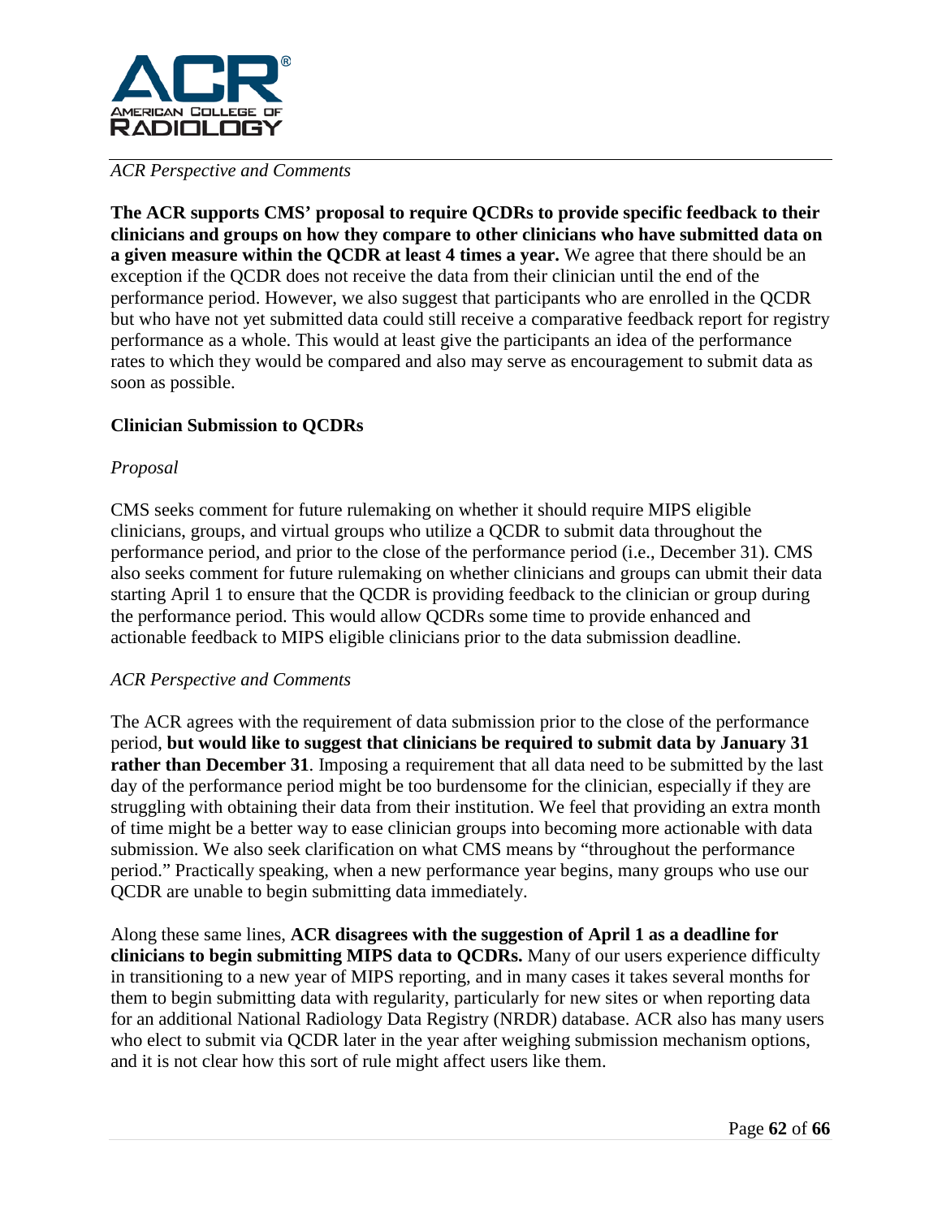*ACR Perspective and Comments*

**The ACR supports CMS' proposal to require QCDRs to provide specific feedback to their clinicians and groups on how they compare to other clinicians who have submitted data on a given measure within the QCDR at least 4 times a year.** We agree that there should be an exception if the QCDR does not receive the data from their clinician until the end of the performance period. However, we also suggest that participants who are enrolled in the QCDR but who have not yet submitted data could still receive a comparative feedback report for registry performance as a whole. This would at least give the participants an idea of the performance rates to which they would be compared and also may serve as encouragement to submit data as soon as possible.

**Clinician Submission to QCDRs**

*Proposal*

CMS seeks comment for future rulemaking on whether it should require MIPS eligible clinicians, groups, and virtual groups who utilize a QCDR to submit data throughout the performance period, and prior to the close of the performance period (i.e., December 31). CMS also seeks comment for future rulemaking on whether clinicians and groups can ubmit their data starting April 1 to ensure that the QCDR is providing feedback to the clinician or group during the performance period. This would allow QCDRs some time to provide enhanced and actionable feedback to MIPS eligible clinicians prior to the data submission deadline.

*ACR Perspective and Comments*

The ACR agrees with the requirement of data submission prior to the close of the performance period, **but would like to suggest that clinicians be required to submit data by January 31 rather than December 31**. Imposing a requirement that all data need to be submitted by the last day of the performance period might be too burdensome for the clinician, especially if they are struggling with obtaining their data from their institution. We feel that providing an extra month of time might be a better way to ease clinician groups into becoming more actionable with data submission. We also seek clarification on what CMS means by "throughout the performance period." Practically speaking, when a new performance year begins, many groups who use our QCDR are unable to begin submitting data immediately.

Along these same lines, **ACR disagrees with the suggestion of April 1 as a deadline for clinicians to begin submitting MIPS data to QCDRs.** Many of our users experience difficulty in transitioning to a new year of MIPS reporting, and in many cases it takes several months for them to begin submitting data with regularity, particularly for new sites or when reporting data for an additional National Radiology Data Registry (NRDR) database. ACR also has many users who elect to submit via QCDR later in the year after weighing submission mechanism options, and it is not clear how this sort of rule might affect users like them.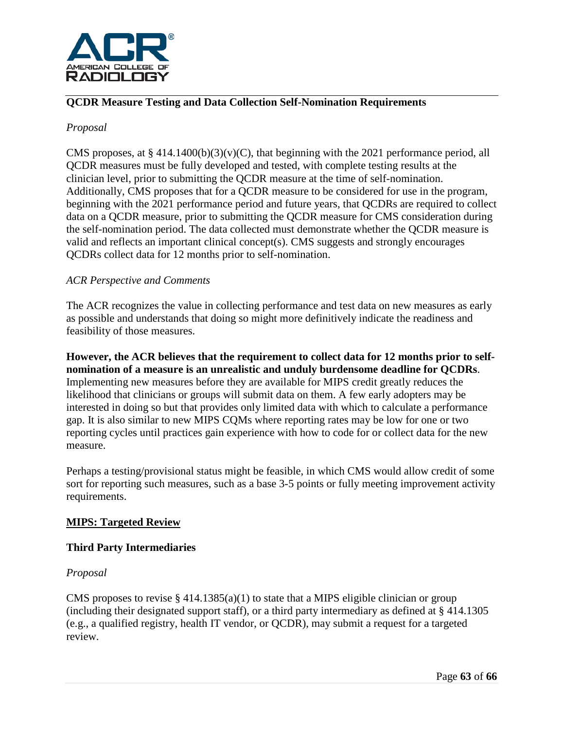**QCDR Measure Testing and Data Collection Self-Nomination Requirements**

*Proposal*

CMS proposes, at § 414.1400(b)(3)(v)(C), that beginning with the 2021 performance period, all QCDR measures must be fully developed and tested, with complete testing results at the clinician level, prior to submitting the QCDR measure at the time of self-nomination. Additionally, CMS proposes that for a QCDR measure to be considered for use in the program, beginning with the 2021 performance period and future years, that QCDRs are required to collect data on a QCDR measure, prior to submitting the QCDR measure for CMS consideration during the self-nomination period. The data collected must demonstrate whether the QCDR measure is valid and reflects an important clinical concept(s). CMS suggests and strongly encourages QCDRs collect data for 12 months prior to self-nomination.

*ACR Perspective and Comments*

The ACR recognizes the value in collecting performance and test data on new measures as early as possible and understands that doing so might more definitively indicate the readiness and feasibility of those measures.

**However, the ACR believes that the requirement to collect data for 12 months prior to self-nomination of a measure is an unrealistic and unduly burdensome deadline for QCDRs**. Implementing new measures before they are available for MIPS credit greatly reduces the likelihood that clinicians or groups will submit data on them. A few early adopters may be interested in doing so but that provides only limited data with which to calculate a performance gap. It is also similar to new MIPS CQMs where reporting rates may be low for one or two reporting cycles until practices gain experience with how to code for or collect data for the new measure.

Perhaps a testing/provisional status might be feasible, in which CMS would allow credit of some sort for reporting such measures, such as a base 3-5 points or fully meeting improvement activity requirements.

## MIPS: Targeted Review

**Third Party Intermediaries**

*Proposal*

CMS proposes to revise § 414.1385(a)(1) to state that a MIPS eligible clinician or group (including their designated support staff), or a third party intermediary as defined at § 414.1305 (e.g., a qualified registry, health IT vendor, or QCDR), may submit a request for a targeted review.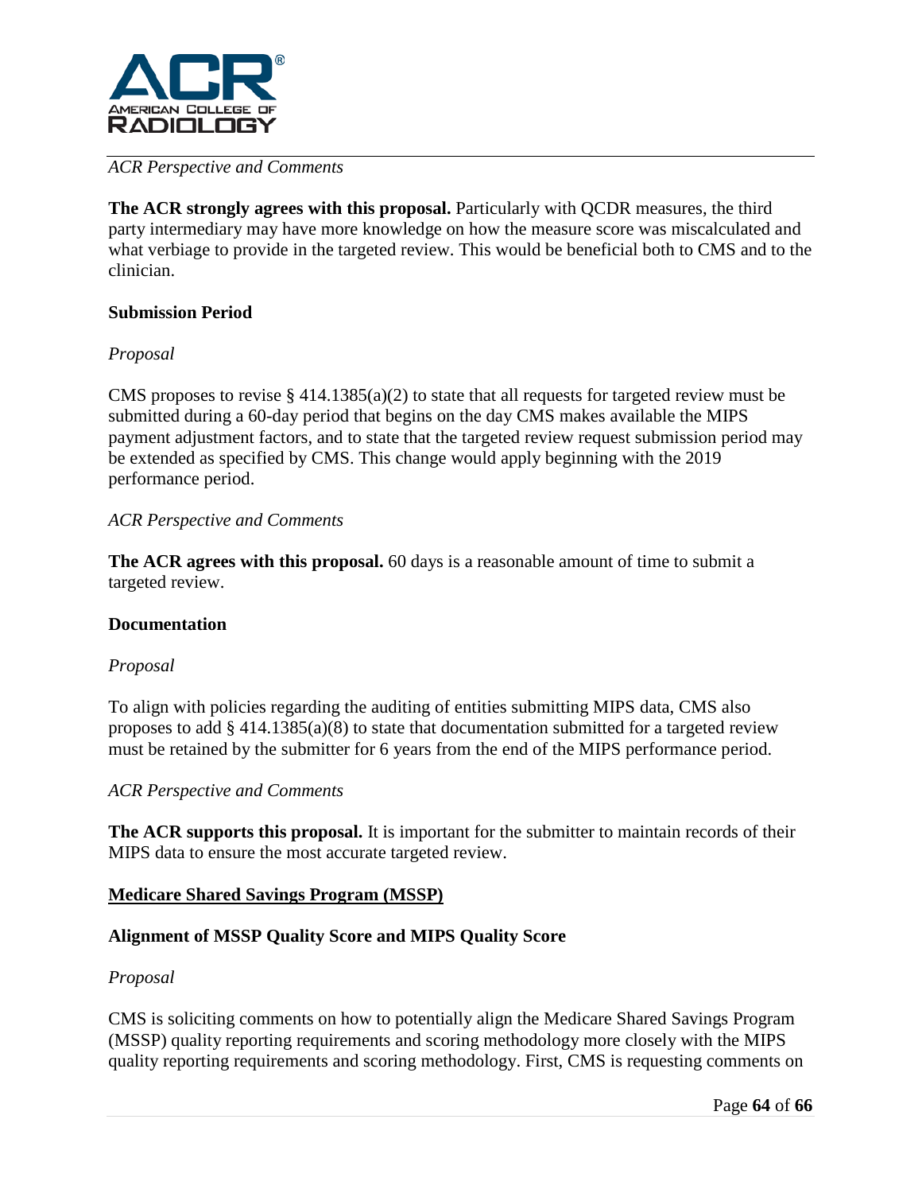*ACR Perspective and Comments*

**The ACR strongly agrees with this proposal.** Particularly with QCDR measures, the third party intermediary may have more knowledge on how the measure score was miscalculated and what verbiage to provide in the targeted review. This would be beneficial both to CMS and to the clinician.

**Submission Period**

*Proposal*

CMS proposes to revise § 414.1385(a)(2) to state that all requests for targeted review must be submitted during a 60-day period that begins on the day CMS makes available the MIPS payment adjustment factors, and to state that the targeted review request submission period may be extended as specified by CMS. This change would apply beginning with the 2019 performance period.

*ACR Perspective and Comments*

**The ACR agrees with this proposal.** 60 days is a reasonable amount of time to submit a targeted review.

**Documentation**

*Proposal*

To align with policies regarding the auditing of entities submitting MIPS data, CMS also proposes to add § 414.1385(a)(8) to state that documentation submitted for a targeted review must be retained by the submitter for 6 years from the end of the MIPS performance period.

*ACR Perspective and Comments*

**The ACR supports this proposal.** It is important for the submitter to maintain records of their MIPS data to ensure the most accurate targeted review.

**Medicare Shared Savings Program (MSSP)**

**Alignment of MSSP Quality Score and MIPS Quality Score**

*Proposal*

CMS is soliciting comments on how to potentially align the Medicare Shared Savings Program (MSSP) quality reporting requirements and scoring methodology more closely with the MIPS quality reporting requirements and scoring methodology. First, CMS is requesting comments on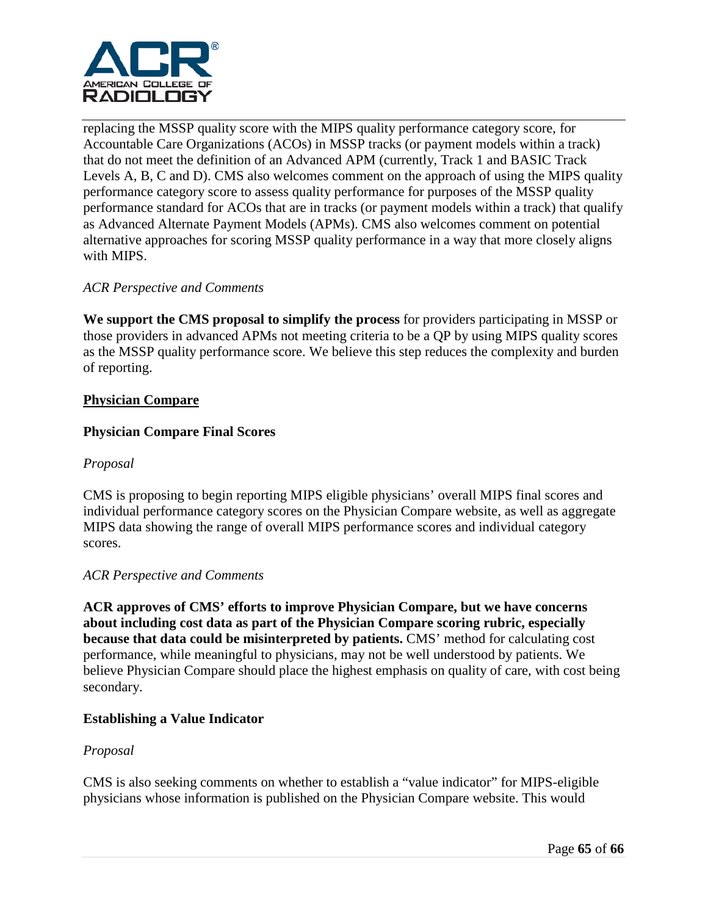replacing the MSSP quality score with the MIPS quality performance category score, for Accountable Care Organizations (ACOs) in MSSP tracks (or payment models within a track) that do not meet the definition of an Advanced APM (currently, Track 1 and BASIC Track Levels A, B, C and D). CMS also welcomes comment on the approach of using the MIPS quality performance category score to assess quality performance for purposes of the MSSP quality performance standard for ACOs that are in tracks (or payment models within a track) that qualify as Advanced Alternate Payment Models (APMs). CMS also welcomes comment on potential alternative approaches for scoring MSSP quality performance in a way that more closely aligns with MIPS.

*ACR Perspective and Comments*

**We support the CMS proposal to simplify the process** for providers participating in MSSP or those providers in advanced APMs not meeting criteria to be a QP by using MIPS quality scores as the MSSP quality performance score. We believe this step reduces the complexity and burden of reporting.

## Physician Compare

### Physician Compare Final Scores

*Proposal*

CMS is proposing to begin reporting MIPS eligible physicians' overall MIPS final scores and individual performance category scores on the Physician Compare website, as well as aggregate MIPS data showing the range of overall MIPS performance scores and individual category scores.

*ACR Perspective and Comments*

**ACR approves of CMS' efforts to improve Physician Compare, but we have concerns about including cost data as part of the Physician Compare scoring rubric, especially because that data could be misinterpreted by patients.** CMS' method for calculating cost performance, while meaningful to physicians, may not be well understood by patients. We believe Physician Compare should place the highest emphasis on quality of care, with cost being secondary.

### Establishing a Value Indicator

*Proposal*

CMS is also seeking comments on whether to establish a "value indicator" for MIPS-eligible physicians whose information is published on the Physician Compare website. This would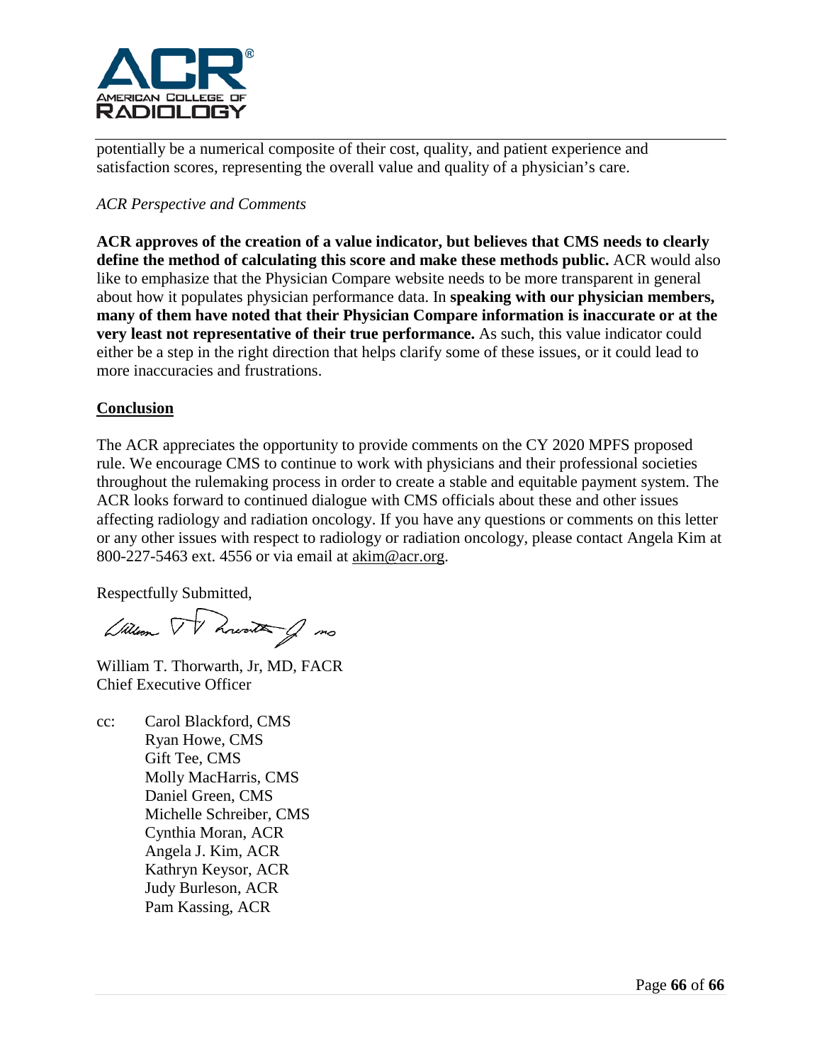potentially be a numerical composite of their cost, quality, and patient experience and satisfaction scores, representing the overall value and quality of a physician's care.

*ACR Perspective and Comments*

**ACR approves of the creation of a value indicator, but believes that CMS needs to clearly define the method of calculating this score and make these methods public.** ACR would also like to emphasize that the Physician Compare website needs to be more transparent in general about how it populates physician performance data. In **speaking with our physician members, many of them have noted that their Physician Compare information is inaccurate or at the very least not representative of their true performance.** As such, this value indicator could either be a step in the right direction that helps clarify some of these issues, or it could lead to more inaccuracies and frustrations.

## Conclusion

The ACR appreciates the opportunity to provide comments on the CY 2020 MPFS proposed rule. We encourage CMS to continue to work with physicians and their professional societies throughout the rulemaking process in order to create a stable and equitable payment system. The ACR looks forward to continued dialogue with CMS officials about these and other issues affecting radiology and radiation oncology. If you have any questions or comments on this letter or any other issues with respect to radiology or radiation oncology, please contact Angela Kim at 800-227-5463 ext. 4556 or via email at akim@acr.org.

Respectfully Submitted,

William T. Thorwarth, Jr, MD, FACR
Chief Executive Officer

cc: Carol Blackford, CMS
Ryan Howe, CMS
Gift Tee, CMS
Molly MacHarris, CMS
Daniel Green, CMS
Michelle Schreiber, CMS
Cynthia Moran, ACR
Angela J. Kim, ACR
Kathryn Keysor, ACR
Judy Burleson, ACR
Pam Kassing, ACR